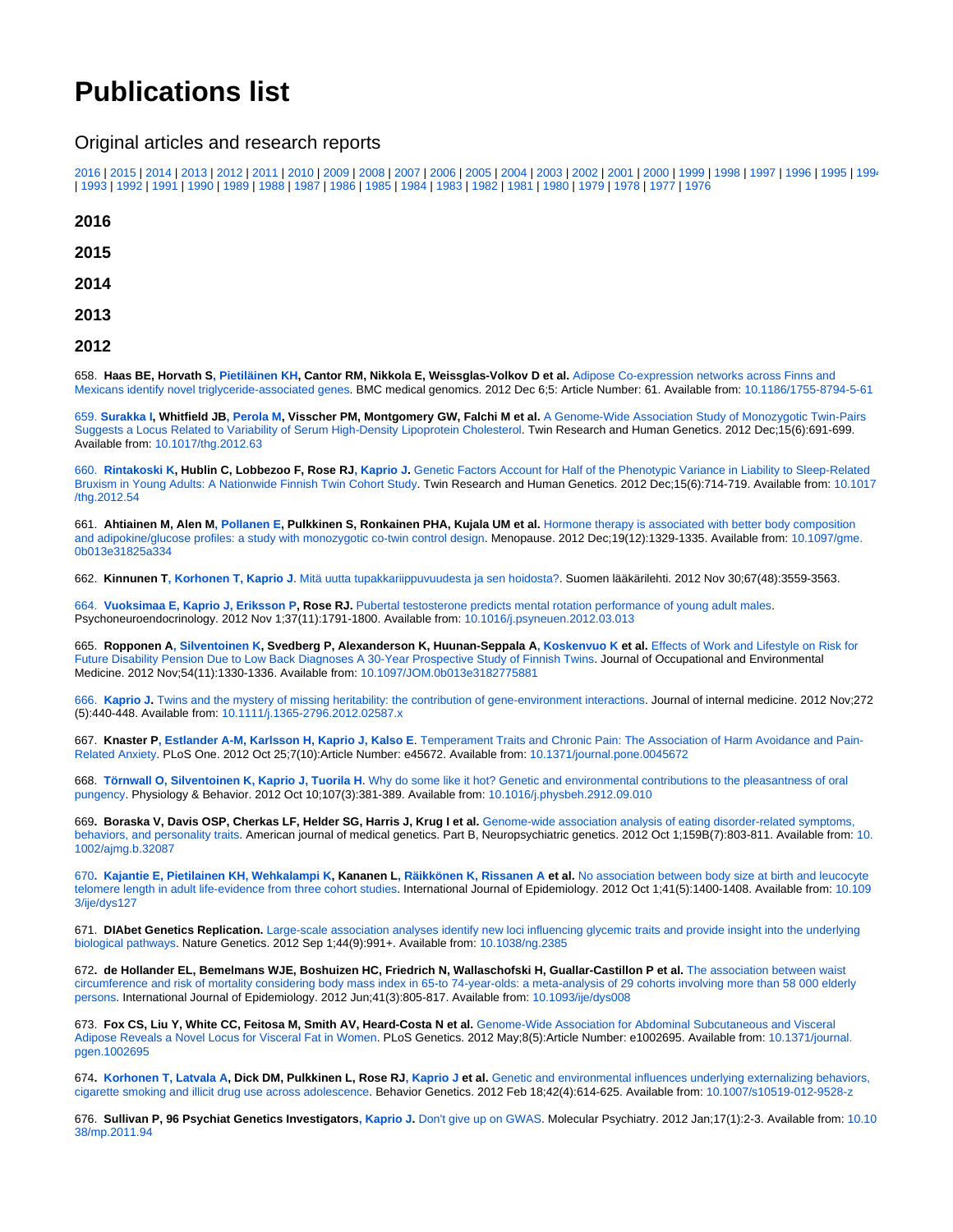# Publications list

## Original articles and research reports

2016 | 2015 | 2014 | 2013 | 2012 | 2011 | 2010 | 2009 | 2008 | 2007 | 2006 | 2005 | 2004 | 2003 | 2002 | 2001 | 2000 | 1999 | 1998 | 1997 | 1996 | 1995 | 1994 | 1993 | 1992 | 1991 | 1990 | 1989 | 1988 | 1987 | 1986 | 1985 | 1984 | 1983 | 1982 | 1981 | 1980 | 1979 | 1978 | 1977 | 1976

### 2016

### 2015

### 2014

### 2013

### 2012

658. **Haas BE, Horvath S, Pietiläinen KH, Cantor RM, Nikkola E, Weissglas-Volkov D et al.** Adipose Co-expression networks across Finns and Mexicans identify novel triglyceride-associated genes. BMC medical genomics. 2012 Dec 6;5: Article Number: 61. Available from: 10.1186/1755-8794-5-61

659. **Surakka I, Whitfield JB, Perola M, Visscher PM, Montgomery GW, Falchi M et al.** A Genome-Wide Association Study of Monozygotic Twin-Pairs Suggests a Locus Related to Variability of Serum High-Density Lipoprotein Cholesterol. Twin Research and Human Genetics. 2012 Dec;15(6):691-699. Available from: 10.1017/thg.2012.63

660. **Rintakoski K, Hublin C, Lobbezoo F, Rose RJ, Kaprio J.** Genetic Factors Account for Half of the Phenotypic Variance in Liability to Sleep-Related Bruxism in Young Adults: A Nationwide Finnish Twin Cohort Study. Twin Research and Human Genetics. 2012 Dec;15(6):714-719. Available from: 10.1017/thg.2012.54

661. **Ahtiainen M, Alen M, Pollanen E, Pulkkinen S, Ronkainen PHA, Kujala UM et al.** Hormone therapy is associated with better body composition and adipokine/glucose profiles: a study with monozygotic co-twin control design. Menopause. 2012 Dec;19(12):1329-1335. Available from: 10.1097/gme.0b013e31825a334

662. **Kinnunen T, Korhonen T, Kaprio J**. Mitä uutta tupakkariippuvuudesta ja sen hoidosta?. Suomen lääkärilehti. 2012 Nov 30;67(48):3559-3563.

664. **Vuoksimaa E, Kaprio J, Eriksson P, Rose RJ.** Pubertal testosterone predicts mental rotation performance of young adult males. Psychoneuroendocrinology. 2012 Nov 1;37(11):1791-1800. Available from: 10.1016/j.psyneuen.2012.03.013

665. **Ropponen A, Silventoinen K, Svedberg P, Alexanderson K, Huunan-Seppala A, Koskenvuo K et al.** Effects of Work and Lifestyle on Risk for Future Disability Pension Due to Low Back Diagnoses A 30-Year Prospective Study of Finnish Twins. Journal of Occupational and Environmental Medicine. 2012 Nov;54(11):1330-1336. Available from: 10.1097/JOM.0b013e3182775881

666. **Kaprio J.** Twins and the mystery of missing heritability: the contribution of gene-environment interactions. Journal of internal medicine. 2012 Nov;272(5):440-448. Available from: 10.1111/j.1365-2796.2012.02587.x

667. **Knaster P, Estlander A-M, Karlsson H, Kaprio J, Kalso E.** Temperament Traits and Chronic Pain: The Association of Harm Avoidance and Pain-Related Anxiety. PLoS One. 2012 Oct 25;7(10):Article Number: e45672. Available from: 10.1371/journal.pone.0045672

668. **Törnwall O, Silventoinen K, Kaprio J, Tuorila H.** Why do some like it hot? Genetic and environmental contributions to the pleasantness of oral pungency. Physiology & Behavior. 2012 Oct 10;107(3):381-389. Available from: 10.1016/j.physbeh.2912.09.010

669. **Boraska V, Davis OSP, Cherkas LF, Helder SG, Harris J, Krug I et al.** Genome-wide association analysis of eating disorder-related symptoms, behaviors, and personality traits. American journal of medical genetics. Part B, Neuropsychiatric genetics. 2012 Oct 1;159B(7):803-811. Available from: 10.1002/ajmg.b.32087

670. **Kajantie E, Pietilainen KH, Wehkalampi K, Kananen L, Räikkönen K, Rissanen A et al.** No association between body size at birth and leucocyte telomere length in adult life-evidence from three cohort studies. International Journal of Epidemiology. 2012 Oct 1;41(5):1400-1408. Available from: 10.1093/ije/dys127

671. **DIAbet Genetics Replication.** Large-scale association analyses identify new loci influencing glycemic traits and provide insight into the underlying biological pathways. Nature Genetics. 2012 Sep 1;44(9):991+. Available from: 10.1038/ng.2385

672. **de Hollander EL, Bemelmans WJE, Boshuizen HC, Friedrich N, Wallaschofski H, Guallar-Castillon P et al.** The association between waist circumference and risk of mortality considering body mass index in 65-to 74-year-olds: a meta-analysis of 29 cohorts involving more than 58 000 elderly persons. International Journal of Epidemiology. 2012 Jun;41(3):805-817. Available from: 10.1093/ije/dys008

673. **Fox CS, Liu Y, White CC, Feitosa M, Smith AV, Heard-Costa N et al.** Genome-Wide Association for Abdominal Subcutaneous and Visceral Adipose Reveals a Novel Locus for Visceral Fat in Women. PLoS Genetics. 2012 May;8(5):Article Number: e1002695. Available from: 10.1371/journal.pgen.1002695

674. **Korhonen T, Latvala A, Dick DM, Pulkkinen L, Rose RJ, Kaprio J et al.** Genetic and environmental influences underlying externalizing behaviors, cigarette smoking and illicit drug use across adolescence. Behavior Genetics. 2012 Feb 18;42(4):614-625. Available from: 10.1007/s10519-012-9528-z

676. **Sullivan P, 96 Psychiat Genetics Investigators, Kaprio J.** Don't give up on GWAS. Molecular Psychiatry. 2012 Jan;17(1):2-3. Available from: 10.1038/mp.2011.94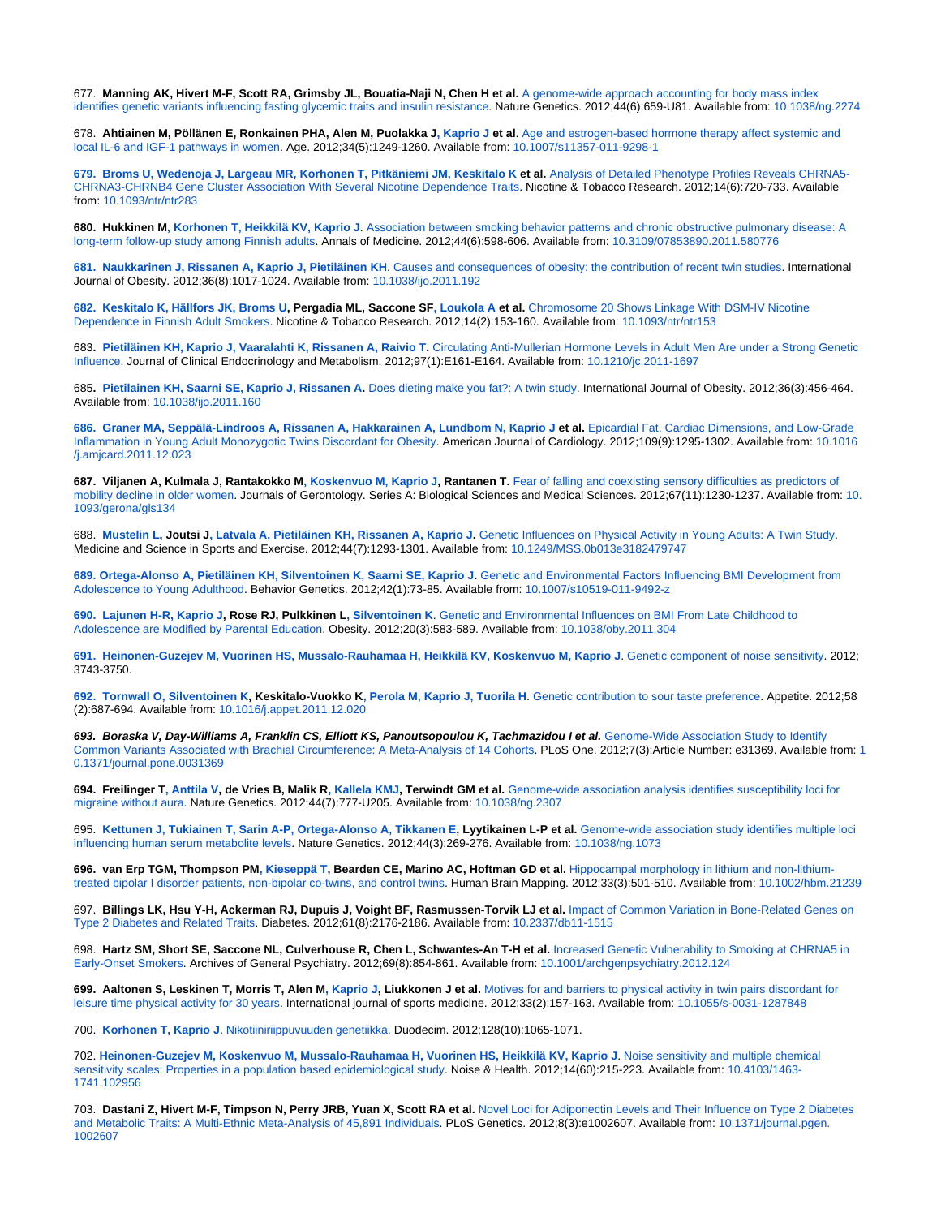677. **Manning AK, Hivert M-F, Scott RA, Grimsby JL, Bouatia-Naji N, Chen H et al.** A genome-wide approach accounting for body mass index identifies genetic variants influencing fasting glycemic traits and insulin resistance. Nature Genetics. 2012;44(6):659-U81. Available from: 10.1038/ng.2274

678. **Ahtiainen M, Pöllänen E, Ronkainen PHA, Alen M, Puolakka J, Kaprio J et al**. Age and estrogen-based hormone therapy affect systemic and local IL-6 and IGF-1 pathways in women. Age. 2012;34(5):1249-1260. Available from: 10.1007/s11357-011-9298-1

**679. Broms U, Wedenoja J, Largeau MR, Korhonen T, Pitkäniemi JM, Keskitalo K et al.** Analysis of Detailed Phenotype Profiles Reveals CHRNA5-CHRNA3-CHRNB4 Gene Cluster Association With Several Nicotine Dependence Traits. Nicotine & Tobacco Research. 2012;14(6):720-733. Available from: 10.1093/ntr/ntr283

**680. Hukkinen M, Korhonen T, Heikkilä KV, Kaprio J**. Association between smoking behavior patterns and chronic obstructive pulmonary disease: A long-term follow-up study among Finnish adults. Annals of Medicine. 2012;44(6):598-606. Available from: 10.3109/07853890.2011.580776

**681. Naukkarinen J, Rissanen A, Kaprio J, Pietiläinen KH**. Causes and consequences of obesity: the contribution of recent twin studies. International Journal of Obesity. 2012;36(8):1017-1024. Available from: 10.1038/ijo.2011.192

**682. Keskitalo K, Hällfors JK, Broms U, Pergadia ML, Saccone SF, Loukola A et al.** Chromosome 20 Shows Linkage With DSM-IV Nicotine Dependence in Finnish Adult Smokers. Nicotine & Tobacco Research. 2012;14(2):153-160. Available from: 10.1093/ntr/ntr153

683**. Pietiläinen KH, Kaprio J, Vaaralahti K, Rissanen A, Raivio T.** Circulating Anti-Mullerian Hormone Levels in Adult Men Are under a Strong Genetic Influence. Journal of Clinical Endocrinology and Metabolism. 2012;97(1):E161-E164. Available from: 10.1210/jc.2011-1697

685**. Pietilainen KH, Saarni SE, Kaprio J, Rissanen A.** Does dieting make you fat?: A twin study. International Journal of Obesity. 2012;36(3):456-464. Available from: 10.1038/ijo.2011.160

**686. Graner MA, Seppälä-Lindroos A, Rissanen A, Hakkarainen A, Lundbom N, Kaprio J et al.** Epicardial Fat, Cardiac Dimensions, and Low-Grade Inflammation in Young Adult Monozygotic Twins Discordant for Obesity. American Journal of Cardiology. 2012;109(9):1295-1302. Available from: 10.1016/j.amjcard.2011.12.023

**687. Viljanen A, Kulmala J, Rantakokko M, Koskenvuo M, Kaprio J, Rantanen T.** Fear of falling and coexisting sensory difficulties as predictors of mobility decline in older women. Journals of Gerontology. Series A: Biological Sciences and Medical Sciences. 2012;67(11):1230-1237. Available from: 10.1093/gerona/gls134

688. **Mustelin L, Joutsi J, Latvala A, Pietiläinen KH, Rissanen A, Kaprio J.** Genetic Influences on Physical Activity in Young Adults: A Twin Study. Medicine and Science in Sports and Exercise. 2012;44(7):1293-1301. Available from: 10.1249/MSS.0b013e3182479747

**689. Ortega-Alonso A, Pietiläinen KH, Silventoinen K, Saarni SE, Kaprio J.** Genetic and Environmental Factors Influencing BMI Development from Adolescence to Young Adulthood. Behavior Genetics. 2012;42(1):73-85. Available from: 10.1007/s10519-011-9492-z

**690. Lajunen H-R, Kaprio J, Rose RJ, Pulkkinen L, Silventoinen K**. Genetic and Environmental Influences on BMI From Late Childhood to Adolescence are Modified by Parental Education. Obesity. 2012;20(3):583-589. Available from: 10.1038/oby.2011.304

**691. Heinonen-Guzejev M, Vuorinen HS, Mussalo-Rauhamaa H, Heikkilä KV, Koskenvuo M, Kaprio J**. Genetic component of noise sensitivity. 2012; 3743-3750.

**692. Tornwall O, Silventoinen K, Keskitalo-Vuokko K, Perola M, Kaprio J, Tuorila H**. Genetic contribution to sour taste preference. Appetite. 2012;58(2):687-694. Available from: 10.1016/j.appet.2011.12.020

***693. Boraska V, Day-Williams A, Franklin CS, Elliott KS, Panoutsopoulou K, Tachmazidou I et al.*** Genome-Wide Association Study to Identify Common Variants Associated with Brachial Circumference: A Meta-Analysis of 14 Cohorts. PLoS One. 2012;7(3):Article Number: e31369. Available from: 10.1371/journal.pone.0031369

**694. Freilinger T, Anttila V, de Vries B, Malik R, Kallela KMJ, Terwindt GM et al.** Genome-wide association analysis identifies susceptibility loci for migraine without aura. Nature Genetics. 2012;44(7):777-U205. Available from: 10.1038/ng.2307

695. **Kettunen J, Tukiainen T, Sarin A-P, Ortega-Alonso A, Tikkanen E, Lyytikainen L-P et al.** Genome-wide association study identifies multiple loci influencing human serum metabolite levels. Nature Genetics. 2012;44(3):269-276. Available from: 10.1038/ng.1073

**696. van Erp TGM, Thompson PM, Kieseppä T, Bearden CE, Marino AC, Hoftman GD et al.** Hippocampal morphology in lithium and non-lithium-treated bipolar I disorder patients, non-bipolar co-twins, and control twins. Human Brain Mapping. 2012;33(3):501-510. Available from: 10.1002/hbm.21239

697. **Billings LK, Hsu Y-H, Ackerman RJ, Dupuis J, Voight BF, Rasmussen-Torvik LJ et al.** Impact of Common Variation in Bone-Related Genes on Type 2 Diabetes and Related Traits. Diabetes. 2012;61(8):2176-2186. Available from: 10.2337/db11-1515

698. **Hartz SM, Short SE, Saccone NL, Culverhouse R, Chen L, Schwantes-An T-H et al.** Increased Genetic Vulnerability to Smoking at CHRNA5 in Early-Onset Smokers. Archives of General Psychiatry. 2012;69(8):854-861. Available from: 10.1001/archgenpsychiatry.2012.124

**699. Aaltonen S, Leskinen T, Morris T, Alen M, Kaprio J, Liukkonen J et al.** Motives for and barriers to physical activity in twin pairs discordant for leisure time physical activity for 30 years. International journal of sports medicine. 2012;33(2):157-163. Available from: 10.1055/s-0031-1287848

700. **Korhonen T, Kaprio J**. Nikotiiniriippuvuuden genetiikka. Duodecim. 2012;128(10):1065-1071.

702. **Heinonen-Guzejev M, Koskenvuo M, Mussalo-Rauhamaa H, Vuorinen HS, Heikkilä KV, Kaprio J**. Noise sensitivity and multiple chemical sensitivity scales: Properties in a population based epidemiological study. Noise & Health. 2012;14(60):215-223. Available from: 10.4103/1463-1741.102956

703. **Dastani Z, Hivert M-F, Timpson N, Perry JRB, Yuan X, Scott RA et al.** Novel Loci for Adiponectin Levels and Their Influence on Type 2 Diabetes and Metabolic Traits: A Multi-Ethnic Meta-Analysis of 45,891 Individuals. PLoS Genetics. 2012;8(3):e1002607. Available from: 10.1371/journal.pgen.1002607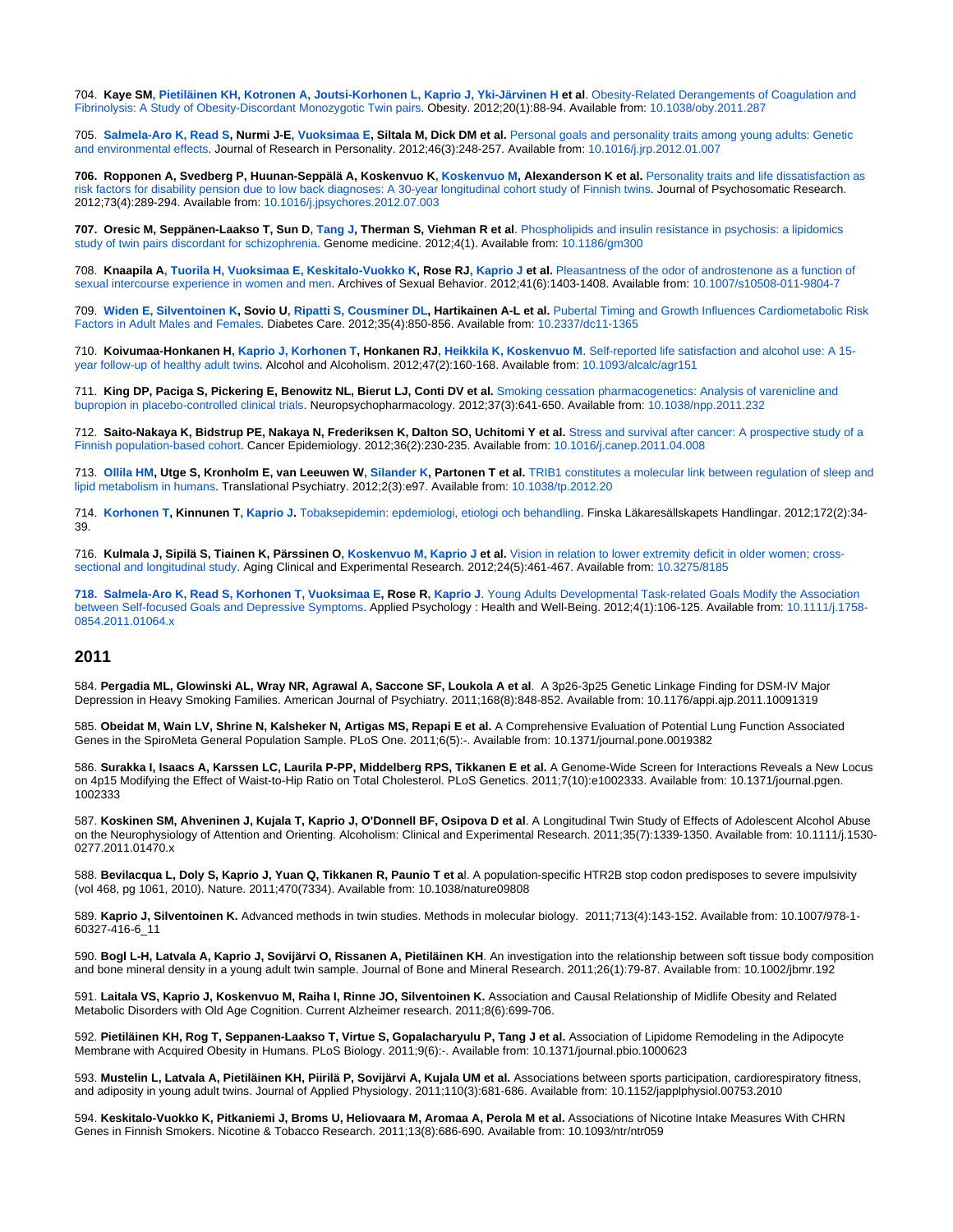704. **Kaye SM, Pietiläinen KH, Kotronen A, Joutsi-Korhonen L, Kaprio J, Yki-Järvinen H et al**. Obesity-Related Derangements of Coagulation and Fibrinolysis: A Study of Obesity-Discordant Monozygotic Twin pairs. Obesity. 2012;20(1):88-94. Available from: 10.1038/oby.2011.287

705. **Salmela-Aro K, Read S, Nurmi J-E, Vuoksimaa E, Siltala M, Dick DM et al.** Personal goals and personality traits among young adults: Genetic and environmental effects. Journal of Research in Personality. 2012;46(3):248-257. Available from: 10.1016/j.jrp.2012.01.007

**706. Ropponen A, Svedberg P, Huunan-Seppälä A, Koskenvuo K, Koskenvuo M, Alexanderson K et al.** Personality traits and life dissatisfaction as risk factors for disability pension due to low back diagnoses: A 30-year longitudinal cohort study of Finnish twins. Journal of Psychosomatic Research. 2012;73(4):289-294. Available from: 10.1016/j.jpsychores.2012.07.003

**707. Oresic M, Seppänen-Laakso T, Sun D, Tang J, Therman S, Viehman R et al**. Phospholipids and insulin resistance in psychosis: a lipidomics study of twin pairs discordant for schizophrenia. Genome medicine. 2012;4(1). Available from: 10.1186/gm300

708. **Knaapila A, Tuorila H, Vuoksimaa E, Keskitalo-Vuokko K, Rose RJ, Kaprio J et al.** Pleasantness of the odor of androstenone as a function of sexual intercourse experience in women and men. Archives of Sexual Behavior. 2012;41(6):1403-1408. Available from: 10.1007/s10508-011-9804-7

709. **Widen E, Silventoinen K, Sovio U, Ripatti S, Cousminer DL, Hartikainen A-L et al.** Pubertal Timing and Growth Influences Cardiometabolic Risk Factors in Adult Males and Females. Diabetes Care. 2012;35(4):850-856. Available from: 10.2337/dc11-1365

710. **Koivumaa-Honkanen H, Kaprio J, Korhonen T, Honkanen RJ, Heikkila K, Koskenvuo M**. Self-reported life satisfaction and alcohol use: A 15-year follow-up of healthy adult twins. Alcohol and Alcoholism. 2012;47(2):160-168. Available from: 10.1093/alcalc/agr151

711. **King DP, Paciga S, Pickering E, Benowitz NL, Bierut LJ, Conti DV et al.** Smoking cessation pharmacogenetics: Analysis of varenicline and bupropion in placebo-controlled clinical trials. Neuropsychopharmacology. 2012;37(3):641-650. Available from: 10.1038/npp.2011.232

712. **Saito-Nakaya K, Bidstrup PE, Nakaya N, Frederiksen K, Dalton SO, Uchitomi Y et al.** Stress and survival after cancer: A prospective study of a Finnish population-based cohort. Cancer Epidemiology. 2012;36(2):230-235. Available from: 10.1016/j.canep.2011.04.008

713. **Ollila HM, Utge S, Kronholm E, van Leeuwen W, Silander K, Partonen T et al.** TRIB1 constitutes a molecular link between regulation of sleep and lipid metabolism in humans. Translational Psychiatry. 2012;2(3):e97. Available from: 10.1038/tp.2012.20

714. **Korhonen T, Kinnunen T, Kaprio J.** Tobaksepidemin: epdemiologi, etiologi och behandling. Finska Läkaresällskapets Handlingar. 2012;172(2):34-39.

716. **Kulmala J, Sipilä S, Tiainen K, Pärssinen O, Koskenvuo M, Kaprio J et al.** Vision in relation to lower extremity deficit in older women; cross-sectional and longitudinal study. Aging Clinical and Experimental Research. 2012;24(5):461-467. Available from: 10.3275/8185

**718. Salmela-Aro K, Read S, Korhonen T, Vuoksimaa E, Rose R, Kaprio J**. Young Adults Developmental Task-related Goals Modify the Association between Self-focused Goals and Depressive Symptoms. Applied Psychology : Health and Well-Being. 2012;4(1):106-125. Available from: 10.1111/j.1758-0854.2011.01064.x

## 2011

584. **Pergadia ML, Glowinski AL, Wray NR, Agrawal A, Saccone SF, Loukola A et al**. A 3p26-3p25 Genetic Linkage Finding for DSM-IV Major Depression in Heavy Smoking Families. American Journal of Psychiatry. 2011;168(8):848-852. Available from: 10.1176/appi.ajp.2011.10091319

585. **Obeidat M, Wain LV, Shrine N, Kalsheker N, Artigas MS, Repapi E et al.** A Comprehensive Evaluation of Potential Lung Function Associated Genes in the SpiroMeta General Population Sample. PLoS One. 2011;6(5):-. Available from: 10.1371/journal.pone.0019382

586. **Surakka I, Isaacs A, Karssen LC, Laurila P-PP, Middelberg RPS, Tikkanen E et al.** A Genome-Wide Screen for Interactions Reveals a New Locus on 4p15 Modifying the Effect of Waist-to-Hip Ratio on Total Cholesterol. PLoS Genetics. 2011;7(10):e1002333. Available from: 10.1371/journal.pgen.1002333

587. **Koskinen SM, Ahveninen J, Kujala T, Kaprio J, O'Donnell BF, Osipova D et al**. A Longitudinal Twin Study of Effects of Adolescent Alcohol Abuse on the Neurophysiology of Attention and Orienting. Alcoholism: Clinical and Experimental Research. 2011;35(7):1339-1350. Available from: 10.1111/j.1530-0277.2011.01470.x

588. **Bevilacqua L, Doly S, Kaprio J, Yuan Q, Tikkanen R, Paunio T et a**l. A population-specific HTR2B stop codon predisposes to severe impulsivity (vol 468, pg 1061, 2010). Nature. 2011;470(7334). Available from: 10.1038/nature09808

589. **Kaprio J, Silventoinen K.** Advanced methods in twin studies. Methods in molecular biology. 2011;713(4):143-152. Available from: 10.1007/978-1-60327-416-6_11

590. **Bogl L-H, Latvala A, Kaprio J, Sovijärvi O, Rissanen A, Pietiläinen KH**. An investigation into the relationship between soft tissue body composition and bone mineral density in a young adult twin sample. Journal of Bone and Mineral Research. 2011;26(1):79-87. Available from: 10.1002/jbmr.192

591. **Laitala VS, Kaprio J, Koskenvuo M, Raiha I, Rinne JO, Silventoinen K.** Association and Causal Relationship of Midlife Obesity and Related Metabolic Disorders with Old Age Cognition. Current Alzheimer research. 2011;8(6):699-706.

592. **Pietiläinen KH, Rog T, Seppanen-Laakso T, Virtue S, Gopalacharyulu P, Tang J et al.** Association of Lipidome Remodeling in the Adipocyte Membrane with Acquired Obesity in Humans. PLoS Biology. 2011;9(6):-. Available from: 10.1371/journal.pbio.1000623

593. **Mustelin L, Latvala A, Pietiläinen KH, Piirilä P, Sovijärvi A, Kujala UM et al.** Associations between sports participation, cardiorespiratory fitness, and adiposity in young adult twins. Journal of Applied Physiology. 2011;110(3):681-686. Available from: 10.1152/japplphysiol.00753.2010

594. **Keskitalo-Vuokko K, Pitkaniemi J, Broms U, Heliovaara M, Aromaa A, Perola M et al.** Associations of Nicotine Intake Measures With CHRN Genes in Finnish Smokers. Nicotine & Tobacco Research. 2011;13(8):686-690. Available from: 10.1093/ntr/ntr059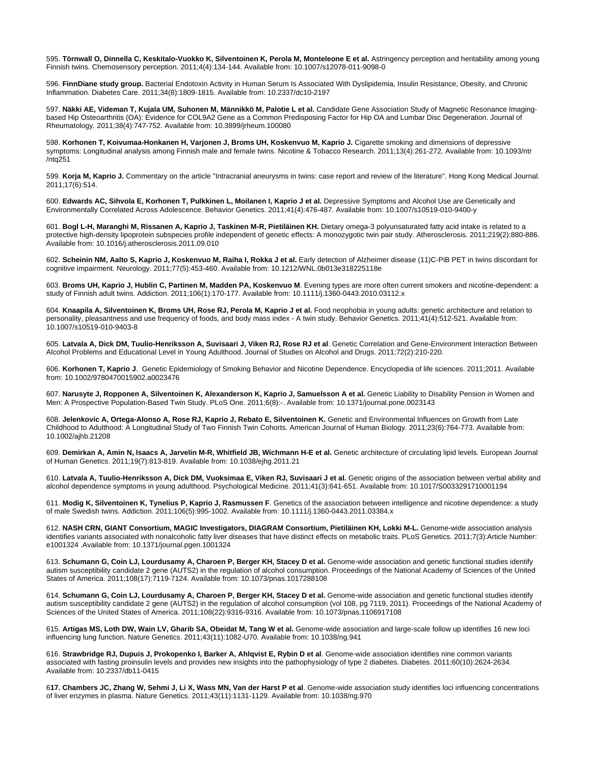595. **Törnwall O, Dinnella C, Keskitalo-Vuokko K, Silventoinen K, Perola M, Monteleone E et al.** Astringency perception and heritability among young Finnish twins. Chemosensory perception. 2011;4(4):134-144. Available from: 10.1007/s12078-011-9098-0

596. **FinnDiane study group.** Bacterial Endotoxin Activity in Human Serum Is Associated With Dyslipidemia, Insulin Resistance, Obesity, and Chronic Inflammation. Diabetes Care. 2011;34(8):1809-1815. Available from: 10.2337/dc10-2197

597. **Näkki AE, Videman T, Kujala UM, Suhonen M, Männikkö M, Palotie L et al.** Candidate Gene Association Study of Magnetic Resonance Imaging-based Hip Osteoarthritis (OA): Evidence for COL9A2 Gene as a Common Predisposing Factor for Hip OA and Lumbar Disc Degeneration. Journal of Rheumatology. 2011;38(4):747-752. Available from: 10.3899/jrheum.100080

598. **Korhonen T, Koivumaa-Honkanen H, Varjonen J, Broms UH, Koskenvuo M, Kaprio J.** Cigarette smoking and dimensions of depressive symptoms: Longitudinal analysis among Finnish male and female twins. Nicotine & Tobacco Research. 2011;13(4):261-272. Available from: 10.1093/ntr /ntq251

599. **Korja M, Kaprio J.** Commentary on the article "Intracranial aneurysms in twins: case report and review of the literature". Hong Kong Medical Journal. 2011;17(6):514.

600. **Edwards AC, Sihvola E, Korhonen T, Pulkkinen L, Moilanen I, Kaprio J et al.** Depressive Symptoms and Alcohol Use are Genetically and Environmentally Correlated Across Adolescence. Behavior Genetics. 2011;41(4):476-487. Available from: 10.1007/s10519-010-9400-y

601. **Bogl L-H, Maranghi M, Rissanen A, Kaprio J, Taskinen M-R, Pietiläinen KH.** Dietary omega-3 polyunsaturated fatty acid intake is related to a protective high-density lipoprotein subspecies profile independent of genetic effects: A monozygotic twin pair study. Atherosclerosis. 2011;219(2):880-886. Available from: 10.1016/j.atherosclerosis.2011.09.010

602. **Scheinin NM, Aalto S, Kaprio J, Koskenvuo M, Raiha I, Rokka J et al.** Early detection of Alzheimer disease (11)C-PiB PET in twins discordant for cognitive impairment. Neurology. 2011;77(5):453-460. Available from: 10.1212/WNL.0b013e318225118e

603. **Broms UH, Kaprio J, Hublin C, Partinen M, Madden PA, Koskenvuo M**. Evening types are more often current smokers and nicotine-dependent: a study of Finnish adult twins. Addiction. 2011;106(1):170-177. Available from: 10.1111/j.1360-0443.2010.03112.x

604. **Knaapila A, Silventoinen K, Broms UH, Rose RJ, Perola M, Kaprio J et al.** Food neophobia in young adults: genetic architecture and relation to personality, pleasantness and use frequency of foods, and body mass index - A twin study. Behavior Genetics. 2011;41(4):512-521. Available from: 10.1007/s10519-010-9403-8

605. **Latvala A, Dick DM, Tuulio-Henriksson A, Suvisaari J, Viken RJ, Rose RJ et al**. Genetic Correlation and Gene-Environment Interaction Between Alcohol Problems and Educational Level in Young Adulthood. Journal of Studies on Alcohol and Drugs. 2011;72(2):210-220.

606. **Korhonen T, Kaprio J**. Genetic Epidemiology of Smoking Behavior and Nicotine Dependence. Encyclopedia of life sciences. 2011;2011. Available from: 10.1002/9780470015902.a0023476

607. **Narusyte J, Ropponen A, Silventoinen K, Alexanderson K, Kaprio J, Samuelsson A et al.** Genetic Liability to Disability Pension in Women and Men: A Prospective Population-Based Twin Study. PLoS One. 2011;6(8):-. Available from: 10.1371/journal.pone.0023143

608. **Jelenkovic A, Ortega-Alonso A, Rose RJ, Kaprio J, Rebato E, Silventoinen K.** Genetic and Environmental Influences on Growth from Late Childhood to Adulthood: A Longitudinal Study of Two Finnish Twin Cohorts. American Journal of Human Biology. 2011;23(6):764-773. Available from: 10.1002/ajhb.21208

609. **Demirkan A, Amin N, Isaacs A, Jarvelin M-R, Whitfield JB, Wichmann H-E et al.** Genetic architecture of circulating lipid levels. European Journal of Human Genetics. 2011;19(7):813-819. Available from: 10.1038/ejhg.2011.21

610. **Latvala A, Tuulio-Henriksson A, Dick DM, Vuoksimaa E, Viken RJ, Suvisaari J et al.** Genetic origins of the association between verbal ability and alcohol dependence symptoms in young adulthood. Psychological Medicine. 2011;41(3):641-651. Available from: 10.1017/S0033291710001194

611. **Modig K, Silventoinen K, Tynelius P, Kaprio J, Rasmussen F**. Genetics of the association between intelligence and nicotine dependence: a study of male Swedish twins. Addiction. 2011;106(5):995-1002. Available from: 10.1111/j.1360-0443.2011.03384.x

612. **NASH CRN, GIANT Consortium, MAGIC Investigators, DIAGRAM Consortium, Pietiläinen KH, Lokki M-L.** Genome-wide association analysis identifies variants associated with nonalcoholic fatty liver diseases that have distinct effects on metabolic traits. PLoS Genetics. 2011;7(3):Article Number: e1001324 .Available from: 10.1371/journal.pgen.1001324

613. **Schumann G, Coin LJ, Lourdusamy A, Charoen P, Berger KH, Stacey D et al.** Genome-wide association and genetic functional studies identify autism susceptibility candidate 2 gene (AUTS2) in the regulation of alcohol consumption. Proceedings of the National Academy of Sciences of the United States of America. 2011;108(17):7119-7124. Available from: 10.1073/pnas.1017288108

614. **Schumann G, Coin LJ, Lourdusamy A, Charoen P, Berger KH, Stacey D et al.** Genome-wide association and genetic functional studies identify autism susceptibility candidate 2 gene (AUTS2) in the regulation of alcohol consumption (vol 108, pg 7119, 2011). Proceedings of the National Academy of Sciences of the United States of America. 2011;108(22):9316-9316. Available from: 10.1073/pnas.1106917108

615. **Artigas MS, Loth DW, Wain LV, Gharib SA, Obeidat M, Tang W et al.** Genome-wide association and large-scale follow up identifies 16 new loci influencing lung function. Nature Genetics. 2011;43(11):1082-U70. Available from: 10.1038/ng.941

616. **Strawbridge RJ, Dupuis J, Prokopenko I, Barker A, Ahlqvist E, Rybin D et al**. Genome-wide association identifies nine common variants associated with fasting proinsulin levels and provides new insights into the pathophysiology of type 2 diabetes. Diabetes. 2011;60(10):2624-2634. Available from: 10.2337/db11-0415

6**17. Chambers JC, Zhang W, Sehmi J, Li X, Wass MN, Van der Harst P et al**. Genome-wide association study identifies loci influencing concentrations of liver enzymes in plasma. Nature Genetics. 2011;43(11):1131-1129. Available from: 10.1038/ng.970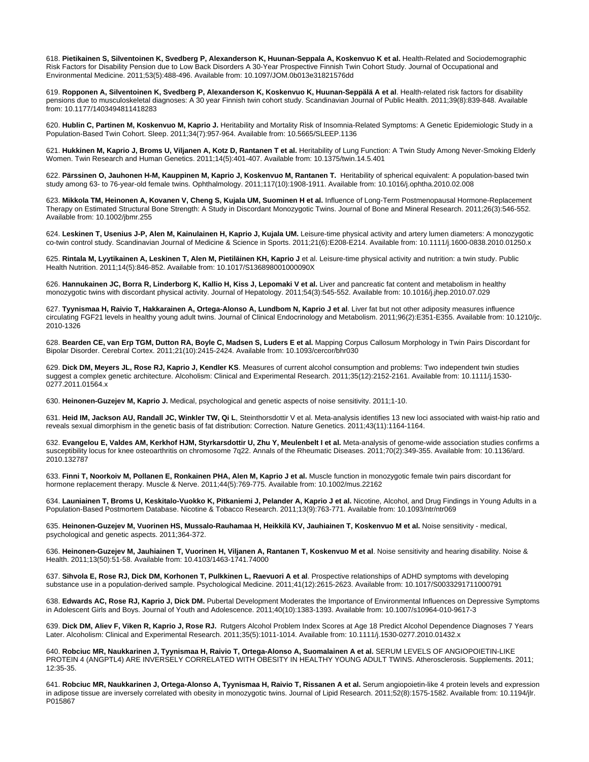618. **Pietikainen S, Silventoinen K, Svedberg P, Alexanderson K, Huunan-Seppala A, Koskenvuo K et al.** Health-Related and Sociodemographic Risk Factors for Disability Pension due to Low Back Disorders A 30-Year Prospective Finnish Twin Cohort Study. Journal of Occupational and Environmental Medicine. 2011;53(5):488-496. Available from: 10.1097/JOM.0b013e31821576dd

619. **Ropponen A, Silventoinen K, Svedberg P, Alexanderson K, Koskenvuo K, Huunan-Seppälä A et al**. Health-related risk factors for disability pensions due to musculoskeletal diagnoses: A 30 year Finnish twin cohort study. Scandinavian Journal of Public Health. 2011;39(8):839-848. Available from: 10.1177/1403494811418283

620. **Hublin C, Partinen M, Koskenvuo M, Kaprio J.** Heritability and Mortality Risk of Insomnia-Related Symptoms: A Genetic Epidemiologic Study in a Population-Based Twin Cohort. Sleep. 2011;34(7):957-964. Available from: 10.5665/SLEEP.1136

621. **Hukkinen M, Kaprio J, Broms U, Viljanen A, Kotz D, Rantanen T et al.** Heritability of Lung Function: A Twin Study Among Never-Smoking Elderly Women. Twin Research and Human Genetics. 2011;14(5):401-407. Available from: 10.1375/twin.14.5.401

622. **Pärssinen O, Jauhonen H-M, Kauppinen M, Kaprio J, Koskenvuo M, Rantanen T.** Heritability of spherical equivalent: A population-based twin study among 63- to 76-year-old female twins. Ophthalmology. 2011;117(10):1908-1911. Available from: 10.1016/j.ophtha.2010.02.008

623. **Mikkola TM, Heinonen A, Kovanen V, Cheng S, Kujala UM, Suominen H et al.** Influence of Long-Term Postmenopausal Hormone-Replacement Therapy on Estimated Structural Bone Strength: A Study in Discordant Monozygotic Twins. Journal of Bone and Mineral Research. 2011;26(3):546-552. Available from: 10.1002/jbmr.255

624. **Leskinen T, Usenius J-P, Alen M, Kainulainen H, Kaprio J, Kujala UM.** Leisure-time physical activity and artery lumen diameters: A monozygotic co-twin control study. Scandinavian Journal of Medicine & Science in Sports. 2011;21(6):E208-E214. Available from: 10.1111/j.1600-0838.2010.01250.x

625. **Rintala M, Lyytikainen A, Leskinen T, Alen M, Pietiläinen KH, Kaprio J** et al. Leisure-time physical activity and nutrition: a twin study. Public Health Nutrition. 2011;14(5):846-852. Available from: 10.1017/S136898001000090X

626. **Hannukainen JC, Borra R, Linderborg K, Kallio H, Kiss J, Lepomaki V et al.** Liver and pancreatic fat content and metabolism in healthy monozygotic twins with discordant physical activity. Journal of Hepatology. 2011;54(3):545-552. Available from: 10.1016/j.jhep.2010.07.029

627. **Tyynismaa H, Raivio T, Hakkarainen A, Ortega-Alonso A, Lundbom N, Kaprio J et al**. Liver fat but not other adiposity measures influence circulating FGF21 levels in healthy young adult twins. Journal of Clinical Endocrinology and Metabolism. 2011;96(2):E351-E355. Available from: 10.1210/jc.2010-1326

628. **Bearden CE, van Erp TGM, Dutton RA, Boyle C, Madsen S, Luders E et al.** Mapping Corpus Callosum Morphology in Twin Pairs Discordant for Bipolar Disorder. Cerebral Cortex. 2011;21(10):2415-2424. Available from: 10.1093/cercor/bhr030

629. **Dick DM, Meyers JL, Rose RJ, Kaprio J, Kendler KS**. Measures of current alcohol consumption and problems: Two independent twin studies suggest a complex genetic architecture. Alcoholism: Clinical and Experimental Research. 2011;35(12):2152-2161. Available from: 10.1111/j.1530-0277.2011.01564.x

630. **Heinonen-Guzejev M, Kaprio J.** Medical, psychological and genetic aspects of noise sensitivity. 2011;1-10.

631. **Heid IM, Jackson AU, Randall JC, Winkler TW, Qi L**, Steinthorsdottir V et al. Meta-analysis identifies 13 new loci associated with waist-hip ratio and reveals sexual dimorphism in the genetic basis of fat distribution: Correction. Nature Genetics. 2011;43(11):1164-1164.

632. **Evangelou E, Valdes AM, Kerkhof HJM, Styrkarsdottir U, Zhu Y, Meulenbelt I et al.** Meta-analysis of genome-wide association studies confirms a susceptibility locus for knee osteoarthritis on chromosome 7q22. Annals of the Rheumatic Diseases. 2011;70(2):349-355. Available from: 10.1136/ard.2010.132787

633. **Finni T, Noorkoiv M, Pollanen E, Ronkainen PHA, Alen M, Kaprio J et al.** Muscle function in monozygotic female twin pairs discordant for hormone replacement therapy. Muscle & Nerve. 2011;44(5):769-775. Available from: 10.1002/mus.22162

634. **Launiainen T, Broms U, Keskitalo-Vuokko K, Pitkaniemi J, Pelander A, Kaprio J et al.** Nicotine, Alcohol, and Drug Findings in Young Adults in a Population-Based Postmortem Database. Nicotine & Tobacco Research. 2011;13(9):763-771. Available from: 10.1093/ntr/ntr069

635. **Heinonen-Guzejev M, Vuorinen HS, Mussalo-Rauhamaa H, Heikkilä KV, Jauhiainen T, Koskenvuo M et al.** Noise sensitivity - medical, psychological and genetic aspects. 2011;364-372.

636. **Heinonen-Guzejev M, Jauhiainen T, Vuorinen H, Viljanen A, Rantanen T, Koskenvuo M et al**. Noise sensitivity and hearing disability. Noise & Health. 2011;13(50):51-58. Available from: 10.4103/1463-1741.74000

637. **Sihvola E, Rose RJ, Dick DM, Korhonen T, Pulkkinen L, Raevuori A et al**. Prospective relationships of ADHD symptoms with developing substance use in a population-derived sample. Psychological Medicine. 2011;41(12):2615-2623. Available from: 10.1017/S0033291711000791

638. **Edwards AC, Rose RJ, Kaprio J, Dick DM.** Pubertal Development Moderates the Importance of Environmental Influences on Depressive Symptoms in Adolescent Girls and Boys. Journal of Youth and Adolescence. 2011;40(10):1383-1393. Available from: 10.1007/s10964-010-9617-3

639. **Dick DM, Aliev F, Viken R, Kaprio J, Rose RJ.** Rutgers Alcohol Problem Index Scores at Age 18 Predict Alcohol Dependence Diagnoses 7 Years Later. Alcoholism: Clinical and Experimental Research. 2011;35(5):1011-1014. Available from: 10.1111/j.1530-0277.2010.01432.x

640. **Robciuc MR, Naukkarinen J, Tyynismaa H, Raivio T, Ortega-Alonso A, Suomalainen A et al.** SERUM LEVELS OF ANGIOPOIETIN-LIKE PROTEIN 4 (ANGPTL4) ARE INVERSELY CORRELATED WITH OBESITY IN HEALTHY YOUNG ADULT TWINS. Atherosclerosis. Supplements. 2011; 12:35-35.

641. **Robciuc MR, Naukkarinen J, Ortega-Alonso A, Tyynismaa H, Raivio T, Rissanen A et al.** Serum angiopoietin-like 4 protein levels and expression in adipose tissue are inversely correlated with obesity in monozygotic twins. Journal of Lipid Research. 2011;52(8):1575-1582. Available from: 10.1194/jlr.P015867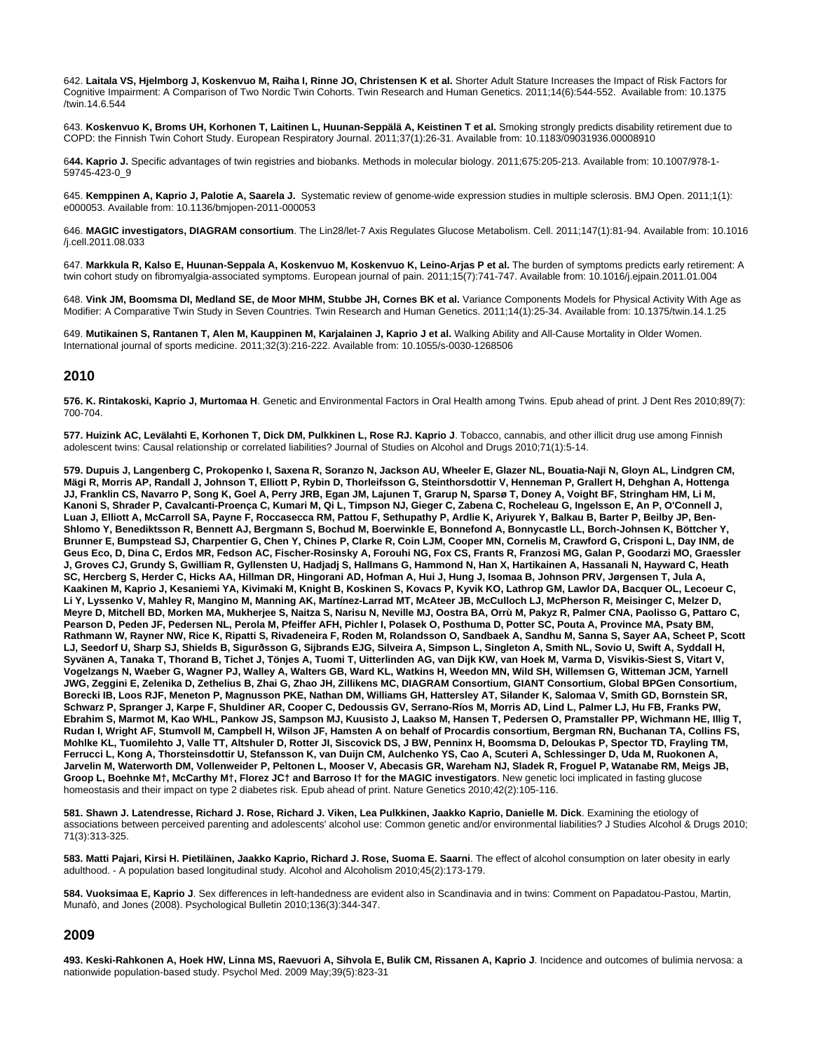642. **Laitala VS, Hjelmborg J, Koskenvuo M, Raiha I, Rinne JO, Christensen K et al.** Shorter Adult Stature Increases the Impact of Risk Factors for Cognitive Impairment: A Comparison of Two Nordic Twin Cohorts. Twin Research and Human Genetics. 2011;14(6):544-552. Available from: 10.1375/twin.14.6.544

643. **Koskenvuo K, Broms UH, Korhonen T, Laitinen L, Huunan-Seppälä A, Keistinen T et al.** Smoking strongly predicts disability retirement due to COPD: the Finnish Twin Cohort Study. European Respiratory Journal. 2011;37(1):26-31. Available from: 10.1183/09031936.00008910

6**44. Kaprio J.** Specific advantages of twin registries and biobanks. Methods in molecular biology. 2011;675:205-213. Available from: 10.1007/978-1-59745-423-0_9

645. **Kemppinen A, Kaprio J, Palotie A, Saarela J.** Systematic review of genome-wide expression studies in multiple sclerosis. BMJ Open. 2011;1(1): e000053. Available from: 10.1136/bmjopen-2011-000053

646. **MAGIC investigators, DIAGRAM consortium**. The Lin28/let-7 Axis Regulates Glucose Metabolism. Cell. 2011;147(1):81-94. Available from: 10.1016/j.cell.2011.08.033

647. **Markkula R, Kalso E, Huunan-Seppala A, Koskenvuo M, Koskenvuo K, Leino-Arjas P et al.** The burden of symptoms predicts early retirement: A twin cohort study on fibromyalgia-associated symptoms. European journal of pain. 2011;15(7):741-747. Available from: 10.1016/j.ejpain.2011.01.004

648. **Vink JM, Boomsma DI, Medland SE, de Moor MHM, Stubbe JH, Cornes BK et al.** Variance Components Models for Physical Activity With Age as Modifier: A Comparative Twin Study in Seven Countries. Twin Research and Human Genetics. 2011;14(1):25-34. Available from: 10.1375/twin.14.1.25

649. **Mutikainen S, Rantanen T, Alen M, Kauppinen M, Karjalainen J, Kaprio J et al.** Walking Ability and All-Cause Mortality in Older Women. International journal of sports medicine. 2011;32(3):216-222. Available from: 10.1055/s-0030-1268506

## 2010

**576. K. Rintakoski, Kaprio J, Murtomaa H**. Genetic and Environmental Factors in Oral Health among Twins. Epub ahead of print. J Dent Res 2010;89(7): 700-704.

**577. Huizink AC, Levälahti E, Korhonen T, Dick DM, Pulkkinen L, Rose RJ. Kaprio J**. Tobacco, cannabis, and other illicit drug use among Finnish adolescent twins: Causal relationship or correlated liabilities? Journal of Studies on Alcohol and Drugs 2010;71(1):5-14.

**579. Dupuis J, Langenberg C, Prokopenko I, Saxena R, Soranzo N, Jackson AU, Wheeler E, Glazer NL, Bouatia-Naji N, Gloyn AL, Lindgren CM, Mägi R, Morris AP, Randall J, Johnson T, Elliott P, Rybin D, Thorleifsson G, Steinthorsdottir V, Henneman P, Grallert H, Dehghan A, Hottenga JJ, Franklin CS, Navarro P, Song K, Goel A, Perry JRB, Egan JM, Lajunen T, Grarup N, Sparsø T, Doney A, Voight BF, Stringham HM, Li M, Kanoni S, Shrader P, Cavalcanti-Proença C, Kumari M, Qi L, Timpson NJ, Gieger C, Zabena C, Rocheleau G, Ingelsson E, An P, O'Connell J, Luan J, Elliott A, McCarroll SA, Payne F, Roccasecca RM, Pattou F, Sethupathy P, Ardlie K, Ariyurek Y, Balkau B, Barter P, Beilby JP, Ben-Shlomo Y, Benediktsson R, Bennett AJ, Bergmann S, Bochud M, Boerwinkle E, Bonnefond A, Bonnycastle LL, Borch-Johnsen K, Böttcher Y, Brunner E, Bumpstead SJ, Charpentier G, Chen Y, Chines P, Clarke R, Coin LJM, Cooper MN, Cornelis M, Crawford G, Crisponi L, Day INM, de Geus Eco, D, Dina C, Erdos MR, Fedson AC, Fischer-Rosinsky A, Forouhi NG, Fox CS, Frants R, Franzosi MG, Galan P, Goodarzi MO, Graessler J, Groves CJ, Grundy S, Gwilliam R, Gyllensten U, Hadjadj S, Hallmans G, Hammond N, Han X, Hartikainen A, Hassanali N, Hayward C, Heath SC, Hercberg S, Herder C, Hicks AA, Hillman DR, Hingorani AD, Hofman A, Hui J, Hung J, Isomaa B, Johnson PRV, Jørgensen T, Jula A, Kaakinen M, Kaprio J, Kesaniemi YA, Kivimaki M, Knight B, Koskinen S, Kovacs P, Kyvik KO, Lathrop GM, Lawlor DA, Bacquer OL, Lecoeur C, Li Y, Lyssenko V, Mahley R, Mangino M, Manning AK, Martínez-Larrad MT, McAteer JB, McCulloch LJ, McPherson R, Meisinger C, Melzer D, Meyre D, Mitchell BD, Morken MA, Mukherjee S, Naitza S, Narisu N, Neville MJ, Oostra BA, Orrù M, Pakyz R, Palmer CNA, Paolisso G, Pattaro C, Pearson D, Peden JF, Pedersen NL, Perola M, Pfeiffer AFH, Pichler I, Polasek O, Posthuma D, Potter SC, Pouta A, Province MA, Psaty BM, Rathmann W, Rayner NW, Rice K, Ripatti S, Rivadeneira F, Roden M, Rolandsson O, Sandbaek A, Sandhu M, Sanna S, Sayer AA, Scheet P, Scott LJ, Seedorf U, Sharp SJ, Shields B, Sigurðsson G, Sijbrands EJG, Silveira A, Simpson L, Singleton A, Smith NL, Sovio U, Swift A, Syddall H, Syvänen A, Tanaka T, Thorand B, Tichet J, Tönjes A, Tuomi T, Uitterlinden AG, van Dijk KW, van Hoek M, Varma D, Visvikis-Siest S, Vitart V, Vogelzangs N, Waeber G, Wagner PJ, Walley A, Walters GB, Ward KL, Watkins H, Weedon MN, Wild SH, Willemsen G, Witteman JCM, Yarnell JWG, Zeggini E, Zelenika D, Zethelius B, Zhai G, Zhao JH, Zillikens MC, DIAGRAM Consortium, GIANT Consortium, Global BPGen Consortium, Borecki IB, Loos RJF, Meneton P, Magnusson PKE, Nathan DM, Williams GH, Hattersley AT, Silander K, Salomaa V, Smith GD, Bornstein SR, Schwarz P, Spranger J, Karpe F, Shuldiner AR, Cooper C, Dedoussis GV, Serrano-Ríos M, Morris AD, Lind L, Palmer LJ, Hu FB, Franks PW, Ebrahim S, Marmot M, Kao WHL, Pankow JS, Sampson MJ, Kuusisto J, Laakso M, Hansen T, Pedersen O, Pramstaller PP, Wichmann HE, Illig T, Rudan I, Wright AF, Stumvoll M, Campbell H, Wilson JF, Hamsten A on behalf of Procardis consortium, Bergman RN, Buchanan TA, Collins FS, Mohlke KL, Tuomilehto J, Valle TT, Altshuler D, Rotter JI, Siscovick DS, J BW, Penninx H, Boomsma D, Deloukas P, Spector TD, Frayling TM, Ferrucci L, Kong A, Thorsteinsdottir U, Stefansson K, van Duijn CM, Aulchenko YS, Cao A, Scuteri A, Schlessinger D, Uda M, Ruokonen A, Jarvelin M, Waterworth DM, Vollenweider P, Peltonen L, Mooser V, Abecasis GR, Wareham NJ, Sladek R, Froguel P, Watanabe RM, Meigs JB, Groop L, Boehnke M†, McCarthy M†, Florez JC† and Barroso I† for the MAGIC investigators**. New genetic loci implicated in fasting glucose homeostasis and their impact on type 2 diabetes risk. Epub ahead of print. Nature Genetics 2010;42(2):105-116.

**581. Shawn J. Latendresse, Richard J. Rose, Richard J. Viken, Lea Pulkkinen, Jaakko Kaprio, Danielle M. Dick**. Examining the etiology of associations between perceived parenting and adolescents' alcohol use: Common genetic and/or environmental liabilities? J Studies Alcohol & Drugs 2010; 71(3):313-325.

**583. Matti Pajari, Kirsi H. Pietiläinen, Jaakko Kaprio, Richard J. Rose, Suoma E. Saarni**. The effect of alcohol consumption on later obesity in early adulthood. - A population based longitudinal study. Alcohol and Alcoholism 2010;45(2):173-179.

**584. Vuoksimaa E, Kaprio J**. Sex differences in left-handedness are evident also in Scandinavia and in twins: Comment on Papadatou-Pastou, Martin, Munafò, and Jones (2008). Psychological Bulletin 2010;136(3):344-347.

## 2009

**493. Keski-Rahkonen A, Hoek HW, Linna MS, Raevuori A, Sihvola E, Bulik CM, Rissanen A, Kaprio J**. Incidence and outcomes of bulimia nervosa: a nationwide population-based study. Psychol Med. 2009 May;39(5):823-31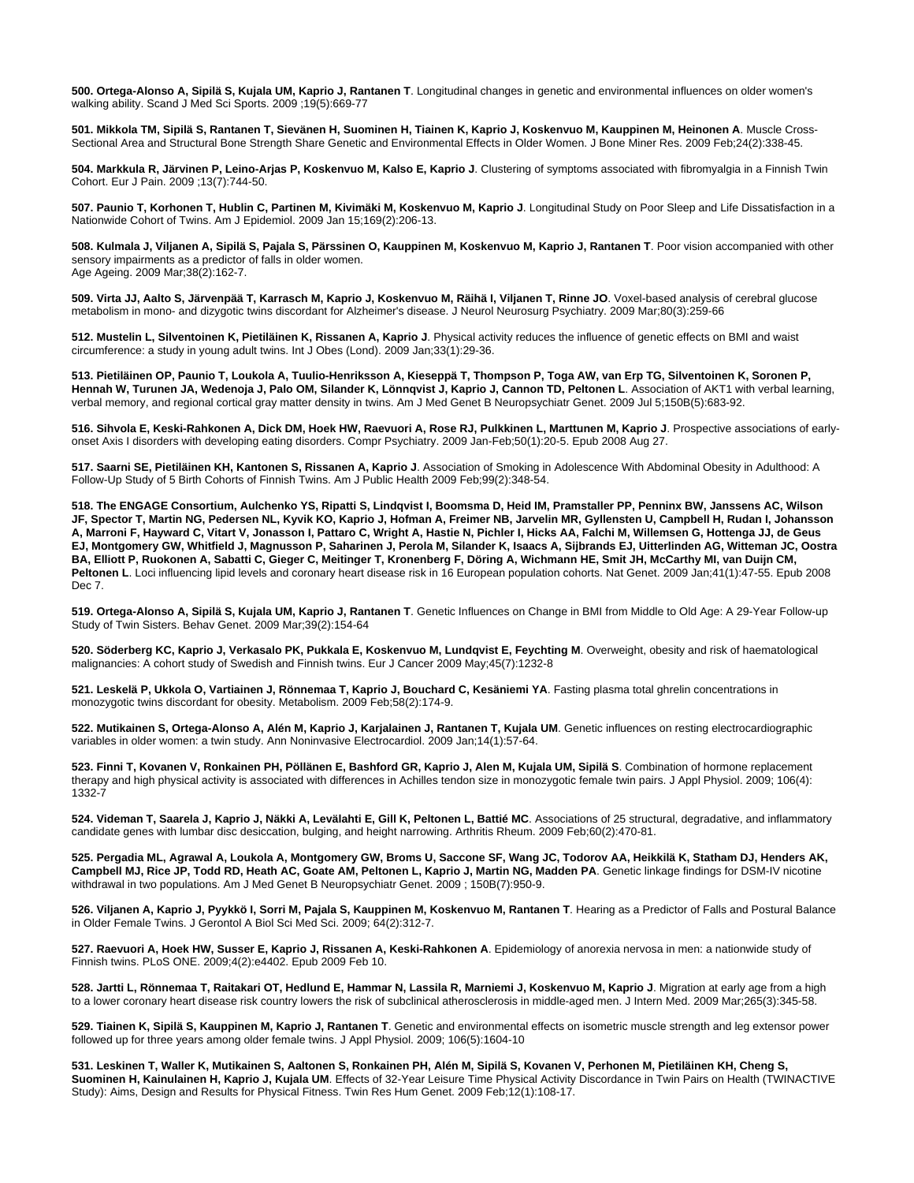**500. Ortega-Alonso A, Sipilä S, Kujala UM, Kaprio J, Rantanen T**. Longitudinal changes in genetic and environmental influences on older women's walking ability. Scand J Med Sci Sports. 2009 ;19(5):669-77

**501. Mikkola TM, Sipilä S, Rantanen T, Sievänen H, Suominen H, Tiainen K, Kaprio J, Koskenvuo M, Kauppinen M, Heinonen A**. Muscle Cross-Sectional Area and Structural Bone Strength Share Genetic and Environmental Effects in Older Women. J Bone Miner Res. 2009 Feb;24(2):338-45.

**504. Markkula R, Järvinen P, Leino-Arjas P, Koskenvuo M, Kalso E, Kaprio J**. Clustering of symptoms associated with fibromyalgia in a Finnish Twin Cohort. Eur J Pain. 2009 ;13(7):744-50.

**507. Paunio T, Korhonen T, Hublin C, Partinen M, Kivimäki M, Koskenvuo M, Kaprio J**. Longitudinal Study on Poor Sleep and Life Dissatisfaction in a Nationwide Cohort of Twins. Am J Epidemiol. 2009 Jan 15;169(2):206-13.

**508. Kulmala J, Viljanen A, Sipilä S, Pajala S, Pärssinen O, Kauppinen M, Koskenvuo M, Kaprio J, Rantanen T**. Poor vision accompanied with other sensory impairments as a predictor of falls in older women.
Age Ageing. 2009 Mar;38(2):162-7.

**509. Virta JJ, Aalto S, Järvenpää T, Karrasch M, Kaprio J, Koskenvuo M, Räihä I, Viljanen T, Rinne JO**. Voxel-based analysis of cerebral glucose metabolism in mono- and dizygotic twins discordant for Alzheimer's disease. J Neurol Neurosurg Psychiatry. 2009 Mar;80(3):259-66

**512. Mustelin L, Silventoinen K, Pietiläinen K, Rissanen A, Kaprio J**. Physical activity reduces the influence of genetic effects on BMI and waist circumference: a study in young adult twins. Int J Obes (Lond). 2009 Jan;33(1):29-36.

**513. Pietiläinen OP, Paunio T, Loukola A, Tuulio-Henriksson A, Kieseppä T, Thompson P, Toga AW, van Erp TG, Silventoinen K, Soronen P, Hennah W, Turunen JA, Wedenoja J, Palo OM, Silander K, Lönnqvist J, Kaprio J, Cannon TD, Peltonen L**. Association of AKT1 with verbal learning, verbal memory, and regional cortical gray matter density in twins. Am J Med Genet B Neuropsychiatr Genet. 2009 Jul 5;150B(5):683-92.

**516. Sihvola E, Keski-Rahkonen A, Dick DM, Hoek HW, Raevuori A, Rose RJ, Pulkkinen L, Marttunen M, Kaprio J**. Prospective associations of early-onset Axis I disorders with developing eating disorders. Compr Psychiatry. 2009 Jan-Feb;50(1):20-5. Epub 2008 Aug 27.

**517. Saarni SE, Pietiläinen KH, Kantonen S, Rissanen A, Kaprio J**. Association of Smoking in Adolescence With Abdominal Obesity in Adulthood: A Follow-Up Study of 5 Birth Cohorts of Finnish Twins. Am J Public Health 2009 Feb;99(2):348-54.

**518. The ENGAGE Consortium, Aulchenko YS, Ripatti S, Lindqvist I, Boomsma D, Heid IM, Pramstaller PP, Penninx BW, Janssens AC, Wilson JF, Spector T, Martin NG, Pedersen NL, Kyvik KO, Kaprio J, Hofman A, Freimer NB, Jarvelin MR, Gyllensten U, Campbell H, Rudan I, Johansson A, Marroni F, Hayward C, Vitart V, Jonasson I, Pattaro C, Wright A, Hastie N, Pichler I, Hicks AA, Falchi M, Willemsen G, Hottenga JJ, de Geus EJ, Montgomery GW, Whitfield J, Magnusson P, Saharinen J, Perola M, Silander K, Isaacs A, Sijbrands EJ, Uitterlinden AG, Witteman JC, Oostra BA, Elliott P, Ruokonen A, Sabatti C, Gieger C, Meitinger T, Kronenberg F, Döring A, Wichmann HE, Smit JH, McCarthy MI, van Duijn CM, Peltonen L**. Loci influencing lipid levels and coronary heart disease risk in 16 European population cohorts. Nat Genet. 2009 Jan;41(1):47-55. Epub 2008 Dec 7.

**519. Ortega-Alonso A, Sipilä S, Kujala UM, Kaprio J, Rantanen T**. Genetic Influences on Change in BMI from Middle to Old Age: A 29-Year Follow-up Study of Twin Sisters. Behav Genet. 2009 Mar;39(2):154-64

**520. Söderberg KC, Kaprio J, Verkasalo PK, Pukkala E, Koskenvuo M, Lundqvist E, Feychting M**. Overweight, obesity and risk of haematological malignancies: A cohort study of Swedish and Finnish twins. Eur J Cancer 2009 May;45(7):1232-8

**521. Leskelä P, Ukkola O, Vartiainen J, Rönnemaa T, Kaprio J, Bouchard C, Kesäniemi YA**. Fasting plasma total ghrelin concentrations in monozygotic twins discordant for obesity. Metabolism. 2009 Feb;58(2):174-9.

**522. Mutikainen S, Ortega-Alonso A, Alén M, Kaprio J, Karjalainen J, Rantanen T, Kujala UM**. Genetic influences on resting electrocardiographic variables in older women: a twin study. Ann Noninvasive Electrocardiol. 2009 Jan;14(1):57-64.

**523. Finni T, Kovanen V, Ronkainen PH, Pöllänen E, Bashford GR, Kaprio J, Alen M, Kujala UM, Sipilä S**. Combination of hormone replacement therapy and high physical activity is associated with differences in Achilles tendon size in monozygotic female twin pairs. J Appl Physiol. 2009; 106(4): 1332-7

**524. Videman T, Saarela J, Kaprio J, Näkki A, Levälahti E, Gill K, Peltonen L, Battié MC**. Associations of 25 structural, degradative, and inflammatory candidate genes with lumbar disc desiccation, bulging, and height narrowing. Arthritis Rheum. 2009 Feb;60(2):470-81.

**525. Pergadia ML, Agrawal A, Loukola A, Montgomery GW, Broms U, Saccone SF, Wang JC, Todorov AA, Heikkilä K, Statham DJ, Henders AK, Campbell MJ, Rice JP, Todd RD, Heath AC, Goate AM, Peltonen L, Kaprio J, Martin NG, Madden PA**. Genetic linkage findings for DSM-IV nicotine withdrawal in two populations. Am J Med Genet B Neuropsychiatr Genet. 2009 ; 150B(7):950-9.

**526. Viljanen A, Kaprio J, Pyykkö I, Sorri M, Pajala S, Kauppinen M, Koskenvuo M, Rantanen T**. Hearing as a Predictor of Falls and Postural Balance in Older Female Twins. J Gerontol A Biol Sci Med Sci. 2009; 64(2):312-7.

**527. Raevuori A, Hoek HW, Susser E, Kaprio J, Rissanen A, Keski-Rahkonen A**. Epidemiology of anorexia nervosa in men: a nationwide study of Finnish twins. PLoS ONE. 2009;4(2):e4402. Epub 2009 Feb 10.

**528. Jartti L, Rönnemaa T, Raitakari OT, Hedlund E, Hammar N, Lassila R, Marniemi J, Koskenvuo M, Kaprio J**. Migration at early age from a high to a lower coronary heart disease risk country lowers the risk of subclinical atherosclerosis in middle-aged men. J Intern Med. 2009 Mar;265(3):345-58.

**529. Tiainen K, Sipilä S, Kauppinen M, Kaprio J, Rantanen T**. Genetic and environmental effects on isometric muscle strength and leg extensor power followed up for three years among older female twins. J Appl Physiol. 2009; 106(5):1604-10

**531. Leskinen T, Waller K, Mutikainen S, Aaltonen S, Ronkainen PH, Alén M, Sipilä S, Kovanen V, Perhonen M, Pietiläinen KH, Cheng S, Suominen H, Kainulainen H, Kaprio J, Kujala UM**. Effects of 32-Year Leisure Time Physical Activity Discordance in Twin Pairs on Health (TWINACTIVE Study): Aims, Design and Results for Physical Fitness. Twin Res Hum Genet. 2009 Feb;12(1):108-17.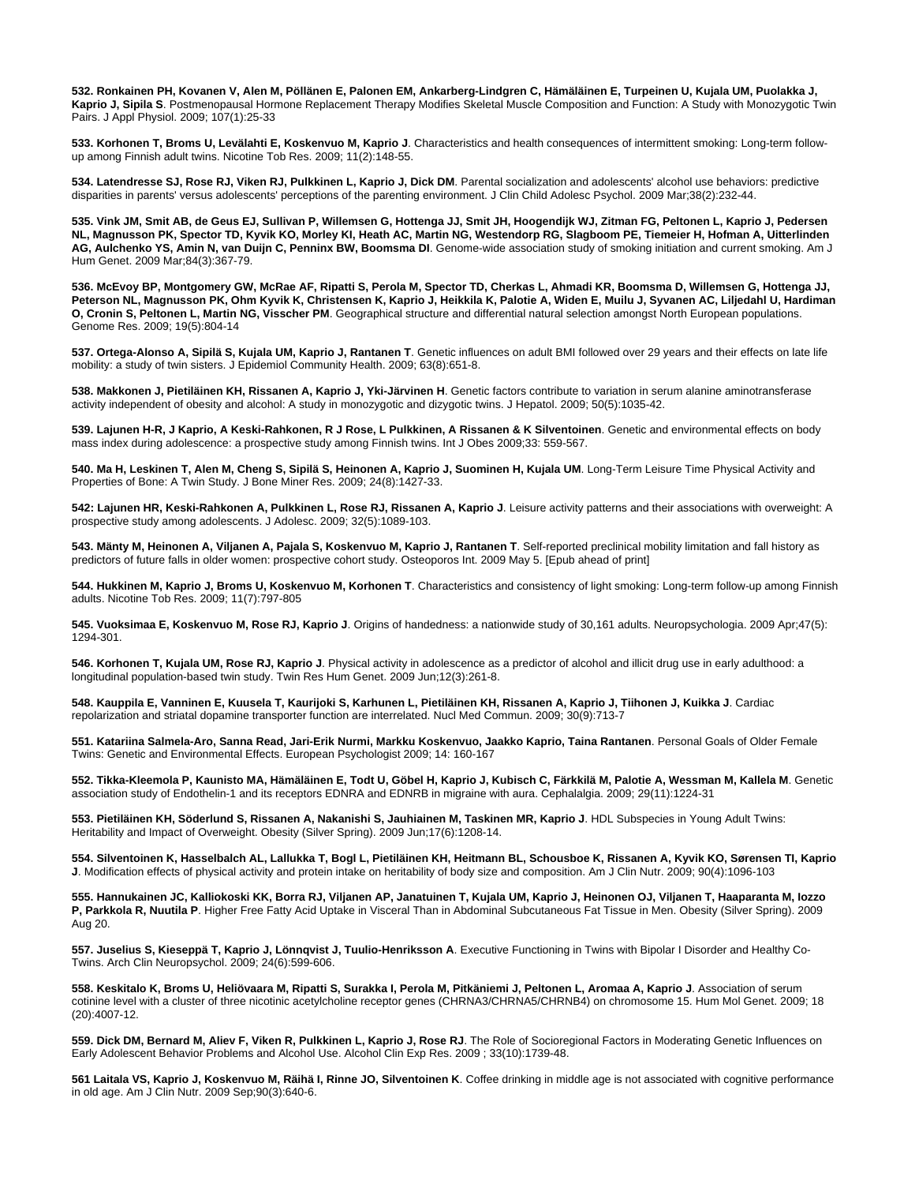**532. Ronkainen PH, Kovanen V, Alen M, Pöllänen E, Palonen EM, Ankarberg-Lindgren C, Hämäläinen E, Turpeinen U, Kujala UM, Puolakka J, Kaprio J, Sipila S**. Postmenopausal Hormone Replacement Therapy Modifies Skeletal Muscle Composition and Function: A Study with Monozygotic Twin Pairs. J Appl Physiol. 2009; 107(1):25-33

**533. Korhonen T, Broms U, Levälahti E, Koskenvuo M, Kaprio J**. Characteristics and health consequences of intermittent smoking: Long-term follow-up among Finnish adult twins. Nicotine Tob Res. 2009; 11(2):148-55.

**534. Latendresse SJ, Rose RJ, Viken RJ, Pulkkinen L, Kaprio J, Dick DM**. Parental socialization and adolescents' alcohol use behaviors: predictive disparities in parents' versus adolescents' perceptions of the parenting environment. J Clin Child Adolesc Psychol. 2009 Mar;38(2):232-44.

**535. Vink JM, Smit AB, de Geus EJ, Sullivan P, Willemsen G, Hottenga JJ, Smit JH, Hoogendijk WJ, Zitman FG, Peltonen L, Kaprio J, Pedersen NL, Magnusson PK, Spector TD, Kyvik KO, Morley KI, Heath AC, Martin NG, Westendorp RG, Slagboom PE, Tiemeier H, Hofman A, Uitterlinden AG, Aulchenko YS, Amin N, van Duijn C, Penninx BW, Boomsma DI**. Genome-wide association study of smoking initiation and current smoking. Am J Hum Genet. 2009 Mar;84(3):367-79.

**536. McEvoy BP, Montgomery GW, McRae AF, Ripatti S, Perola M, Spector TD, Cherkas L, Ahmadi KR, Boomsma D, Willemsen G, Hottenga JJ, Peterson NL, Magnusson PK, Ohm Kyvik K, Christensen K, Kaprio J, Heikkila K, Palotie A, Widen E, Muilu J, Syvanen AC, Liljedahl U, Hardiman O, Cronin S, Peltonen L, Martin NG, Visscher PM**. Geographical structure and differential natural selection amongst North European populations. Genome Res. 2009; 19(5):804-14

**537. Ortega-Alonso A, Sipilä S, Kujala UM, Kaprio J, Rantanen T**. Genetic influences on adult BMI followed over 29 years and their effects on late life mobility: a study of twin sisters. J Epidemiol Community Health. 2009; 63(8):651-8.

**538. Makkonen J, Pietiläinen KH, Rissanen A, Kaprio J, Yki-Järvinen H**. Genetic factors contribute to variation in serum alanine aminotransferase activity independent of obesity and alcohol: A study in monozygotic and dizygotic twins. J Hepatol. 2009; 50(5):1035-42.

**539. Lajunen H-R, J Kaprio, A Keski-Rahkonen, R J Rose, L Pulkkinen, A Rissanen & K Silventoinen**. Genetic and environmental effects on body mass index during adolescence: a prospective study among Finnish twins. Int J Obes 2009;33: 559-567.

**540. Ma H, Leskinen T, Alen M, Cheng S, Sipilä S, Heinonen A, Kaprio J, Suominen H, Kujala UM**. Long-Term Leisure Time Physical Activity and Properties of Bone: A Twin Study. J Bone Miner Res. 2009; 24(8):1427-33.

**542: Lajunen HR, Keski-Rahkonen A, Pulkkinen L, Rose RJ, Rissanen A, Kaprio J**. Leisure activity patterns and their associations with overweight: A prospective study among adolescents. J Adolesc. 2009; 32(5):1089-103.

**543. Mänty M, Heinonen A, Viljanen A, Pajala S, Koskenvuo M, Kaprio J, Rantanen T**. Self-reported preclinical mobility limitation and fall history as predictors of future falls in older women: prospective cohort study. Osteoporos Int. 2009 May 5. [Epub ahead of print]

**544. Hukkinen M, Kaprio J, Broms U, Koskenvuo M, Korhonen T**. Characteristics and consistency of light smoking: Long-term follow-up among Finnish adults. Nicotine Tob Res. 2009; 11(7):797-805

**545. Vuoksimaa E, Koskenvuo M, Rose RJ, Kaprio J**. Origins of handedness: a nationwide study of 30,161 adults. Neuropsychologia. 2009 Apr;47(5): 1294-301.

**546. Korhonen T, Kujala UM, Rose RJ, Kaprio J**. Physical activity in adolescence as a predictor of alcohol and illicit drug use in early adulthood: a longitudinal population-based twin study. Twin Res Hum Genet. 2009 Jun;12(3):261-8.

**548. Kauppila E, Vanninen E, Kuusela T, Kaurijoki S, Karhunen L, Pietiläinen KH, Rissanen A, Kaprio J, Tiihonen J, Kuikka J**. Cardiac repolarization and striatal dopamine transporter function are interrelated. Nucl Med Commun. 2009; 30(9):713-7

**551. Katariina Salmela-Aro, Sanna Read, Jari-Erik Nurmi, Markku Koskenvuo, Jaakko Kaprio, Taina Rantanen**. Personal Goals of Older Female Twins: Genetic and Environmental Effects. European Psychologist 2009; 14: 160-167

**552. Tikka-Kleemola P, Kaunisto MA, Hämäläinen E, Todt U, Göbel H, Kaprio J, Kubisch C, Färkkilä M, Palotie A, Wessman M, Kallela M**. Genetic association study of Endothelin-1 and its receptors EDNRA and EDNRB in migraine with aura. Cephalalgia. 2009; 29(11):1224-31

**553. Pietiläinen KH, Söderlund S, Rissanen A, Nakanishi S, Jauhiainen M, Taskinen MR, Kaprio J**. HDL Subspecies in Young Adult Twins: Heritability and Impact of Overweight. Obesity (Silver Spring). 2009 Jun;17(6):1208-14.

**554. Silventoinen K, Hasselbalch AL, Lallukka T, Bogl L, Pietiläinen KH, Heitmann BL, Schousboe K, Rissanen A, Kyvik KO, Sørensen TI, Kaprio J**. Modification effects of physical activity and protein intake on heritability of body size and composition. Am J Clin Nutr. 2009; 90(4):1096-103

**555. Hannukainen JC, Kalliokoski KK, Borra RJ, Viljanen AP, Janatuinen T, Kujala UM, Kaprio J, Heinonen OJ, Viljanen T, Haaparanta M, Iozzo P, Parkkola R, Nuutila P**. Higher Free Fatty Acid Uptake in Visceral Than in Abdominal Subcutaneous Fat Tissue in Men. Obesity (Silver Spring). 2009 Aug 20.

**557. Juselius S, Kieseppä T, Kaprio J, Lönnqvist J, Tuulio-Henriksson A**. Executive Functioning in Twins with Bipolar I Disorder and Healthy Co-Twins. Arch Clin Neuropsychol. 2009; 24(6):599-606.

**558. Keskitalo K, Broms U, Heliövaara M, Ripatti S, Surakka I, Perola M, Pitkäniemi J, Peltonen L, Aromaa A, Kaprio J**. Association of serum cotinine level with a cluster of three nicotinic acetylcholine receptor genes (CHRNA3/CHRNA5/CHRNB4) on chromosome 15. Hum Mol Genet. 2009; 18 (20):4007-12.

**559. Dick DM, Bernard M, Aliev F, Viken R, Pulkkinen L, Kaprio J, Rose RJ**. The Role of Socioregional Factors in Moderating Genetic Influences on Early Adolescent Behavior Problems and Alcohol Use. Alcohol Clin Exp Res. 2009 ; 33(10):1739-48.

**561 Laitala VS, Kaprio J, Koskenvuo M, Räihä I, Rinne JO, Silventoinen K**. Coffee drinking in middle age is not associated with cognitive performance in old age. Am J Clin Nutr. 2009 Sep;90(3):640-6.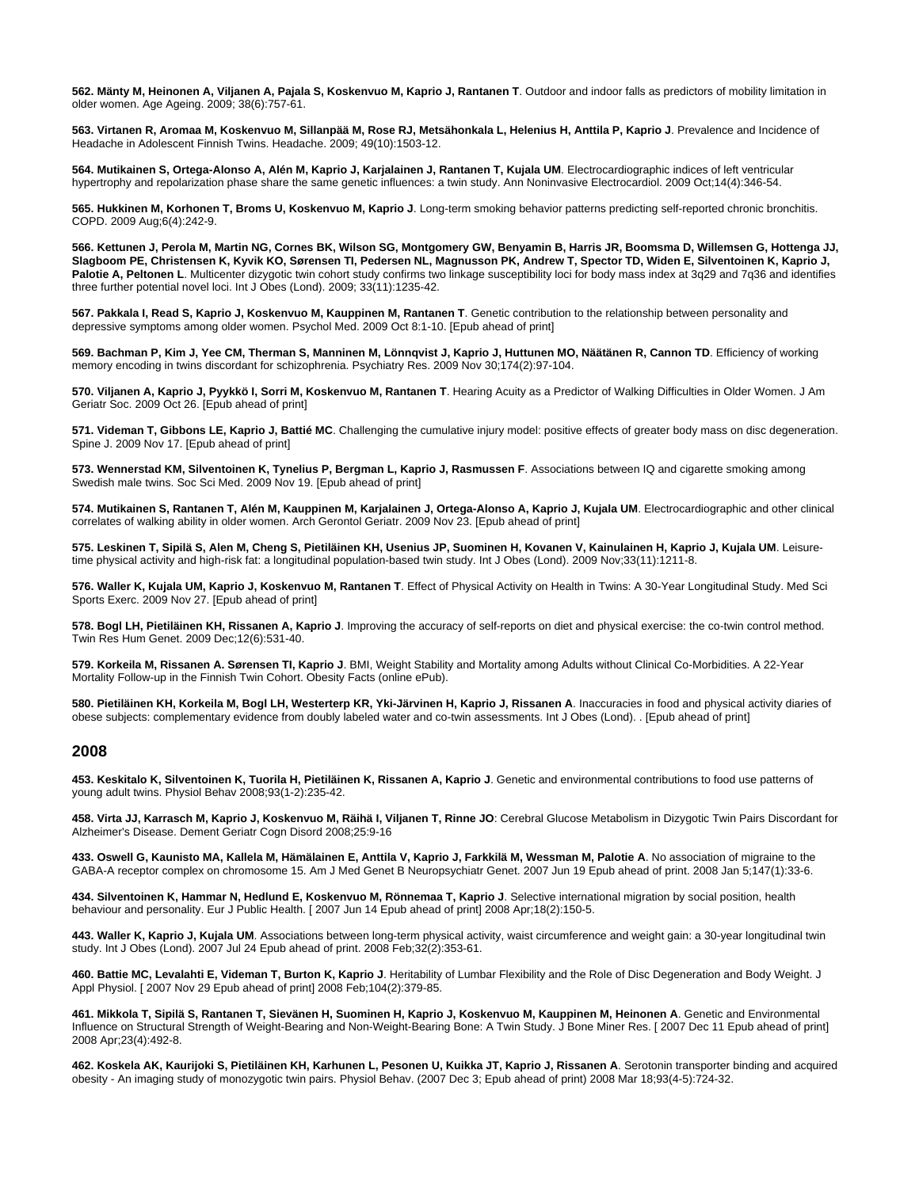**562. Mänty M, Heinonen A, Viljanen A, Pajala S, Koskenvuo M, Kaprio J, Rantanen T**. Outdoor and indoor falls as predictors of mobility limitation in older women. Age Ageing. 2009; 38(6):757-61.

**563. Virtanen R, Aromaa M, Koskenvuo M, Sillanpää M, Rose RJ, Metsähonkala L, Helenius H, Anttila P, Kaprio J**. Prevalence and Incidence of Headache in Adolescent Finnish Twins. Headache. 2009; 49(10):1503-12.

**564. Mutikainen S, Ortega-Alonso A, Alén M, Kaprio J, Karjalainen J, Rantanen T, Kujala UM**. Electrocardiographic indices of left ventricular hypertrophy and repolarization phase share the same genetic influences: a twin study. Ann Noninvasive Electrocardiol. 2009 Oct;14(4):346-54.

**565. Hukkinen M, Korhonen T, Broms U, Koskenvuo M, Kaprio J**. Long-term smoking behavior patterns predicting self-reported chronic bronchitis. COPD. 2009 Aug;6(4):242-9.

**566. Kettunen J, Perola M, Martin NG, Cornes BK, Wilson SG, Montgomery GW, Benyamin B, Harris JR, Boomsma D, Willemsen G, Hottenga JJ, Slagboom PE, Christensen K, Kyvik KO, Sørensen TI, Pedersen NL, Magnusson PK, Andrew T, Spector TD, Widen E, Silventoinen K, Kaprio J, Palotie A, Peltonen L**. Multicenter dizygotic twin cohort study confirms two linkage susceptibility loci for body mass index at 3q29 and 7q36 and identifies three further potential novel loci. Int J Obes (Lond). 2009; 33(11):1235-42.

**567. Pakkala I, Read S, Kaprio J, Koskenvuo M, Kauppinen M, Rantanen T**. Genetic contribution to the relationship between personality and depressive symptoms among older women. Psychol Med. 2009 Oct 8:1-10. [Epub ahead of print]

**569. Bachman P, Kim J, Yee CM, Therman S, Manninen M, Lönnqvist J, Kaprio J, Huttunen MO, Näätänen R, Cannon TD**. Efficiency of working memory encoding in twins discordant for schizophrenia. Psychiatry Res. 2009 Nov 30;174(2):97-104.

**570. Viljanen A, Kaprio J, Pyykkö I, Sorri M, Koskenvuo M, Rantanen T**. Hearing Acuity as a Predictor of Walking Difficulties in Older Women. J Am Geriatr Soc. 2009 Oct 26. [Epub ahead of print]

**571. Videman T, Gibbons LE, Kaprio J, Battié MC**. Challenging the cumulative injury model: positive effects of greater body mass on disc degeneration. Spine J. 2009 Nov 17. [Epub ahead of print]

**573. Wennerstad KM, Silventoinen K, Tynelius P, Bergman L, Kaprio J, Rasmussen F**. Associations between IQ and cigarette smoking among Swedish male twins. Soc Sci Med. 2009 Nov 19. [Epub ahead of print]

**574. Mutikainen S, Rantanen T, Alén M, Kauppinen M, Karjalainen J, Ortega-Alonso A, Kaprio J, Kujala UM**. Electrocardiographic and other clinical correlates of walking ability in older women. Arch Gerontol Geriatr. 2009 Nov 23. [Epub ahead of print]

**575. Leskinen T, Sipilä S, Alen M, Cheng S, Pietiläinen KH, Usenius JP, Suominen H, Kovanen V, Kainulainen H, Kaprio J, Kujala UM**. Leisure-time physical activity and high-risk fat: a longitudinal population-based twin study. Int J Obes (Lond). 2009 Nov;33(11):1211-8.

**576. Waller K, Kujala UM, Kaprio J, Koskenvuo M, Rantanen T**. Effect of Physical Activity on Health in Twins: A 30-Year Longitudinal Study. Med Sci Sports Exerc. 2009 Nov 27. [Epub ahead of print]

**578. Bogl LH, Pietiläinen KH, Rissanen A, Kaprio J**. Improving the accuracy of self-reports on diet and physical exercise: the co-twin control method. Twin Res Hum Genet. 2009 Dec;12(6):531-40.

**579. Korkeila M, Rissanen A. Sørensen TI, Kaprio J**. BMI, Weight Stability and Mortality among Adults without Clinical Co-Morbidities. A 22-Year Mortality Follow-up in the Finnish Twin Cohort. Obesity Facts (online ePub).

**580. Pietiläinen KH, Korkeila M, Bogl LH, Westerterp KR, Yki-Järvinen H, Kaprio J, Rissanen A**. Inaccuracies in food and physical activity diaries of obese subjects: complementary evidence from doubly labeled water and co-twin assessments. Int J Obes (Lond). . [Epub ahead of print]

## 2008

**453. Keskitalo K, Silventoinen K, Tuorila H, Pietiläinen K, Rissanen A, Kaprio J**. Genetic and environmental contributions to food use patterns of young adult twins. Physiol Behav 2008;93(1-2):235-42.

**458. Virta JJ, Karrasch M, Kaprio J, Koskenvuo M, Räihä I, Viljanen T, Rinne JO**: Cerebral Glucose Metabolism in Dizygotic Twin Pairs Discordant for Alzheimer's Disease. Dement Geriatr Cogn Disord 2008;25:9-16

**433. Oswell G, Kaunisto MA, Kallela M, Hämälainen E, Anttila V, Kaprio J, Farkkilä M, Wessman M, Palotie A**. No association of migraine to the GABA-A receptor complex on chromosome 15. Am J Med Genet B Neuropsychiatr Genet. 2007 Jun 19 Epub ahead of print. 2008 Jan 5;147(1):33-6.

**434. Silventoinen K, Hammar N, Hedlund E, Koskenvuo M, Rönnemaa T, Kaprio J**. Selective international migration by social position, health behaviour and personality. Eur J Public Health. [ 2007 Jun 14 Epub ahead of print] 2008 Apr;18(2):150-5.

**443. Waller K, Kaprio J, Kujala UM**. Associations between long-term physical activity, waist circumference and weight gain: a 30-year longitudinal twin study. Int J Obes (Lond). 2007 Jul 24 Epub ahead of print. 2008 Feb;32(2):353-61.

**460. Battie MC, Levalahti E, Videman T, Burton K, Kaprio J**. Heritability of Lumbar Flexibility and the Role of Disc Degeneration and Body Weight. J Appl Physiol. [ 2007 Nov 29 Epub ahead of print] 2008 Feb;104(2):379-85.

**461. Mikkola T, Sipilä S, Rantanen T, Sievänen H, Suominen H, Kaprio J, Koskenvuo M, Kauppinen M, Heinonen A**. Genetic and Environmental Influence on Structural Strength of Weight-Bearing and Non-Weight-Bearing Bone: A Twin Study. J Bone Miner Res. [ 2007 Dec 11 Epub ahead of print] 2008 Apr;23(4):492-8.

**462. Koskela AK, Kaurijoki S, Pietiläinen KH, Karhunen L, Pesonen U, Kuikka JT, Kaprio J, Rissanen A**. Serotonin transporter binding and acquired obesity - An imaging study of monozygotic twin pairs. Physiol Behav. (2007 Dec 3; Epub ahead of print) 2008 Mar 18;93(4-5):724-32.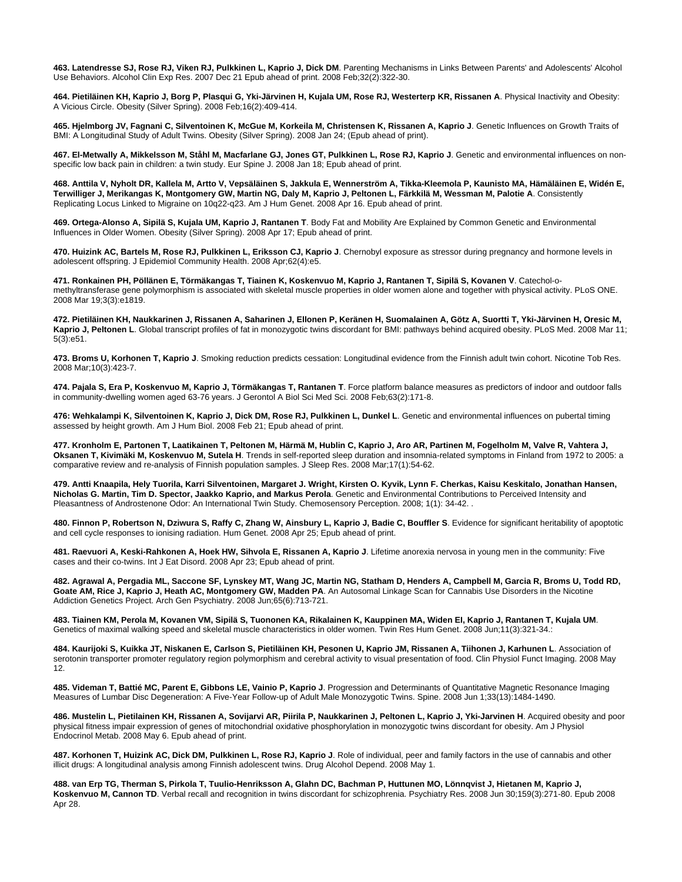**463. Latendresse SJ, Rose RJ, Viken RJ, Pulkkinen L, Kaprio J, Dick DM**. Parenting Mechanisms in Links Between Parents' and Adolescents' Alcohol Use Behaviors. Alcohol Clin Exp Res. 2007 Dec 21 Epub ahead of print. 2008 Feb;32(2):322-30.

**464. Pietiläinen KH, Kaprio J, Borg P, Plasqui G, Yki-Järvinen H, Kujala UM, Rose RJ, Westerterp KR, Rissanen A**. Physical Inactivity and Obesity: A Vicious Circle. Obesity (Silver Spring). 2008 Feb;16(2):409-414.

**465. Hjelmborg JV, Fagnani C, Silventoinen K, McGue M, Korkeila M, Christensen K, Rissanen A, Kaprio J**. Genetic Influences on Growth Traits of BMI: A Longitudinal Study of Adult Twins. Obesity (Silver Spring). 2008 Jan 24; (Epub ahead of print).

**467. El-Metwally A, Mikkelsson M, Ståhl M, Macfarlane GJ, Jones GT, Pulkkinen L, Rose RJ, Kaprio J**. Genetic and environmental influences on non-specific low back pain in children: a twin study. Eur Spine J. 2008 Jan 18; Epub ahead of print.

**468. Anttila V, Nyholt DR, Kallela M, Artto V, Vepsäläinen S, Jakkula E, Wennerström A, Tikka-Kleemola P, Kaunisto MA, Hämäläinen E, Widén E, Terwilliger J, Merikangas K, Montgomery GW, Martin NG, Daly M, Kaprio J, Peltonen L, Färkkilä M, Wessman M, Palotie A**. Consistently Replicating Locus Linked to Migraine on 10q22-q23. Am J Hum Genet. 2008 Apr 16. Epub ahead of print.

**469. Ortega-Alonso A, Sipilä S, Kujala UM, Kaprio J, Rantanen T**. Body Fat and Mobility Are Explained by Common Genetic and Environmental Influences in Older Women. Obesity (Silver Spring). 2008 Apr 17; Epub ahead of print.

**470. Huizink AC, Bartels M, Rose RJ, Pulkkinen L, Eriksson CJ, Kaprio J**. Chernobyl exposure as stressor during pregnancy and hormone levels in adolescent offspring. J Epidemiol Community Health. 2008 Apr;62(4):e5.

**471. Ronkainen PH, Pöllänen E, Törmäkangas T, Tiainen K, Koskenvuo M, Kaprio J, Rantanen T, Sipilä S, Kovanen V**. Catechol-o-methyltransferase gene polymorphism is associated with skeletal muscle properties in older women alone and together with physical activity. PLoS ONE. 2008 Mar 19;3(3):e1819.

**472. Pietiläinen KH, Naukkarinen J, Rissanen A, Saharinen J, Ellonen P, Keränen H, Suomalainen A, Götz A, Suortti T, Yki-Järvinen H, Oresic M, Kaprio J, Peltonen L**. Global transcript profiles of fat in monozygotic twins discordant for BMI: pathways behind acquired obesity. PLoS Med. 2008 Mar 11; 5(3):e51.

**473. Broms U, Korhonen T, Kaprio J**. Smoking reduction predicts cessation: Longitudinal evidence from the Finnish adult twin cohort. Nicotine Tob Res. 2008 Mar;10(3):423-7.

**474. Pajala S, Era P, Koskenvuo M, Kaprio J, Törmäkangas T, Rantanen T**. Force platform balance measures as predictors of indoor and outdoor falls in community-dwelling women aged 63-76 years. J Gerontol A Biol Sci Med Sci. 2008 Feb;63(2):171-8.

**476: Wehkalampi K, Silventoinen K, Kaprio J, Dick DM, Rose RJ, Pulkkinen L, Dunkel L**. Genetic and environmental influences on pubertal timing assessed by height growth. Am J Hum Biol. 2008 Feb 21; Epub ahead of print.

**477. Kronholm E, Partonen T, Laatikainen T, Peltonen M, Härmä M, Hublin C, Kaprio J, Aro AR, Partinen M, Fogelholm M, Valve R, Vahtera J, Oksanen T, Kivimäki M, Koskenvuo M, Sutela H**. Trends in self-reported sleep duration and insomnia-related symptoms in Finland from 1972 to 2005: a comparative review and re-analysis of Finnish population samples. J Sleep Res. 2008 Mar;17(1):54-62.

**479. Antti Knaapila, Hely Tuorila, Karri Silventoinen, Margaret J. Wright, Kirsten O. Kyvik, Lynn F. Cherkas, Kaisu Keskitalo, Jonathan Hansen, Nicholas G. Martin, Tim D. Spector, Jaakko Kaprio, and Markus Perola**. Genetic and Environmental Contributions to Perceived Intensity and Pleasantness of Androstenone Odor: An International Twin Study. Chemosensory Perception. 2008; 1(1): 34-42. .

**480. Finnon P, Robertson N, Dziwura S, Raffy C, Zhang W, Ainsbury L, Kaprio J, Badie C, Bouffler S**. Evidence for significant heritability of apoptotic and cell cycle responses to ionising radiation. Hum Genet. 2008 Apr 25; Epub ahead of print.

**481. Raevuori A, Keski-Rahkonen A, Hoek HW, Sihvola E, Rissanen A, Kaprio J**. Lifetime anorexia nervosa in young men in the community: Five cases and their co-twins. Int J Eat Disord. 2008 Apr 23; Epub ahead of print.

**482. Agrawal A, Pergadia ML, Saccone SF, Lynskey MT, Wang JC, Martin NG, Statham D, Henders A, Campbell M, Garcia R, Broms U, Todd RD, Goate AM, Rice J, Kaprio J, Heath AC, Montgomery GW, Madden PA**. An Autosomal Linkage Scan for Cannabis Use Disorders in the Nicotine Addiction Genetics Project. Arch Gen Psychiatry. 2008 Jun;65(6):713-721.

**483. Tiainen KM, Perola M, Kovanen VM, Sipilä S, Tuononen KA, Rikalainen K, Kauppinen MA, Widen EI, Kaprio J, Rantanen T, Kujala UM**. Genetics of maximal walking speed and skeletal muscle characteristics in older women. Twin Res Hum Genet. 2008 Jun;11(3):321-34.:

**484. Kaurijoki S, Kuikka JT, Niskanen E, Carlson S, Pietiläinen KH, Pesonen U, Kaprio JM, Rissanen A, Tiihonen J, Karhunen L**. Association of serotonin transporter promoter regulatory region polymorphism and cerebral activity to visual presentation of food. Clin Physiol Funct Imaging. 2008 May 12.

**485. Videman T, Battié MC, Parent E, Gibbons LE, Vainio P, Kaprio J**. Progression and Determinants of Quantitative Magnetic Resonance Imaging Measures of Lumbar Disc Degeneration: A Five-Year Follow-up of Adult Male Monozygotic Twins. Spine. 2008 Jun 1;33(13):1484-1490.

**486. Mustelin L, Pietilainen KH, Rissanen A, Sovijarvi AR, Piirila P, Naukkarinen J, Peltonen L, Kaprio J, Yki-Jarvinen H**. Acquired obesity and poor physical fitness impair expression of genes of mitochondrial oxidative phosphorylation in monozygotic twins discordant for obesity. Am J Physiol Endocrinol Metab. 2008 May 6. Epub ahead of print.

**487. Korhonen T, Huizink AC, Dick DM, Pulkkinen L, Rose RJ, Kaprio J**. Role of individual, peer and family factors in the use of cannabis and other illicit drugs: A longitudinal analysis among Finnish adolescent twins. Drug Alcohol Depend. 2008 May 1.

**488. van Erp TG, Therman S, Pirkola T, Tuulio-Henriksson A, Glahn DC, Bachman P, Huttunen MO, Lönnqvist J, Hietanen M, Kaprio J, Koskenvuo M, Cannon TD**. Verbal recall and recognition in twins discordant for schizophrenia. Psychiatry Res. 2008 Jun 30;159(3):271-80. Epub 2008 Apr 28.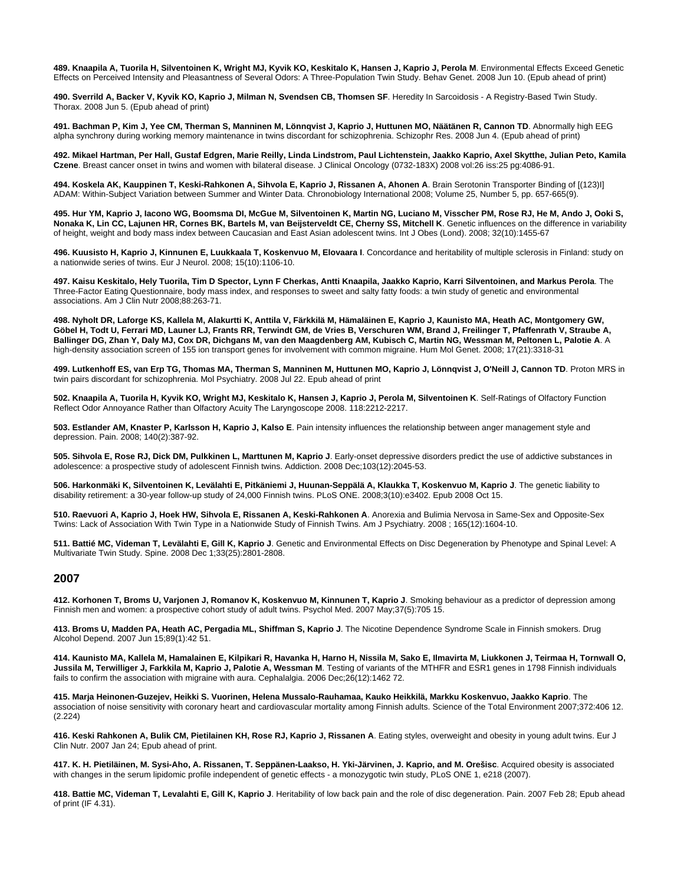**489. Knaapila A, Tuorila H, Silventoinen K, Wright MJ, Kyvik KO, Keskitalo K, Hansen J, Kaprio J, Perola M**. Environmental Effects Exceed Genetic Effects on Perceived Intensity and Pleasantness of Several Odors: A Three-Population Twin Study. Behav Genet. 2008 Jun 10. (Epub ahead of print)

**490. Sverrild A, Backer V, Kyvik KO, Kaprio J, Milman N, Svendsen CB, Thomsen SF**. Heredity In Sarcoidosis - A Registry-Based Twin Study. Thorax. 2008 Jun 5. (Epub ahead of print)

**491. Bachman P, Kim J, Yee CM, Therman S, Manninen M, Lönnqvist J, Kaprio J, Huttunen MO, Näätänen R, Cannon TD**. Abnormally high EEG alpha synchrony during working memory maintenance in twins discordant for schizophrenia. Schizophr Res. 2008 Jun 4. (Epub ahead of print)

**492. Mikael Hartman, Per Hall, Gustaf Edgren, Marie Reilly, Linda Lindstrom, Paul Lichtenstein, Jaakko Kaprio, Axel Skytthe, Julian Peto, Kamila Czene**. Breast cancer onset in twins and women with bilateral disease. J Clinical Oncology (0732-183X) 2008 vol:26 iss:25 pg:4086-91.

**494. Koskela AK, Kauppinen T, Keski-Rahkonen A, Sihvola E, Kaprio J, Rissanen A, Ahonen A**. Brain Serotonin Transporter Binding of [(123)I] ADAM: Within-Subject Variation between Summer and Winter Data. Chronobiology International 2008; Volume 25, Number 5, pp. 657-665(9).

**495. Hur YM, Kaprio J, Iacono WG, Boomsma DI, McGue M, Silventoinen K, Martin NG, Luciano M, Visscher PM, Rose RJ, He M, Ando J, Ooki S, Nonaka K, Lin CC, Lajunen HR, Cornes BK, Bartels M, van Beijsterveldt CE, Cherny SS, Mitchell K**. Genetic influences on the difference in variability of height, weight and body mass index between Caucasian and East Asian adolescent twins. Int J Obes (Lond). 2008; 32(10):1455-67

**496. Kuusisto H, Kaprio J, Kinnunen E, Luukkaala T, Koskenvuo M, Elovaara I**. Concordance and heritability of multiple sclerosis in Finland: study on a nationwide series of twins. Eur J Neurol. 2008; 15(10):1106-10.

**497. Kaisu Keskitalo, Hely Tuorila, Tim D Spector, Lynn F Cherkas, Antti Knaapila, Jaakko Kaprio, Karri Silventoinen, and Markus Perola**. The Three-Factor Eating Questionnaire, body mass index, and responses to sweet and salty fatty foods: a twin study of genetic and environmental associations. Am J Clin Nutr 2008;88:263-71.

**498. Nyholt DR, Laforge KS, Kallela M, Alakurtti K, Anttila V, Färkkilä M, Hämaläinen E, Kaprio J, Kaunisto MA, Heath AC, Montgomery GW, Göbel H, Todt U, Ferrari MD, Launer LJ, Frants RR, Terwindt GM, de Vries B, Verschuren WM, Brand J, Freilinger T, Pfaffenrath V, Straube A, Ballinger DG, Zhan Y, Daly MJ, Cox DR, Dichgans M, van den Maagdenberg AM, Kubisch C, Martin NG, Wessman M, Peltonen L, Palotie A**. A high-density association screen of 155 ion transport genes for involvement with common migraine. Hum Mol Genet. 2008; 17(21):3318-31

**499. Lutkenhoff ES, van Erp TG, Thomas MA, Therman S, Manninen M, Huttunen MO, Kaprio J, Lönnqvist J, O'Neill J, Cannon TD**. Proton MRS in twin pairs discordant for schizophrenia. Mol Psychiatry. 2008 Jul 22. Epub ahead of print

**502. Knaapila A, Tuorila H, Kyvik KO, Wright MJ, Keskitalo K, Hansen J, Kaprio J, Perola M, Silventoinen K**. Self-Ratings of Olfactory Function Reflect Odor Annoyance Rather than Olfactory Acuity The Laryngoscope 2008. 118:2212-2217.

**503. Estlander AM, Knaster P, Karlsson H, Kaprio J, Kalso E**. Pain intensity influences the relationship between anger management style and depression. Pain. 2008; 140(2):387-92.

**505. Sihvola E, Rose RJ, Dick DM, Pulkkinen L, Marttunen M, Kaprio J**. Early-onset depressive disorders predict the use of addictive substances in adolescence: a prospective study of adolescent Finnish twins. Addiction. 2008 Dec;103(12):2045-53.

**506. Harkonmäki K, Silventoinen K, Levälahti E, Pitkäniemi J, Huunan-Seppälä A, Klaukka T, Koskenvuo M, Kaprio J**. The genetic liability to disability retirement: a 30-year follow-up study of 24,000 Finnish twins. PLoS ONE. 2008;3(10):e3402. Epub 2008 Oct 15.

**510. Raevuori A, Kaprio J, Hoek HW, Sihvola E, Rissanen A, Keski-Rahkonen A**. Anorexia and Bulimia Nervosa in Same-Sex and Opposite-Sex Twins: Lack of Association With Twin Type in a Nationwide Study of Finnish Twins. Am J Psychiatry. 2008 ; 165(12):1604-10.

**511. Battié MC, Videman T, Levälahti E, Gill K, Kaprio J**. Genetic and Environmental Effects on Disc Degeneration by Phenotype and Spinal Level: A Multivariate Twin Study. Spine. 2008 Dec 1;33(25):2801-2808.

## 2007

**412. Korhonen T, Broms U, Varjonen J, Romanov K, Koskenvuo M, Kinnunen T, Kaprio J**. Smoking behaviour as a predictor of depression among Finnish men and women: a prospective cohort study of adult twins. Psychol Med. 2007 May;37(5):705 15.

**413. Broms U, Madden PA, Heath AC, Pergadia ML, Shiffman S, Kaprio J**. The Nicotine Dependence Syndrome Scale in Finnish smokers. Drug Alcohol Depend. 2007 Jun 15;89(1):42 51.

**414. Kaunisto MA, Kallela M, Hamalainen E, Kilpikari R, Havanka H, Harno H, Nissila M, Sako E, Ilmavirta M, Liukkonen J, Teirmaa H, Tornwall O, Jussila M, Terwilliger J, Farkkila M, Kaprio J, Palotie A, Wessman M**. Testing of variants of the MTHFR and ESR1 genes in 1798 Finnish individuals fails to confirm the association with migraine with aura. Cephalalgia. 2006 Dec;26(12):1462 72.

**415. Marja Heinonen-Guzejev, Heikki S. Vuorinen, Helena Mussalo-Rauhamaa, Kauko Heikkilä, Markku Koskenvuo, Jaakko Kaprio**. The association of noise sensitivity with coronary heart and cardiovascular mortality among Finnish adults. Science of the Total Environment 2007;372:406 12. (2.224)

**416. Keski Rahkonen A, Bulik CM, Pietilainen KH, Rose RJ, Kaprio J, Rissanen A**. Eating styles, overweight and obesity in young adult twins. Eur J Clin Nutr. 2007 Jan 24; Epub ahead of print.

**417. K. H. Pietiläinen, M. Sysi-Aho, A. Rissanen, T. Seppänen-Laakso, H. Yki-Järvinen, J. Kaprio, and M. Orešisc**. Acquired obesity is associated with changes in the serum lipidomic profile independent of genetic effects - a monozygotic twin study, PLoS ONE 1, e218 (2007).

**418. Battie MC, Videman T, Levalahti E, Gill K, Kaprio J**. Heritability of low back pain and the role of disc degeneration. Pain. 2007 Feb 28; Epub ahead of print (IF 4.31).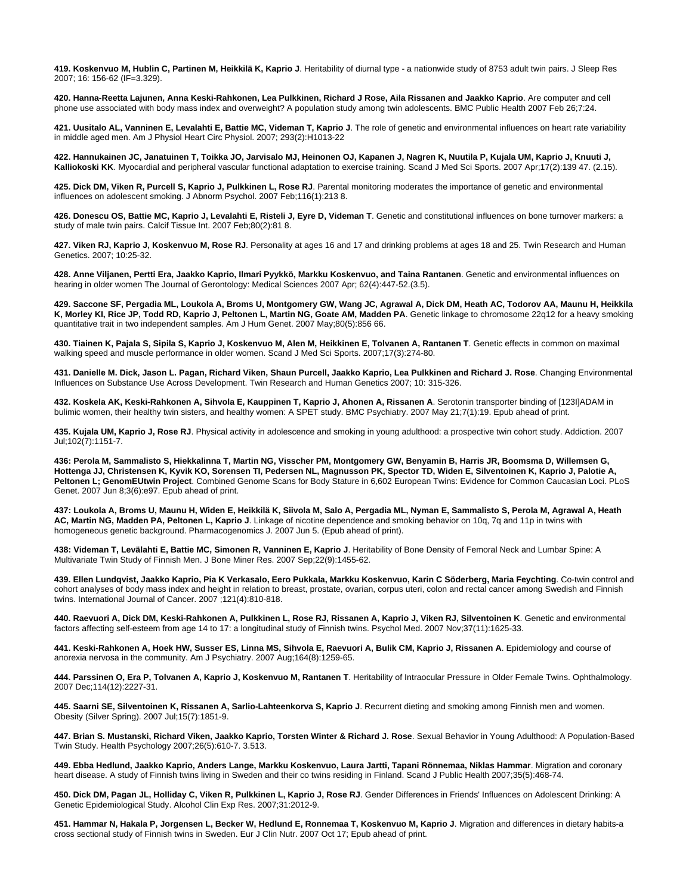**419. Koskenvuo M, Hublin C, Partinen M, Heikkilä K, Kaprio J**. Heritability of diurnal type - a nationwide study of 8753 adult twin pairs. J Sleep Res 2007; 16: 156-62 (IF=3.329).

**420. Hanna-Reetta Lajunen, Anna Keski-Rahkonen, Lea Pulkkinen, Richard J Rose, Aila Rissanen and Jaakko Kaprio**. Are computer and cell phone use associated with body mass index and overweight? A population study among twin adolescents. BMC Public Health 2007 Feb 26;7:24.

**421. Uusitalo AL, Vanninen E, Levalahti E, Battie MC, Videman T, Kaprio J**. The role of genetic and environmental influences on heart rate variability in middle aged men. Am J Physiol Heart Circ Physiol. 2007; 293(2):H1013-22

**422. Hannukainen JC, Janatuinen T, Toikka JO, Jarvisalo MJ, Heinonen OJ, Kapanen J, Nagren K, Nuutila P, Kujala UM, Kaprio J, Knuuti J, Kalliokoski KK**. Myocardial and peripheral vascular functional adaptation to exercise training. Scand J Med Sci Sports. 2007 Apr;17(2):139 47. (2.15).

**425. Dick DM, Viken R, Purcell S, Kaprio J, Pulkkinen L, Rose RJ**. Parental monitoring moderates the importance of genetic and environmental influences on adolescent smoking. J Abnorm Psychol. 2007 Feb;116(1):213 8.

**426. Donescu OS, Battie MC, Kaprio J, Levalahti E, Risteli J, Eyre D, Videman T**. Genetic and constitutional influences on bone turnover markers: a study of male twin pairs. Calcif Tissue Int. 2007 Feb;80(2):81 8.

**427. Viken RJ, Kaprio J, Koskenvuo M, Rose RJ**. Personality at ages 16 and 17 and drinking problems at ages 18 and 25. Twin Research and Human Genetics. 2007; 10:25-32.

**428. Anne Viljanen, Pertti Era, Jaakko Kaprio, Ilmari Pyykkö, Markku Koskenvuo, and Taina Rantanen**. Genetic and environmental influences on hearing in older women The Journal of Gerontology: Medical Sciences 2007 Apr; 62(4):447-52.(3.5).

**429. Saccone SF, Pergadia ML, Loukola A, Broms U, Montgomery GW, Wang JC, Agrawal A, Dick DM, Heath AC, Todorov AA, Maunu H, Heikkila K, Morley KI, Rice JP, Todd RD, Kaprio J, Peltonen L, Martin NG, Goate AM, Madden PA**. Genetic linkage to chromosome 22q12 for a heavy smoking quantitative trait in two independent samples. Am J Hum Genet. 2007 May;80(5):856 66.

**430. Tiainen K, Pajala S, Sipila S, Kaprio J, Koskenvuo M, Alen M, Heikkinen E, Tolvanen A, Rantanen T**. Genetic effects in common on maximal walking speed and muscle performance in older women. Scand J Med Sci Sports. 2007;17(3):274-80.

**431. Danielle M. Dick, Jason L. Pagan, Richard Viken, Shaun Purcell, Jaakko Kaprio, Lea Pulkkinen and Richard J. Rose**. Changing Environmental Influences on Substance Use Across Development. Twin Research and Human Genetics 2007; 10: 315-326.

**432. Koskela AK, Keski-Rahkonen A, Sihvola E, Kauppinen T, Kaprio J, Ahonen A, Rissanen A**. Serotonin transporter binding of [123I]ADAM in bulimic women, their healthy twin sisters, and healthy women: A SPET study. BMC Psychiatry. 2007 May 21;7(1):19. Epub ahead of print.

**435. Kujala UM, Kaprio J, Rose RJ**. Physical activity in adolescence and smoking in young adulthood: a prospective twin cohort study. Addiction. 2007 Jul;102(7):1151-7.

**436: Perola M, Sammalisto S, Hiekkalinna T, Martin NG, Visscher PM, Montgomery GW, Benyamin B, Harris JR, Boomsma D, Willemsen G, Hottenga JJ, Christensen K, Kyvik KO, Sorensen TI, Pedersen NL, Magnusson PK, Spector TD, Widen E, Silventoinen K, Kaprio J, Palotie A, Peltonen L; GenomEUtwin Project**. Combined Genome Scans for Body Stature in 6,602 European Twins: Evidence for Common Caucasian Loci. PLoS Genet. 2007 Jun 8;3(6):e97. Epub ahead of print.

**437: Loukola A, Broms U, Maunu H, Widen E, Heikkilä K, Siivola M, Salo A, Pergadia ML, Nyman E, Sammalisto S, Perola M, Agrawal A, Heath AC, Martin NG, Madden PA, Peltonen L, Kaprio J**. Linkage of nicotine dependence and smoking behavior on 10q, 7q and 11p in twins with homogeneous genetic background. Pharmacogenomics J. 2007 Jun 5. (Epub ahead of print).

**438: Videman T, Levälahti E, Battie MC, Simonen R, Vanninen E, Kaprio J**. Heritability of Bone Density of Femoral Neck and Lumbar Spine: A Multivariate Twin Study of Finnish Men. J Bone Miner Res. 2007 Sep;22(9):1455-62.

**439. Ellen Lundqvist, Jaakko Kaprio, Pia K Verkasalo, Eero Pukkala, Markku Koskenvuo, Karin C Söderberg, Maria Feychting**. Co-twin control and cohort analyses of body mass index and height in relation to breast, prostate, ovarian, corpus uteri, colon and rectal cancer among Swedish and Finnish twins. International Journal of Cancer. 2007 ;121(4):810-818.

**440. Raevuori A, Dick DM, Keski-Rahkonen A, Pulkkinen L, Rose RJ, Rissanen A, Kaprio J, Viken RJ, Silventoinen K**. Genetic and environmental factors affecting self-esteem from age 14 to 17: a longitudinal study of Finnish twins. Psychol Med. 2007 Nov;37(11):1625-33.

**441. Keski-Rahkonen A, Hoek HW, Susser ES, Linna MS, Sihvola E, Raevuori A, Bulik CM, Kaprio J, Rissanen A**. Epidemiology and course of anorexia nervosa in the community. Am J Psychiatry. 2007 Aug;164(8):1259-65.

**444. Parssinen O, Era P, Tolvanen A, Kaprio J, Koskenvuo M, Rantanen T**. Heritability of Intraocular Pressure in Older Female Twins. Ophthalmology. 2007 Dec;114(12):2227-31.

**445. Saarni SE, Silventoinen K, Rissanen A, Sarlio-Lahteenkorva S, Kaprio J**. Recurrent dieting and smoking among Finnish men and women. Obesity (Silver Spring). 2007 Jul;15(7):1851-9.

**447. Brian S. Mustanski, Richard Viken, Jaakko Kaprio, Torsten Winter & Richard J. Rose**. Sexual Behavior in Young Adulthood: A Population-Based Twin Study. Health Psychology 2007;26(5):610-7. 3.513.

**449. Ebba Hedlund, Jaakko Kaprio, Anders Lange, Markku Koskenvuo, Laura Jartti, Tapani Rönnemaa, Niklas Hammar**. Migration and coronary heart disease. A study of Finnish twins living in Sweden and their co twins residing in Finland. Scand J Public Health 2007;35(5):468-74.

**450. Dick DM, Pagan JL, Holliday C, Viken R, Pulkkinen L, Kaprio J, Rose RJ**. Gender Differences in Friends' Influences on Adolescent Drinking: A Genetic Epidemiological Study. Alcohol Clin Exp Res. 2007;31:2012-9.

**451. Hammar N, Hakala P, Jorgensen L, Becker W, Hedlund E, Ronnemaa T, Koskenvuo M, Kaprio J**. Migration and differences in dietary habits-a cross sectional study of Finnish twins in Sweden. Eur J Clin Nutr. 2007 Oct 17; Epub ahead of print.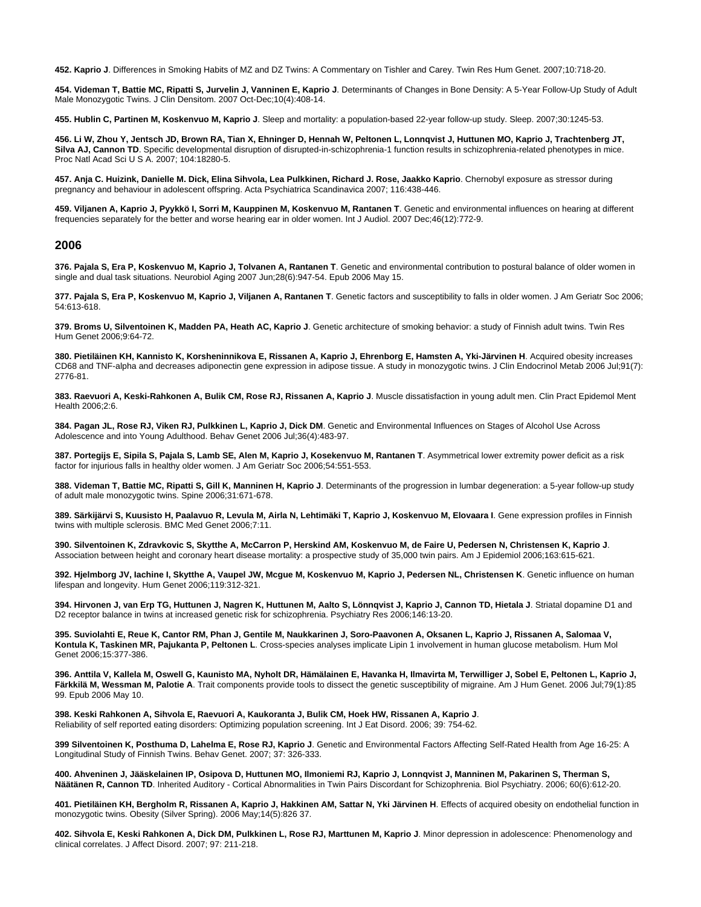**452. Kaprio J**. Differences in Smoking Habits of MZ and DZ Twins: A Commentary on Tishler and Carey. Twin Res Hum Genet. 2007;10:718-20.

**454. Videman T, Battie MC, Ripatti S, Jurvelin J, Vanninen E, Kaprio J**. Determinants of Changes in Bone Density: A 5-Year Follow-Up Study of Adult Male Monozygotic Twins. J Clin Densitom. 2007 Oct-Dec;10(4):408-14.

**455. Hublin C, Partinen M, Koskenvuo M, Kaprio J**. Sleep and mortality: a population-based 22-year follow-up study. Sleep. 2007;30:1245-53.

**456. Li W, Zhou Y, Jentsch JD, Brown RA, Tian X, Ehninger D, Hennah W, Peltonen L, Lonnqvist J, Huttunen MO, Kaprio J, Trachtenberg JT, Silva AJ, Cannon TD**. Specific developmental disruption of disrupted-in-schizophrenia-1 function results in schizophrenia-related phenotypes in mice. Proc Natl Acad Sci U S A. 2007; 104:18280-5.

**457. Anja C. Huizink, Danielle M. Dick, Elina Sihvola, Lea Pulkkinen, Richard J. Rose, Jaakko Kaprio**. Chernobyl exposure as stressor during pregnancy and behaviour in adolescent offspring. Acta Psychiatrica Scandinavica 2007; 116:438-446.

**459. Viljanen A, Kaprio J, Pyykkö I, Sorri M, Kauppinen M, Koskenvuo M, Rantanen T**. Genetic and environmental influences on hearing at different frequencies separately for the better and worse hearing ear in older women. Int J Audiol. 2007 Dec;46(12):772-9.

## 2006

**376. Pajala S, Era P, Koskenvuo M, Kaprio J, Tolvanen A, Rantanen T**. Genetic and environmental contribution to postural balance of older women in single and dual task situations. Neurobiol Aging 2007 Jun;28(6):947-54. Epub 2006 May 15.

**377. Pajala S, Era P, Koskenvuo M, Kaprio J, Viljanen A, Rantanen T**. Genetic factors and susceptibility to falls in older women. J Am Geriatr Soc 2006; 54:613-618.

**379. Broms U, Silventoinen K, Madden PA, Heath AC, Kaprio J**. Genetic architecture of smoking behavior: a study of Finnish adult twins. Twin Res Hum Genet 2006;9:64-72.

**380. Pietiläinen KH, Kannisto K, Korsheninnikova E, Rissanen A, Kaprio J, Ehrenborg E, Hamsten A, Yki-Järvinen H**. Acquired obesity increases CD68 and TNF-alpha and decreases adiponectin gene expression in adipose tissue. A study in monozygotic twins. J Clin Endocrinol Metab 2006 Jul;91(7): 2776-81.

**383. Raevuori A, Keski-Rahkonen A, Bulik CM, Rose RJ, Rissanen A, Kaprio J**. Muscle dissatisfaction in young adult men. Clin Pract Epidemol Ment Health 2006;2:6.

**384. Pagan JL, Rose RJ, Viken RJ, Pulkkinen L, Kaprio J, Dick DM**. Genetic and Environmental Influences on Stages of Alcohol Use Across Adolescence and into Young Adulthood. Behav Genet 2006 Jul;36(4):483-97.

**387. Portegijs E, Sipila S, Pajala S, Lamb SE, Alen M, Kaprio J, Kosekenvuo M, Rantanen T**. Asymmetrical lower extremity power deficit as a risk factor for injurious falls in healthy older women. J Am Geriatr Soc 2006;54:551-553.

**388. Videman T, Battie MC, Ripatti S, Gill K, Manninen H, Kaprio J**. Determinants of the progression in lumbar degeneration: a 5-year follow-up study of adult male monozygotic twins. Spine 2006;31:671-678.

**389. Särkijärvi S, Kuusisto H, Paalavuo R, Levula M, Airla N, Lehtimäki T, Kaprio J, Koskenvuo M, Elovaara I**. Gene expression profiles in Finnish twins with multiple sclerosis. BMC Med Genet 2006;7:11.

**390. Silventoinen K, Zdravkovic S, Skytthe A, McCarron P, Herskind AM, Koskenvuo M, de Faire U, Pedersen N, Christensen K, Kaprio J**. Association between height and coronary heart disease mortality: a prospective study of 35,000 twin pairs. Am J Epidemiol 2006;163:615-621.

**392. Hjelmborg JV, Iachine I, Skytthe A, Vaupel JW, Mcgue M, Koskenvuo M, Kaprio J, Pedersen NL, Christensen K**. Genetic influence on human lifespan and longevity. Hum Genet 2006;119:312-321.

**394. Hirvonen J, van Erp TG, Huttunen J, Nagren K, Huttunen M, Aalto S, Lönnqvist J, Kaprio J, Cannon TD, Hietala J**. Striatal dopamine D1 and D2 receptor balance in twins at increased genetic risk for schizophrenia. Psychiatry Res 2006;146:13-20.

**395. Suviolahti E, Reue K, Cantor RM, Phan J, Gentile M, Naukkarinen J, Soro-Paavonen A, Oksanen L, Kaprio J, Rissanen A, Salomaa V, Kontula K, Taskinen MR, Pajukanta P, Peltonen L**. Cross-species analyses implicate Lipin 1 involvement in human glucose metabolism. Hum Mol Genet 2006;15:377-386.

**396. Anttila V, Kallela M, Oswell G, Kaunisto MA, Nyholt DR, Hämälainen E, Havanka H, Ilmavirta M, Terwilliger J, Sobel E, Peltonen L, Kaprio J, Färkkilä M, Wessman M, Palotie A**. Trait components provide tools to dissect the genetic susceptibility of migraine. Am J Hum Genet. 2006 Jul;79(1):85 99. Epub 2006 May 10.

**398. Keski Rahkonen A, Sihvola E, Raevuori A, Kaukoranta J, Bulik CM, Hoek HW, Rissanen A, Kaprio J**. Reliability of self reported eating disorders: Optimizing population screening. Int J Eat Disord. 2006; 39: 754-62.

**399 Silventoinen K, Posthuma D, Lahelma E, Rose RJ, Kaprio J**. Genetic and Environmental Factors Affecting Self-Rated Health from Age 16-25: A Longitudinal Study of Finnish Twins. Behav Genet. 2007; 37: 326-333.

**400. Ahveninen J, Jääskelainen IP, Osipova D, Huttunen MO, Ilmoniemi RJ, Kaprio J, Lonnqvist J, Manninen M, Pakarinen S, Therman S, Näätänen R, Cannon TD**. Inherited Auditory - Cortical Abnormalities in Twin Pairs Discordant for Schizophrenia. Biol Psychiatry. 2006; 60(6):612-20.

**401. Pietiläinen KH, Bergholm R, Rissanen A, Kaprio J, Hakkinen AM, Sattar N, Yki Järvinen H**. Effects of acquired obesity on endothelial function in monozygotic twins. Obesity (Silver Spring). 2006 May;14(5):826 37.

**402. Sihvola E, Keski Rahkonen A, Dick DM, Pulkkinen L, Rose RJ, Marttunen M, Kaprio J**. Minor depression in adolescence: Phenomenology and clinical correlates. J Affect Disord. 2007; 97: 211-218.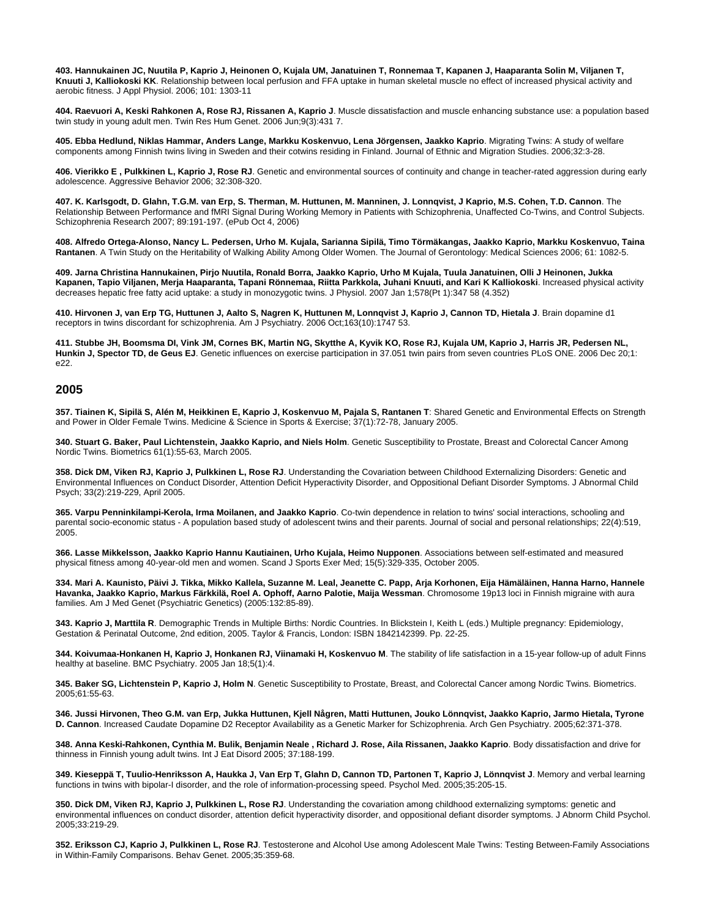**403. Hannukainen JC, Nuutila P, Kaprio J, Heinonen O, Kujala UM, Janatuinen T, Ronnemaa T, Kapanen J, Haaparanta Solin M, Viljanen T, Knuuti J, Kalliokoski KK**. Relationship between local perfusion and FFA uptake in human skeletal muscle no effect of increased physical activity and aerobic fitness. J Appl Physiol. 2006; 101: 1303-11

**404. Raevuori A, Keski Rahkonen A, Rose RJ, Rissanen A, Kaprio J**. Muscle dissatisfaction and muscle enhancing substance use: a population based twin study in young adult men. Twin Res Hum Genet. 2006 Jun;9(3):431 7.

**405. Ebba Hedlund, Niklas Hammar, Anders Lange, Markku Koskenvuo, Lena Jörgensen, Jaakko Kaprio**. Migrating Twins: A study of welfare components among Finnish twins living in Sweden and their cotwins residing in Finland. Journal of Ethnic and Migration Studies. 2006;32:3-28.

**406. Vierikko E , Pulkkinen L, Kaprio J, Rose RJ**. Genetic and environmental sources of continuity and change in teacher-rated aggression during early adolescence. Aggressive Behavior 2006; 32:308-320.

**407. K. Karlsgodt, D. Glahn, T.G.M. van Erp, S. Therman, M. Huttunen, M. Manninen, J. Lonnqvist, J Kaprio, M.S. Cohen, T.D. Cannon**. The Relationship Between Performance and fMRI Signal During Working Memory in Patients with Schizophrenia, Unaffected Co-Twins, and Control Subjects. Schizophrenia Research 2007; 89:191-197. (ePub Oct 4, 2006)

**408. Alfredo Ortega-Alonso, Nancy L. Pedersen, Urho M. Kujala, Sarianna Sipilä, Timo Törmäkangas, Jaakko Kaprio, Markku Koskenvuo, Taina Rantanen**. A Twin Study on the Heritability of Walking Ability Among Older Women. The Journal of Gerontology: Medical Sciences 2006; 61: 1082-5.

**409. Jarna Christina Hannukainen, Pirjo Nuutila, Ronald Borra, Jaakko Kaprio, Urho M Kujala, Tuula Janatuinen, Olli J Heinonen, Jukka Kapanen, Tapio Viljanen, Merja Haaparanta, Tapani Rönnemaa, Riitta Parkkola, Juhani Knuuti, and Kari K Kalliokoski**. Increased physical activity decreases hepatic free fatty acid uptake: a study in monozygotic twins. J Physiol. 2007 Jan 1;578(Pt 1):347 58 (4.352)

**410. Hirvonen J, van Erp TG, Huttunen J, Aalto S, Nagren K, Huttunen M, Lonnqvist J, Kaprio J, Cannon TD, Hietala J**. Brain dopamine d1 receptors in twins discordant for schizophrenia. Am J Psychiatry. 2006 Oct;163(10):1747 53.

**411. Stubbe JH, Boomsma DI, Vink JM, Cornes BK, Martin NG, Skytthe A, Kyvik KO, Rose RJ, Kujala UM, Kaprio J, Harris JR, Pedersen NL, Hunkin J, Spector TD, de Geus EJ**. Genetic influences on exercise participation in 37.051 twin pairs from seven countries PLoS ONE. 2006 Dec 20;1: e22.

## 2005

**357. Tiainen K, Sipilä S, Alén M, Heikkinen E, Kaprio J, Koskenvuo M, Pajala S, Rantanen T**: Shared Genetic and Environmental Effects on Strength and Power in Older Female Twins. Medicine & Science in Sports & Exercise; 37(1):72-78, January 2005.

**340. Stuart G. Baker, Paul Lichtenstein, Jaakko Kaprio, and Niels Holm**. Genetic Susceptibility to Prostate, Breast and Colorectal Cancer Among Nordic Twins. Biometrics 61(1):55-63, March 2005.

**358. Dick DM, Viken RJ, Kaprio J, Pulkkinen L, Rose RJ**. Understanding the Covariation between Childhood Externalizing Disorders: Genetic and Environmental Influences on Conduct Disorder, Attention Deficit Hyperactivity Disorder, and Oppositional Defiant Disorder Symptoms. J Abnormal Child Psych; 33(2):219-229, April 2005.

**365. Varpu Penninkilampi-Kerola, Irma Moilanen, and Jaakko Kaprio**. Co-twin dependence in relation to twins' social interactions, schooling and parental socio-economic status - A population based study of adolescent twins and their parents. Journal of social and personal relationships; 22(4):519, 2005.

**366. Lasse Mikkelsson, Jaakko Kaprio Hannu Kautiainen, Urho Kujala, Heimo Nupponen**. Associations between self-estimated and measured physical fitness among 40-year-old men and women. Scand J Sports Exer Med; 15(5):329-335, October 2005.

**334. Mari A. Kaunisto, Päivi J. Tikka, Mikko Kallela, Suzanne M. Leal, Jeanette C. Papp, Arja Korhonen, Eija Hämäläinen, Hanna Harno, Hannele Havanka, Jaakko Kaprio, Markus Färkkilä, Roel A. Ophoff, Aarno Palotie, Maija Wessman**. Chromosome 19p13 loci in Finnish migraine with aura families. Am J Med Genet (Psychiatric Genetics) (2005:132:85-89).

**343. Kaprio J, Marttila R**. Demographic Trends in Multiple Births: Nordic Countries. In Blickstein I, Keith L (eds.) Multiple pregnancy: Epidemiology, Gestation & Perinatal Outcome, 2nd edition, 2005. Taylor & Francis, London: ISBN 1842142399. Pp. 22-25.

**344. Koivumaa-Honkanen H, Kaprio J, Honkanen RJ, Viinamaki H, Koskenvuo M**. The stability of life satisfaction in a 15-year follow-up of adult Finns healthy at baseline. BMC Psychiatry. 2005 Jan 18;5(1):4.

**345. Baker SG, Lichtenstein P, Kaprio J, Holm N**. Genetic Susceptibility to Prostate, Breast, and Colorectal Cancer among Nordic Twins. Biometrics. 2005;61:55-63.

**346. Jussi Hirvonen, Theo G.M. van Erp, Jukka Huttunen, Kjell Någren, Matti Huttunen, Jouko Lönnqvist, Jaakko Kaprio, Jarmo Hietala, Tyrone D. Cannon**. Increased Caudate Dopamine D2 Receptor Availability as a Genetic Marker for Schizophrenia. Arch Gen Psychiatry. 2005;62:371-378.

**348. Anna Keski-Rahkonen, Cynthia M. Bulik, Benjamin Neale , Richard J. Rose, Aila Rissanen, Jaakko Kaprio**. Body dissatisfaction and drive for thinness in Finnish young adult twins. Int J Eat Disord 2005; 37:188-199.

**349. Kieseppä T, Tuulio-Henriksson A, Haukka J, Van Erp T, Glahn D, Cannon TD, Partonen T, Kaprio J, Lönnqvist J**. Memory and verbal learning functions in twins with bipolar-I disorder, and the role of information-processing speed. Psychol Med. 2005;35:205-15.

**350. Dick DM, Viken RJ, Kaprio J, Pulkkinen L, Rose RJ**. Understanding the covariation among childhood externalizing symptoms: genetic and environmental influences on conduct disorder, attention deficit hyperactivity disorder, and oppositional defiant disorder symptoms. J Abnorm Child Psychol. 2005;33:219-29.

**352. Eriksson CJ, Kaprio J, Pulkkinen L, Rose RJ**. Testosterone and Alcohol Use among Adolescent Male Twins: Testing Between-Family Associations in Within-Family Comparisons. Behav Genet. 2005;35:359-68.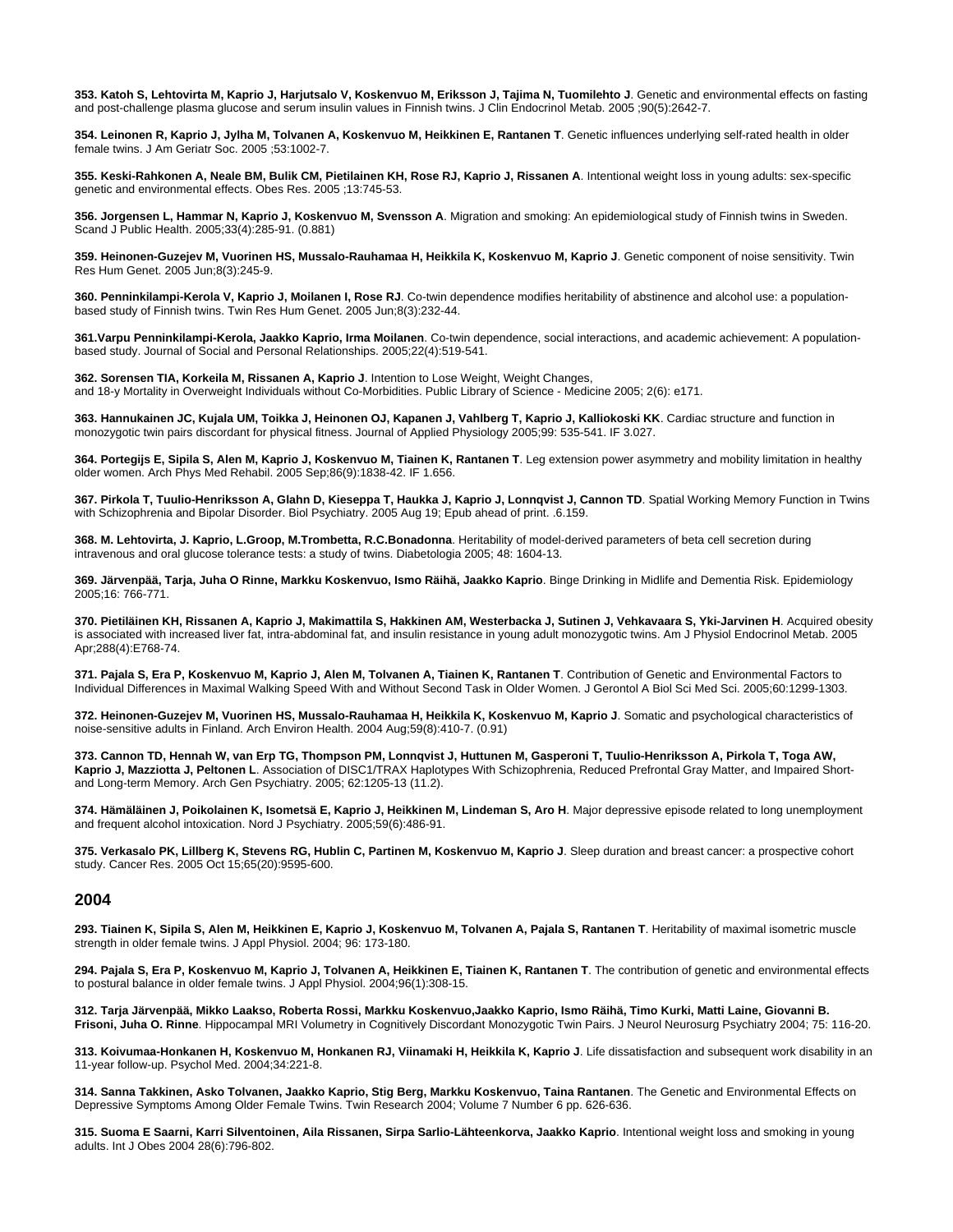**353. Katoh S, Lehtovirta M, Kaprio J, Harjutsalo V, Koskenvuo M, Eriksson J, Tajima N, Tuomilehto J**. Genetic and environmental effects on fasting and post-challenge plasma glucose and serum insulin values in Finnish twins. J Clin Endocrinol Metab. 2005 ;90(5):2642-7.

**354. Leinonen R, Kaprio J, Jylha M, Tolvanen A, Koskenvuo M, Heikkinen E, Rantanen T**. Genetic influences underlying self-rated health in older female twins. J Am Geriatr Soc. 2005 ;53:1002-7.

**355. Keski-Rahkonen A, Neale BM, Bulik CM, Pietilainen KH, Rose RJ, Kaprio J, Rissanen A**. Intentional weight loss in young adults: sex-specific genetic and environmental effects. Obes Res. 2005 ;13:745-53.

**356. Jorgensen L, Hammar N, Kaprio J, Koskenvuo M, Svensson A**. Migration and smoking: An epidemiological study of Finnish twins in Sweden. Scand J Public Health. 2005;33(4):285-91. (0.881)

**359. Heinonen-Guzejev M, Vuorinen HS, Mussalo-Rauhamaa H, Heikkila K, Koskenvuo M, Kaprio J**. Genetic component of noise sensitivity. Twin Res Hum Genet. 2005 Jun;8(3):245-9.

**360. Penninkilampi-Kerola V, Kaprio J, Moilanen I, Rose RJ**. Co-twin dependence modifies heritability of abstinence and alcohol use: a population-based study of Finnish twins. Twin Res Hum Genet. 2005 Jun;8(3):232-44.

**361.Varpu Penninkilampi-Kerola, Jaakko Kaprio, Irma Moilanen**. Co-twin dependence, social interactions, and academic achievement: A population-based study. Journal of Social and Personal Relationships. 2005;22(4):519-541.

**362. Sorensen TIA, Korkeila M, Rissanen A, Kaprio J**. Intention to Lose Weight, Weight Changes, and 18-y Mortality in Overweight Individuals without Co-Morbidities. Public Library of Science - Medicine 2005; 2(6): e171.

**363. Hannukainen JC, Kujala UM, Toikka J, Heinonen OJ, Kapanen J, Vahlberg T, Kaprio J, Kalliokoski KK**. Cardiac structure and function in monozygotic twin pairs discordant for physical fitness. Journal of Applied Physiology 2005;99: 535-541. IF 3.027.

**364. Portegijs E, Sipila S, Alen M, Kaprio J, Koskenvuo M, Tiainen K, Rantanen T**. Leg extension power asymmetry and mobility limitation in healthy older women. Arch Phys Med Rehabil. 2005 Sep;86(9):1838-42. IF 1.656.

**367. Pirkola T, Tuulio-Henriksson A, Glahn D, Kieseppa T, Haukka J, Kaprio J, Lonnqvist J, Cannon TD**. Spatial Working Memory Function in Twins with Schizophrenia and Bipolar Disorder. Biol Psychiatry. 2005 Aug 19; Epub ahead of print. .6.159.

**368. M. Lehtovirta, J. Kaprio, L.Groop, M.Trombetta, R.C.Bonadonna**. Heritability of model-derived parameters of beta cell secretion during intravenous and oral glucose tolerance tests: a study of twins. Diabetologia 2005; 48: 1604-13.

**369. Järvenpää, Tarja, Juha O Rinne, Markku Koskenvuo, Ismo Räihä, Jaakko Kaprio**. Binge Drinking in Midlife and Dementia Risk. Epidemiology 2005;16: 766-771.

**370. Pietiläinen KH, Rissanen A, Kaprio J, Makimattila S, Hakkinen AM, Westerbacka J, Sutinen J, Vehkavaara S, Yki-Jarvinen H**. Acquired obesity is associated with increased liver fat, intra-abdominal fat, and insulin resistance in young adult monozygotic twins. Am J Physiol Endocrinol Metab. 2005 Apr;288(4):E768-74.

**371. Pajala S, Era P, Koskenvuo M, Kaprio J, Alen M, Tolvanen A, Tiainen K, Rantanen T**. Contribution of Genetic and Environmental Factors to Individual Differences in Maximal Walking Speed With and Without Second Task in Older Women. J Gerontol A Biol Sci Med Sci. 2005;60:1299-1303.

**372. Heinonen-Guzejev M, Vuorinen HS, Mussalo-Rauhamaa H, Heikkila K, Koskenvuo M, Kaprio J**. Somatic and psychological characteristics of noise-sensitive adults in Finland. Arch Environ Health. 2004 Aug;59(8):410-7. (0.91)

**373. Cannon TD, Hennah W, van Erp TG, Thompson PM, Lonnqvist J, Huttunen M, Gasperoni T, Tuulio-Henriksson A, Pirkola T, Toga AW, Kaprio J, Mazziotta J, Peltonen L**. Association of DISC1/TRAX Haplotypes With Schizophrenia, Reduced Prefrontal Gray Matter, and Impaired Short- and Long-term Memory. Arch Gen Psychiatry. 2005; 62:1205-13 (11.2).

**374. Hämäläinen J, Poikolainen K, Isometsä E, Kaprio J, Heikkinen M, Lindeman S, Aro H**. Major depressive episode related to long unemployment and frequent alcohol intoxication. Nord J Psychiatry. 2005;59(6):486-91.

**375. Verkasalo PK, Lillberg K, Stevens RG, Hublin C, Partinen M, Koskenvuo M, Kaprio J**. Sleep duration and breast cancer: a prospective cohort study. Cancer Res. 2005 Oct 15;65(20):9595-600.

## 2004

**293. Tiainen K, Sipila S, Alen M, Heikkinen E, Kaprio J, Koskenvuo M, Tolvanen A, Pajala S, Rantanen T**. Heritability of maximal isometric muscle strength in older female twins. J Appl Physiol. 2004; 96: 173-180.

**294. Pajala S, Era P, Koskenvuo M, Kaprio J, Tolvanen A, Heikkinen E, Tiainen K, Rantanen T**. The contribution of genetic and environmental effects to postural balance in older female twins. J Appl Physiol. 2004;96(1):308-15.

**312. Tarja Järvenpää, Mikko Laakso, Roberta Rossi, Markku Koskenvuo,Jaakko Kaprio, Ismo Räihä, Timo Kurki, Matti Laine, Giovanni B. Frisoni, Juha O. Rinne**. Hippocampal MRI Volumetry in Cognitively Discordant Monozygotic Twin Pairs. J Neurol Neurosurg Psychiatry 2004; 75: 116-20.

**313. Koivumaa-Honkanen H, Koskenvuo M, Honkanen RJ, Viinamaki H, Heikkila K, Kaprio J**. Life dissatisfaction and subsequent work disability in an 11-year follow-up. Psychol Med. 2004;34:221-8.

**314. Sanna Takkinen, Asko Tolvanen, Jaakko Kaprio, Stig Berg, Markku Koskenvuo, Taina Rantanen**. The Genetic and Environmental Effects on Depressive Symptoms Among Older Female Twins. Twin Research 2004; Volume 7 Number 6 pp. 626-636.

**315. Suoma E Saarni, Karri Silventoinen, Aila Rissanen, Sirpa Sarlio-Lähteenkorva, Jaakko Kaprio**. Intentional weight loss and smoking in young adults. Int J Obes 2004 28(6):796-802.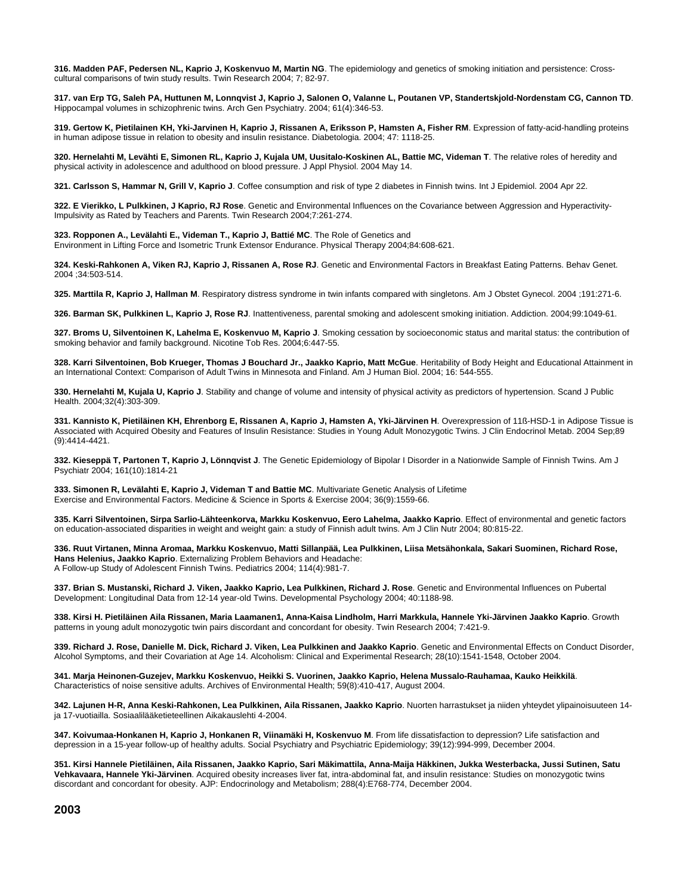**316. Madden PAF, Pedersen NL, Kaprio J, Koskenvuo M, Martin NG**. The epidemiology and genetics of smoking initiation and persistence: Cross-cultural comparisons of twin study results. Twin Research 2004; 7; 82-97.

**317. van Erp TG, Saleh PA, Huttunen M, Lonnqvist J, Kaprio J, Salonen O, Valanne L, Poutanen VP, Standertskjold-Nordenstam CG, Cannon TD**. Hippocampal volumes in schizophrenic twins. Arch Gen Psychiatry. 2004; 61(4):346-53.

**319. Gertow K, Pietilainen KH, Yki-Jarvinen H, Kaprio J, Rissanen A, Eriksson P, Hamsten A, Fisher RM**. Expression of fatty-acid-handling proteins in human adipose tissue in relation to obesity and insulin resistance. Diabetologia. 2004; 47: 1118-25.

**320. Hernelahti M, Levähti E, Simonen RL, Kaprio J, Kujala UM, Uusitalo-Koskinen AL, Battie MC, Videman T**. The relative roles of heredity and physical activity in adolescence and adulthood on blood pressure. J Appl Physiol. 2004 May 14.

**321. Carlsson S, Hammar N, Grill V, Kaprio J**. Coffee consumption and risk of type 2 diabetes in Finnish twins. Int J Epidemiol. 2004 Apr 22.

**322. E Vierikko, L Pulkkinen, J Kaprio, RJ Rose**. Genetic and Environmental Influences on the Covariance between Aggression and Hyperactivity-Impulsivity as Rated by Teachers and Parents. Twin Research 2004;7:261-274.

**323. Ropponen A., Levälahti E., Videman T., Kaprio J, Battié MC**. The Role of Genetics and Environment in Lifting Force and Isometric Trunk Extensor Endurance. Physical Therapy 2004;84:608-621.

**324. Keski-Rahkonen A, Viken RJ, Kaprio J, Rissanen A, Rose RJ**. Genetic and Environmental Factors in Breakfast Eating Patterns. Behav Genet. 2004 ;34:503-514.

**325. Marttila R, Kaprio J, Hallman M**. Respiratory distress syndrome in twin infants compared with singletons. Am J Obstet Gynecol. 2004 ;191:271-6.

**326. Barman SK, Pulkkinen L, Kaprio J, Rose RJ**. Inattentiveness, parental smoking and adolescent smoking initiation. Addiction. 2004;99:1049-61.

**327. Broms U, Silventoinen K, Lahelma E, Koskenvuo M, Kaprio J**. Smoking cessation by socioeconomic status and marital status: the contribution of smoking behavior and family background. Nicotine Tob Res. 2004;6:447-55.

**328. Karri Silventoinen, Bob Krueger, Thomas J Bouchard Jr., Jaakko Kaprio, Matt McGue**. Heritability of Body Height and Educational Attainment in an International Context: Comparison of Adult Twins in Minnesota and Finland. Am J Human Biol. 2004; 16: 544-555.

**330. Hernelahti M, Kujala U, Kaprio J**. Stability and change of volume and intensity of physical activity as predictors of hypertension. Scand J Public Health. 2004;32(4):303-309.

**331. Kannisto K, Pietiläinen KH, Ehrenborg E, Rissanen A, Kaprio J, Hamsten A, Yki-Järvinen H**. Overexpression of 11ß-HSD-1 in Adipose Tissue is Associated with Acquired Obesity and Features of Insulin Resistance: Studies in Young Adult Monozygotic Twins. J Clin Endocrinol Metab. 2004 Sep;89 (9):4414-4421.

**332. Kieseppä T, Partonen T, Kaprio J, Lönnqvist J**. The Genetic Epidemiology of Bipolar I Disorder in a Nationwide Sample of Finnish Twins. Am J Psychiatr 2004; 161(10):1814-21

**333. Simonen R, Levälahti E, Kaprio J, Videman T and Battie MC**. Multivariate Genetic Analysis of Lifetime Exercise and Environmental Factors. Medicine & Science in Sports & Exercise 2004; 36(9):1559-66.

**335. Karri Silventoinen, Sirpa Sarlio-Lähteenkorva, Markku Koskenvuo, Eero Lahelma, Jaakko Kaprio**. Effect of environmental and genetic factors on education-associated disparities in weight and weight gain: a study of Finnish adult twins. Am J Clin Nutr 2004; 80:815-22.

**336. Ruut Virtanen, Minna Aromaa, Markku Koskenvuo, Matti Sillanpää, Lea Pulkkinen, Liisa Metsähonkala, Sakari Suominen, Richard Rose, Hans Helenius, Jaakko Kaprio**. Externalizing Problem Behaviors and Headache: A Follow-up Study of Adolescent Finnish Twins. Pediatrics 2004; 114(4):981-7.

**337. Brian S. Mustanski, Richard J. Viken, Jaakko Kaprio, Lea Pulkkinen, Richard J. Rose**. Genetic and Environmental Influences on Pubertal Development: Longitudinal Data from 12-14 year-old Twins. Developmental Psychology 2004; 40:1188-98.

**338. Kirsi H. Pietiläinen Aila Rissanen, Maria Laamanen1, Anna-Kaisa Lindholm, Harri Markkula, Hannele Yki-Järvinen Jaakko Kaprio**. Growth patterns in young adult monozygotic twin pairs discordant and concordant for obesity. Twin Research 2004; 7:421-9.

**339. Richard J. Rose, Danielle M. Dick, Richard J. Viken, Lea Pulkkinen and Jaakko Kaprio**. Genetic and Environmental Effects on Conduct Disorder, Alcohol Symptoms, and their Covariation at Age 14. Alcoholism: Clinical and Experimental Research; 28(10):1541-1548, October 2004.

**341. Marja Heinonen-Guzejev, Markku Koskenvuo, Heikki S. Vuorinen, Jaakko Kaprio, Helena Mussalo-Rauhamaa, Kauko Heikkilä**. Characteristics of noise sensitive adults. Archives of Environmental Health; 59(8):410-417, August 2004.

**342. Lajunen H-R, Anna Keski-Rahkonen, Lea Pulkkinen, Aila Rissanen, Jaakko Kaprio**. Nuorten harrastukset ja niiden yhteydet ylipainoisuuteen 14- ja 17-vuotiailla. Sosiaalilääketieteellinen Aikakauslehti 4-2004.

**347. Koivumaa-Honkanen H, Kaprio J, Honkanen R, Viinamäki H, Koskenvuo M**. From life dissatisfaction to depression? Life satisfaction and depression in a 15-year follow-up of healthy adults. Social Psychiatry and Psychiatric Epidemiology; 39(12):994-999, December 2004.

**351. Kirsi Hannele Pietiläinen, Aila Rissanen, Jaakko Kaprio, Sari Mäkimattila, Anna-Maija Häkkinen, Jukka Westerbacka, Jussi Sutinen, Satu Vehkavaara, Hannele Yki-Järvinen**. Acquired obesity increases liver fat, intra-abdominal fat, and insulin resistance: Studies on monozygotic twins discordant and concordant for obesity. AJP: Endocrinology and Metabolism; 288(4):E768-774, December 2004.

## 2003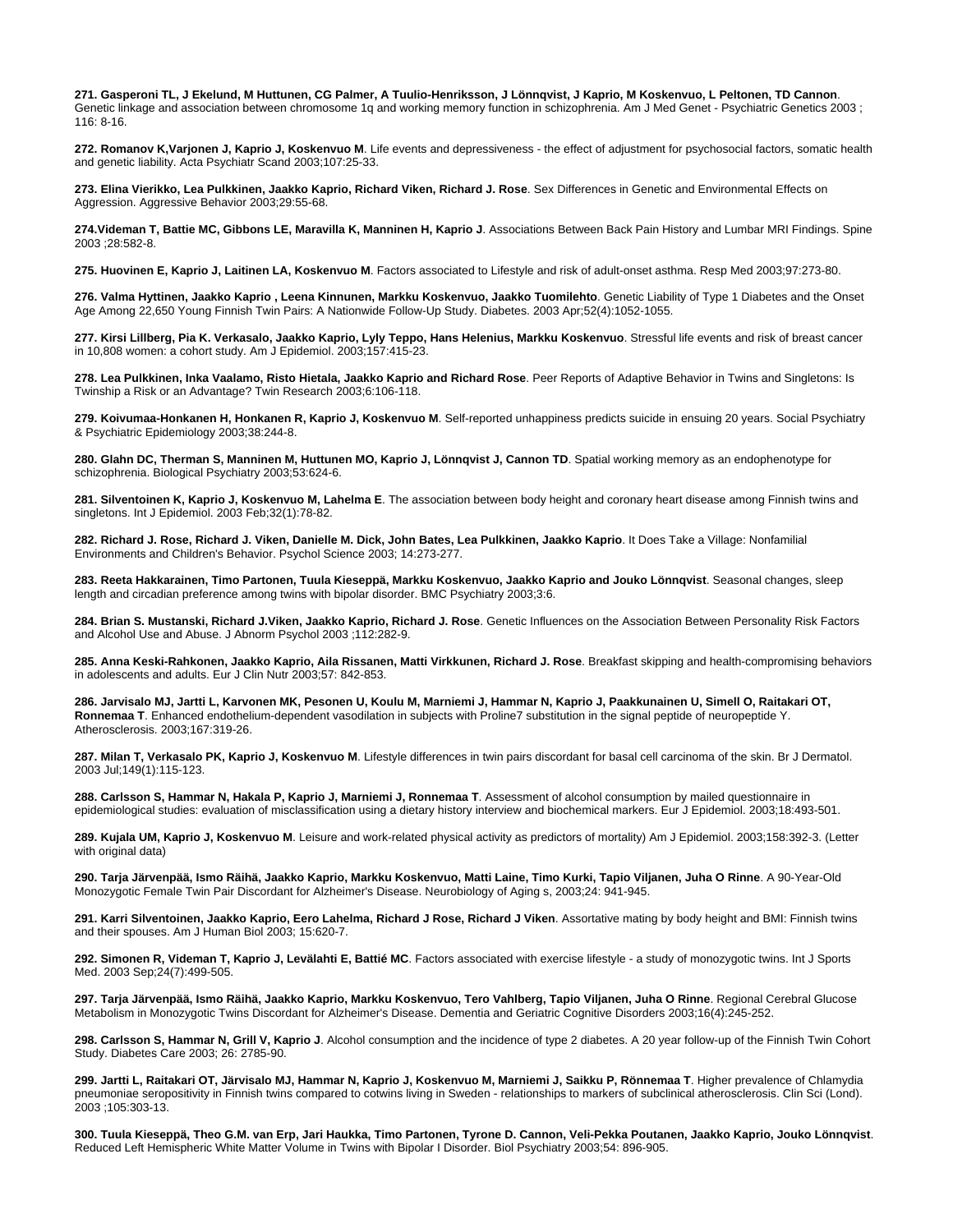**271. Gasperoni TL, J Ekelund, M Huttunen, CG Palmer, A Tuulio-Henriksson, J Lönnqvist, J Kaprio, M Koskenvuo, L Peltonen, TD Cannon**. Genetic linkage and association between chromosome 1q and working memory function in schizophrenia. Am J Med Genet - Psychiatric Genetics 2003 ; 116: 8-16.

**272. Romanov K,Varjonen J, Kaprio J, Koskenvuo M**. Life events and depressiveness - the effect of adjustment for psychosocial factors, somatic health and genetic liability. Acta Psychiatr Scand 2003;107:25-33.

**273. Elina Vierikko, Lea Pulkkinen, Jaakko Kaprio, Richard Viken, Richard J. Rose**. Sex Differences in Genetic and Environmental Effects on Aggression. Aggressive Behavior 2003;29:55-68.

**274.Videman T, Battie MC, Gibbons LE, Maravilla K, Manninen H, Kaprio J**. Associations Between Back Pain History and Lumbar MRI Findings. Spine 2003 ;28:582-8.

**275. Huovinen E, Kaprio J, Laitinen LA, Koskenvuo M**. Factors associated to Lifestyle and risk of adult-onset asthma. Resp Med 2003;97:273-80.

**276. Valma Hyttinen, Jaakko Kaprio , Leena Kinnunen, Markku Koskenvuo, Jaakko Tuomilehto**. Genetic Liability of Type 1 Diabetes and the Onset Age Among 22,650 Young Finnish Twin Pairs: A Nationwide Follow-Up Study. Diabetes. 2003 Apr;52(4):1052-1055.

**277. Kirsi Lillberg, Pia K. Verkasalo, Jaakko Kaprio, Lyly Teppo, Hans Helenius, Markku Koskenvuo**. Stressful life events and risk of breast cancer in 10,808 women: a cohort study. Am J Epidemiol. 2003;157:415-23.

**278. Lea Pulkkinen, Inka Vaalamo, Risto Hietala, Jaakko Kaprio and Richard Rose**. Peer Reports of Adaptive Behavior in Twins and Singletons: Is Twinship a Risk or an Advantage? Twin Research 2003;6:106-118.

**279. Koivumaa-Honkanen H, Honkanen R, Kaprio J, Koskenvuo M**. Self-reported unhappiness predicts suicide in ensuing 20 years. Social Psychiatry & Psychiatric Epidemiology 2003;38:244-8.

**280. Glahn DC, Therman S, Manninen M, Huttunen MO, Kaprio J, Lönnqvist J, Cannon TD**. Spatial working memory as an endophenotype for schizophrenia. Biological Psychiatry 2003;53:624-6.

**281. Silventoinen K, Kaprio J, Koskenvuo M, Lahelma E**. The association between body height and coronary heart disease among Finnish twins and singletons. Int J Epidemiol. 2003 Feb;32(1):78-82.

**282. Richard J. Rose, Richard J. Viken, Danielle M. Dick, John Bates, Lea Pulkkinen, Jaakko Kaprio**. It Does Take a Village: Nonfamilial Environments and Children's Behavior. Psychol Science 2003; 14:273-277.

**283. Reeta Hakkarainen, Timo Partonen, Tuula Kieseppä, Markku Koskenvuo, Jaakko Kaprio and Jouko Lönnqvist**. Seasonal changes, sleep length and circadian preference among twins with bipolar disorder. BMC Psychiatry 2003;3:6.

**284. Brian S. Mustanski, Richard J.Viken, Jaakko Kaprio, Richard J. Rose**. Genetic Influences on the Association Between Personality Risk Factors and Alcohol Use and Abuse. J Abnorm Psychol 2003 ;112:282-9.

**285. Anna Keski-Rahkonen, Jaakko Kaprio, Aila Rissanen, Matti Virkkunen, Richard J. Rose**. Breakfast skipping and health-compromising behaviors in adolescents and adults. Eur J Clin Nutr 2003;57: 842-853.

**286. Jarvisalo MJ, Jartti L, Karvonen MK, Pesonen U, Koulu M, Marniemi J, Hammar N, Kaprio J, Paakkunainen U, Simell O, Raitakari OT, Ronnemaa T**. Enhanced endothelium-dependent vasodilation in subjects with Proline7 substitution in the signal peptide of neuropeptide Y. Atherosclerosis. 2003;167:319-26.

**287. Milan T, Verkasalo PK, Kaprio J, Koskenvuo M**. Lifestyle differences in twin pairs discordant for basal cell carcinoma of the skin. Br J Dermatol. 2003 Jul;149(1):115-123.

**288. Carlsson S, Hammar N, Hakala P, Kaprio J, Marniemi J, Ronnemaa T**. Assessment of alcohol consumption by mailed questionnaire in epidemiological studies: evaluation of misclassification using a dietary history interview and biochemical markers. Eur J Epidemiol. 2003;18:493-501.

**289. Kujala UM, Kaprio J, Koskenvuo M**. Leisure and work-related physical activity as predictors of mortality) Am J Epidemiol. 2003;158:392-3. (Letter with original data)

**290. Tarja Järvenpää, Ismo Räihä, Jaakko Kaprio, Markku Koskenvuo, Matti Laine, Timo Kurki, Tapio Viljanen, Juha O Rinne**. A 90-Year-Old Monozygotic Female Twin Pair Discordant for Alzheimer's Disease. Neurobiology of Aging s, 2003;24: 941-945.

**291. Karri Silventoinen, Jaakko Kaprio, Eero Lahelma, Richard J Rose, Richard J Viken**. Assortative mating by body height and BMI: Finnish twins and their spouses. Am J Human Biol 2003; 15:620-7.

**292. Simonen R, Videman T, Kaprio J, Levälahti E, Battié MC**. Factors associated with exercise lifestyle - a study of monozygotic twins. Int J Sports Med. 2003 Sep;24(7):499-505.

**297. Tarja Järvenpää, Ismo Räihä, Jaakko Kaprio, Markku Koskenvuo, Tero Vahlberg, Tapio Viljanen, Juha O Rinne**. Regional Cerebral Glucose Metabolism in Monozygotic Twins Discordant for Alzheimer's Disease. Dementia and Geriatric Cognitive Disorders 2003;16(4):245-252.

**298. Carlsson S, Hammar N, Grill V, Kaprio J**. Alcohol consumption and the incidence of type 2 diabetes. A 20 year follow-up of the Finnish Twin Cohort Study. Diabetes Care 2003; 26: 2785-90.

**299. Jartti L, Raitakari OT, Järvisalo MJ, Hammar N, Kaprio J, Koskenvuo M, Marniemi J, Saikku P, Rönnemaa T**. Higher prevalence of Chlamydia pneumoniae seropositivity in Finnish twins compared to cotwins living in Sweden - relationships to markers of subclinical atherosclerosis. Clin Sci (Lond). 2003 ;105:303-13.

**300. Tuula Kieseppä, Theo G.M. van Erp, Jari Haukka, Timo Partonen, Tyrone D. Cannon, Veli-Pekka Poutanen, Jaakko Kaprio, Jouko Lönnqvist**. Reduced Left Hemispheric White Matter Volume in Twins with Bipolar I Disorder. Biol Psychiatry 2003;54: 896-905.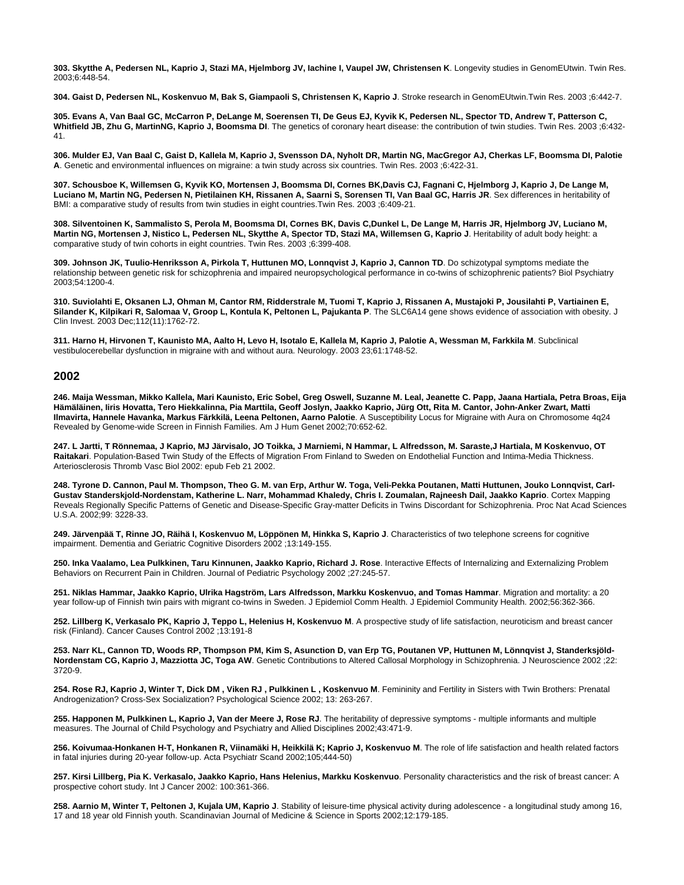**303. Skytthe A, Pedersen NL, Kaprio J, Stazi MA, Hjelmborg JV, Iachine I, Vaupel JW, Christensen K**. Longevity studies in GenomEUtwin. Twin Res. 2003;6:448-54.

**304. Gaist D, Pedersen NL, Koskenvuo M, Bak S, Giampaoli S, Christensen K, Kaprio J**. Stroke research in GenomEUtwin.Twin Res. 2003 ;6:442-7.

**305. Evans A, Van Baal GC, McCarron P, DeLange M, Soerensen TI, De Geus EJ, Kyvik K, Pedersen NL, Spector TD, Andrew T, Patterson C, Whitfield JB, Zhu G, MartinNG, Kaprio J, Boomsma DI**. The genetics of coronary heart disease: the contribution of twin studies. Twin Res. 2003 ;6:432-41.

**306. Mulder EJ, Van Baal C, Gaist D, Kallela M, Kaprio J, Svensson DA, Nyholt DR, Martin NG, MacGregor AJ, Cherkas LF, Boomsma DI, Palotie A**. Genetic and environmental influences on migraine: a twin study across six countries. Twin Res. 2003 ;6:422-31.

**307. Schousboe K, Willemsen G, Kyvik KO, Mortensen J, Boomsma DI, Cornes BK,Davis CJ, Fagnani C, Hjelmborg J, Kaprio J, De Lange M, Luciano M, Martin NG, Pedersen N, Pietilainen KH, Rissanen A, Saarni S, Sorensen TI, Van Baal GC, Harris JR**. Sex differences in heritability of BMI: a comparative study of results from twin studies in eight countries.Twin Res. 2003 ;6:409-21.

**308. Silventoinen K, Sammalisto S, Perola M, Boomsma DI, Cornes BK, Davis C,Dunkel L, De Lange M, Harris JR, Hjelmborg JV, Luciano M, Martin NG, Mortensen J, Nistico L, Pedersen NL, Skytthe A, Spector TD, Stazi MA, Willemsen G, Kaprio J**. Heritability of adult body height: a comparative study of twin cohorts in eight countries. Twin Res. 2003 ;6:399-408.

**309. Johnson JK, Tuulio-Henriksson A, Pirkola T, Huttunen MO, Lonnqvist J, Kaprio J, Cannon TD**. Do schizotypal symptoms mediate the relationship between genetic risk for schizophrenia and impaired neuropsychological performance in co-twins of schizophrenic patients? Biol Psychiatry 2003;54:1200-4.

**310. Suviolahti E, Oksanen LJ, Ohman M, Cantor RM, Ridderstrale M, Tuomi T, Kaprio J, Rissanen A, Mustajoki P, Jousilahti P, Vartiainen E, Silander K, Kilpikari R, Salomaa V, Groop L, Kontula K, Peltonen L, Pajukanta P**. The SLC6A14 gene shows evidence of association with obesity. J Clin Invest. 2003 Dec;112(11):1762-72.

**311. Harno H, Hirvonen T, Kaunisto MA, Aalto H, Levo H, Isotalo E, Kallela M, Kaprio J, Palotie A, Wessman M, Farkkila M**. Subclinical vestibulocerebellar dysfunction in migraine with and without aura. Neurology. 2003 23;61:1748-52.

## 2002

**246. Maija Wessman, Mikko Kallela, Mari Kaunisto, Eric Sobel, Greg Oswell, Suzanne M. Leal, Jeanette C. Papp, Jaana Hartiala, Petra Broas, Eija Hämäläinen, Iiris Hovatta, Tero Hiekkalinna, Pia Marttila, Geoff Joslyn, Jaakko Kaprio, Jürg Ott, Rita M. Cantor, John-Anker Zwart, Matti Ilmavirta, Hannele Havanka, Markus Färkkilä, Leena Peltonen, Aarno Palotie**. A Susceptibility Locus for Migraine with Aura on Chromosome 4q24 Revealed by Genome-wide Screen in Finnish Families. Am J Hum Genet 2002;70:652-62.

**247. L Jartti, T Rönnemaa, J Kaprio, MJ Järvisalo, JO Toikka, J Marniemi, N Hammar, L Alfredsson, M. Saraste,J Hartiala, M Koskenvuo, OT Raitakari**. Population-Based Twin Study of the Effects of Migration From Finland to Sweden on Endothelial Function and Intima-Media Thickness. Arteriosclerosis Thromb Vasc Biol 2002: epub Feb 21 2002.

**248. Tyrone D. Cannon, Paul M. Thompson, Theo G. M. van Erp, Arthur W. Toga, Veli-Pekka Poutanen, Matti Huttunen, Jouko Lonnqvist, Carl-Gustav Standerskjold-Nordenstam, Katherine L. Narr, Mohammad Khaledy, Chris I. Zoumalan, Rajneesh Dail, Jaakko Kaprio**. Cortex Mapping Reveals Regionally Specific Patterns of Genetic and Disease-Specific Gray-matter Deficits in Twins Discordant for Schizophrenia. Proc Nat Acad Sciences U.S.A. 2002;99: 3228-33.

**249. Järvenpää T, Rinne JO, Räihä I, Koskenvuo M, Löppönen M, Hinkka S, Kaprio J**. Characteristics of two telephone screens for cognitive impairment. Dementia and Geriatric Cognitive Disorders 2002 ;13:149-155.

**250. Inka Vaalamo, Lea Pulkkinen, Taru Kinnunen, Jaakko Kaprio, Richard J. Rose**. Interactive Effects of Internalizing and Externalizing Problem Behaviors on Recurrent Pain in Children. Journal of Pediatric Psychology 2002 ;27:245-57.

**251. Niklas Hammar, Jaakko Kaprio, Ulrika Hagström, Lars Alfredsson, Markku Koskenvuo, and Tomas Hammar**. Migration and mortality: a 20 year follow-up of Finnish twin pairs with migrant co-twins in Sweden. J Epidemiol Comm Health. J Epidemiol Community Health. 2002;56:362-366.

**252. Lillberg K, Verkasalo PK, Kaprio J, Teppo L, Helenius H, Koskenvuo M**. A prospective study of life satisfaction, neuroticism and breast cancer risk (Finland). Cancer Causes Control 2002 ;13:191-8

**253. Narr KL, Cannon TD, Woods RP, Thompson PM, Kim S, Asunction D, van Erp TG, Poutanen VP, Huttunen M, Lönnqvist J, Standerksjöld-Nordenstam CG, Kaprio J, Mazziotta JC, Toga AW**. Genetic Contributions to Altered Callosal Morphology in Schizophrenia. J Neuroscience 2002 ;22: 3720-9.

**254. Rose RJ, Kaprio J, Winter T, Dick DM , Viken RJ , Pulkkinen L , Koskenvuo M**. Femininity and Fertility in Sisters with Twin Brothers: Prenatal Androgenization? Cross-Sex Socialization? Psychological Science 2002; 13: 263-267.

**255. Happonen M, Pulkkinen L, Kaprio J, Van der Meere J, Rose RJ**. The heritability of depressive symptoms - multiple informants and multiple measures. The Journal of Child Psychology and Psychiatry and Allied Disciplines 2002;43:471-9.

**256. Koivumaa-Honkanen H-T, Honkanen R, Viinamäki H, Heikkilä K; Kaprio J, Koskenvuo M**. The role of life satisfaction and health related factors in fatal injuries during 20-year follow-up. Acta Psychiatr Scand 2002;105;444-50)

**257. Kirsi Lillberg, Pia K. Verkasalo, Jaakko Kaprio, Hans Helenius, Markku Koskenvuo**. Personality characteristics and the risk of breast cancer: A prospective cohort study. Int J Cancer 2002: 100:361-366.

**258. Aarnio M, Winter T, Peltonen J, Kujala UM, Kaprio J**. Stability of leisure-time physical activity during adolescence - a longitudinal study among 16, 17 and 18 year old Finnish youth. Scandinavian Journal of Medicine & Science in Sports 2002;12:179-185.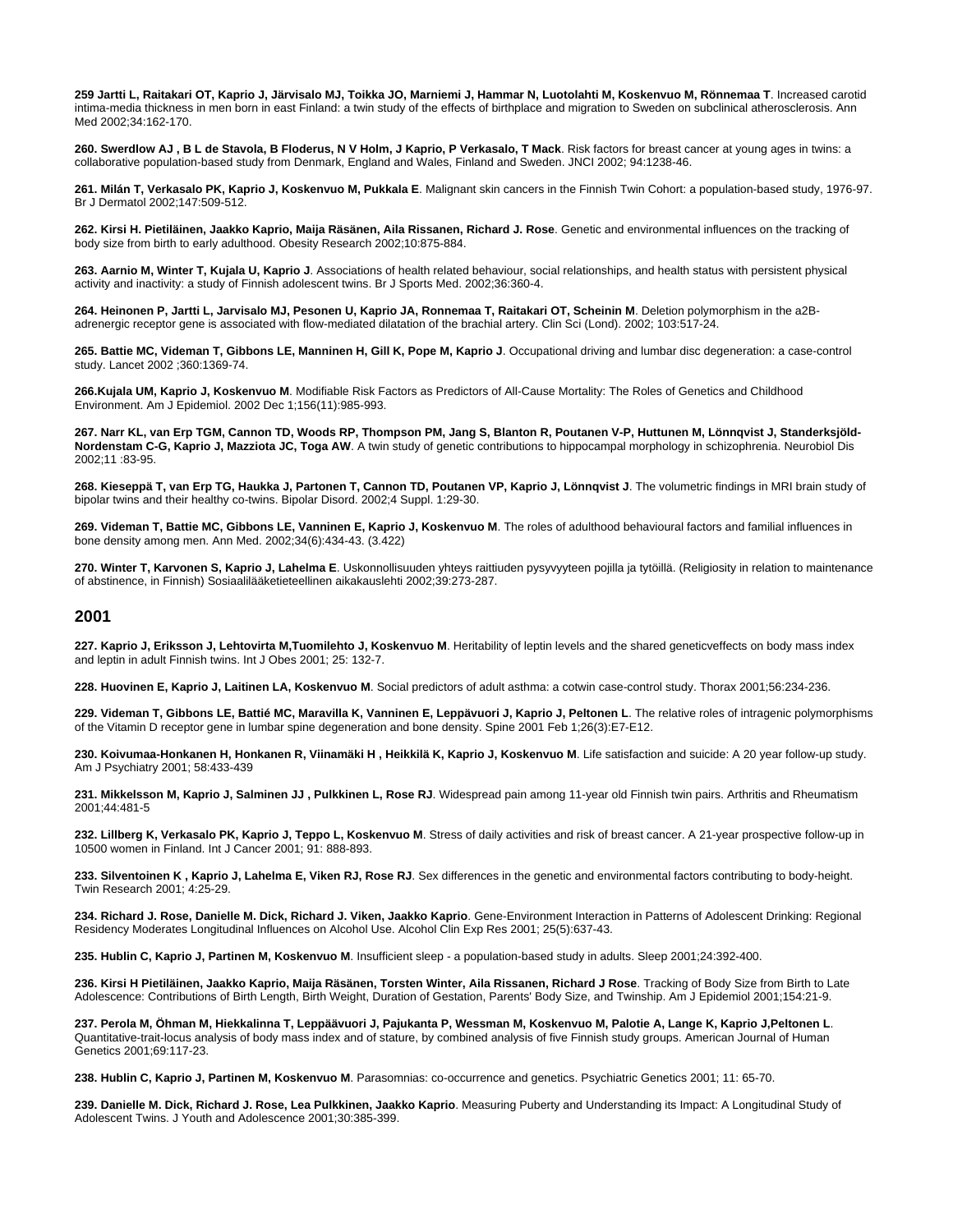**259 Jartti L, Raitakari OT, Kaprio J, Järvisalo MJ, Toikka JO, Marniemi J, Hammar N, Luotolahti M, Koskenvuo M, Rönnemaa T**. Increased carotid intima-media thickness in men born in east Finland: a twin study of the effects of birthplace and migration to Sweden on subclinical atherosclerosis. Ann Med 2002;34:162-170.

**260. Swerdlow AJ , B L de Stavola, B Floderus, N V Holm, J Kaprio, P Verkasalo, T Mack**. Risk factors for breast cancer at young ages in twins: a collaborative population-based study from Denmark, England and Wales, Finland and Sweden. JNCI 2002; 94:1238-46.

**261. Milán T, Verkasalo PK, Kaprio J, Koskenvuo M, Pukkala E**. Malignant skin cancers in the Finnish Twin Cohort: a population-based study, 1976-97. Br J Dermatol 2002;147:509-512.

**262. Kirsi H. Pietiläinen, Jaakko Kaprio, Maija Räsänen, Aila Rissanen, Richard J. Rose**. Genetic and environmental influences on the tracking of body size from birth to early adulthood. Obesity Research 2002;10:875-884.

**263. Aarnio M, Winter T, Kujala U, Kaprio J**. Associations of health related behaviour, social relationships, and health status with persistent physical activity and inactivity: a study of Finnish adolescent twins. Br J Sports Med. 2002;36:360-4.

**264. Heinonen P, Jartti L, Jarvisalo MJ, Pesonen U, Kaprio JA, Ronnemaa T, Raitakari OT, Scheinin M**. Deletion polymorphism in the a2B-adrenergic receptor gene is associated with flow-mediated dilatation of the brachial artery. Clin Sci (Lond). 2002; 103:517-24.

**265. Battie MC, Videman T, Gibbons LE, Manninen H, Gill K, Pope M, Kaprio J**. Occupational driving and lumbar disc degeneration: a case-control study. Lancet 2002 ;360:1369-74.

**266.Kujala UM, Kaprio J, Koskenvuo M**. Modifiable Risk Factors as Predictors of All-Cause Mortality: The Roles of Genetics and Childhood Environment. Am J Epidemiol. 2002 Dec 1;156(11):985-993.

**267. Narr KL, van Erp TGM, Cannon TD, Woods RP, Thompson PM, Jang S, Blanton R, Poutanen V-P, Huttunen M, Lönnqvist J, Standerksjöld-Nordenstam C-G, Kaprio J, Mazziota JC, Toga AW**. A twin study of genetic contributions to hippocampal morphology in schizophrenia. Neurobiol Dis 2002;11 :83-95.

**268. Kieseppä T, van Erp TG, Haukka J, Partonen T, Cannon TD, Poutanen VP, Kaprio J, Lönnqvist J**. The volumetric findings in MRI brain study of bipolar twins and their healthy co-twins. Bipolar Disord. 2002;4 Suppl. 1:29-30.

**269. Videman T, Battie MC, Gibbons LE, Vanninen E, Kaprio J, Koskenvuo M**. The roles of adulthood behavioural factors and familial influences in bone density among men. Ann Med. 2002;34(6):434-43. (3.422)

**270. Winter T, Karvonen S, Kaprio J, Lahelma E**. Uskonnollisuuden yhteys raittiuden pysyvyyteen pojilla ja tytöillä. (Religiosity in relation to maintenance of abstinence, in Finnish) Sosiaalilääketieteellinen aikakauslehti 2002;39:273-287.

## 2001

**227. Kaprio J, Eriksson J, Lehtovirta M,Tuomilehto J, Koskenvuo M**. Heritability of leptin levels and the shared geneticveffects on body mass index and leptin in adult Finnish twins. Int J Obes 2001; 25: 132-7.

**228. Huovinen E, Kaprio J, Laitinen LA, Koskenvuo M**. Social predictors of adult asthma: a cotwin case-control study. Thorax 2001;56:234-236.

**229. Videman T, Gibbons LE, Battié MC, Maravilla K, Vanninen E, Leppävuori J, Kaprio J, Peltonen L**. The relative roles of intragenic polymorphisms of the Vitamin D receptor gene in lumbar spine degeneration and bone density. Spine 2001 Feb 1;26(3):E7-E12.

**230. Koivumaa-Honkanen H, Honkanen R, Viinamäki H , Heikkilä K, Kaprio J, Koskenvuo M**. Life satisfaction and suicide: A 20 year follow-up study. Am J Psychiatry 2001; 58:433-439

**231. Mikkelsson M, Kaprio J, Salminen JJ , Pulkkinen L, Rose RJ**. Widespread pain among 11-year old Finnish twin pairs. Arthritis and Rheumatism 2001;44:481-5

**232. Lillberg K, Verkasalo PK, Kaprio J, Teppo L, Koskenvuo M**. Stress of daily activities and risk of breast cancer. A 21-year prospective follow-up in 10500 women in Finland. Int J Cancer 2001; 91: 888-893.

**233. Silventoinen K , Kaprio J, Lahelma E, Viken RJ, Rose RJ**. Sex differences in the genetic and environmental factors contributing to body-height. Twin Research 2001; 4:25-29.

**234. Richard J. Rose, Danielle M. Dick, Richard J. Viken, Jaakko Kaprio**. Gene-Environment Interaction in Patterns of Adolescent Drinking: Regional Residency Moderates Longitudinal Influences on Alcohol Use. Alcohol Clin Exp Res 2001; 25(5):637-43.

**235. Hublin C, Kaprio J, Partinen M, Koskenvuo M**. Insufficient sleep - a population-based study in adults. Sleep 2001;24:392-400.

**236. Kirsi H Pietiläinen, Jaakko Kaprio, Maija Räsänen, Torsten Winter, Aila Rissanen, Richard J Rose**. Tracking of Body Size from Birth to Late Adolescence: Contributions of Birth Length, Birth Weight, Duration of Gestation, Parents' Body Size, and Twinship. Am J Epidemiol 2001;154:21-9.

**237. Perola M, Öhman M, Hiekkalinna T, Leppäävuori J, Pajukanta P, Wessman M, Koskenvuo M, Palotie A, Lange K, Kaprio J,Peltonen L**. Quantitative-trait-locus analysis of body mass index and of stature, by combined analysis of five Finnish study groups. American Journal of Human Genetics 2001;69:117-23.

**238. Hublin C, Kaprio J, Partinen M, Koskenvuo M**. Parasomnias: co-occurrence and genetics. Psychiatric Genetics 2001; 11: 65-70.

**239. Danielle M. Dick, Richard J. Rose, Lea Pulkkinen, Jaakko Kaprio**. Measuring Puberty and Understanding its Impact: A Longitudinal Study of Adolescent Twins. J Youth and Adolescence 2001;30:385-399.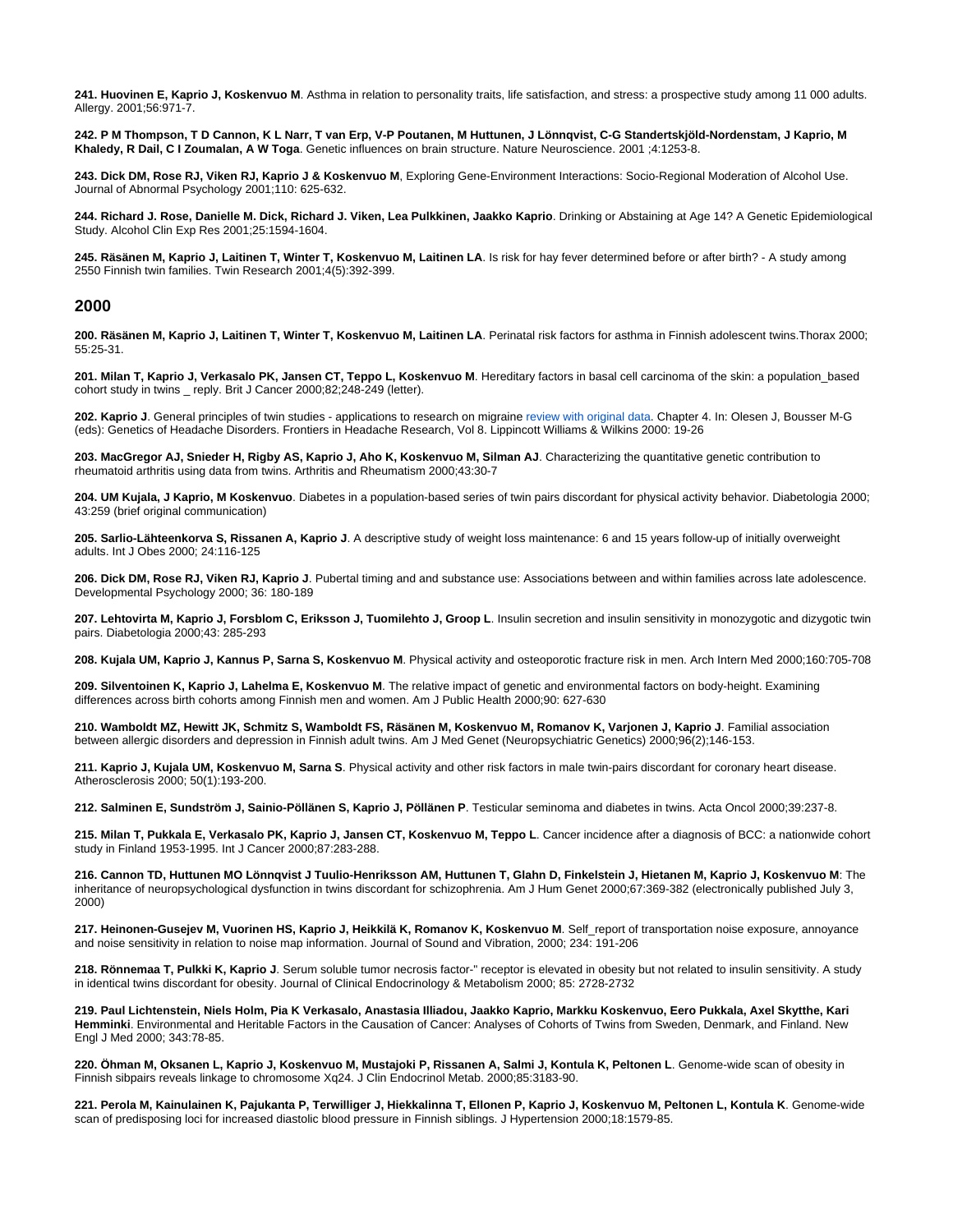**241. Huovinen E, Kaprio J, Koskenvuo M**. Asthma in relation to personality traits, life satisfaction, and stress: a prospective study among 11 000 adults. Allergy. 2001;56:971-7.

**242. P M Thompson, T D Cannon, K L Narr, T van Erp, V-P Poutanen, M Huttunen, J Lönnqvist, C-G Standertskjöld-Nordenstam, J Kaprio, M Khaledy, R Dail, C I Zoumalan, A W Toga**. Genetic influences on brain structure. Nature Neuroscience. 2001 ;4:1253-8.

**243. Dick DM, Rose RJ, Viken RJ, Kaprio J & Koskenvuo M**, Exploring Gene-Environment Interactions: Socio-Regional Moderation of Alcohol Use. Journal of Abnormal Psychology 2001;110: 625-632.

**244. Richard J. Rose, Danielle M. Dick, Richard J. Viken, Lea Pulkkinen, Jaakko Kaprio**. Drinking or Abstaining at Age 14? A Genetic Epidemiological Study. Alcohol Clin Exp Res 2001;25:1594-1604.

**245. Räsänen M, Kaprio J, Laitinen T, Winter T, Koskenvuo M, Laitinen LA**. Is risk for hay fever determined before or after birth? - A study among 2550 Finnish twin families. Twin Research 2001;4(5):392-399.

## 2000

**200. Räsänen M, Kaprio J, Laitinen T, Winter T, Koskenvuo M, Laitinen LA**. Perinatal risk factors for asthma in Finnish adolescent twins.Thorax 2000; 55:25-31.

**201. Milan T, Kaprio J, Verkasalo PK, Jansen CT, Teppo L, Koskenvuo M**. Hereditary factors in basal cell carcinoma of the skin: a population_based cohort study in twins _ reply. Brit J Cancer 2000;82;248-249 (letter).

**202. Kaprio J**. General principles of twin studies - applications to research on migraine review with original data. Chapter 4. In: Olesen J, Bousser M-G (eds): Genetics of Headache Disorders. Frontiers in Headache Research, Vol 8. Lippincott Williams & Wilkins 2000: 19-26

**203. MacGregor AJ, Snieder H, Rigby AS, Kaprio J, Aho K, Koskenvuo M, Silman AJ**. Characterizing the quantitative genetic contribution to rheumatoid arthritis using data from twins. Arthritis and Rheumatism 2000;43:30-7

**204. UM Kujala, J Kaprio, M Koskenvuo**. Diabetes in a population-based series of twin pairs discordant for physical activity behavior. Diabetologia 2000; 43:259 (brief original communication)

**205. Sarlio-Lähteenkorva S, Rissanen A, Kaprio J**. A descriptive study of weight loss maintenance: 6 and 15 years follow-up of initially overweight adults. Int J Obes 2000; 24:116-125

**206. Dick DM, Rose RJ, Viken RJ, Kaprio J**. Pubertal timing and and substance use: Associations between and within families across late adolescence. Developmental Psychology 2000; 36: 180-189

**207. Lehtovirta M, Kaprio J, Forsblom C, Eriksson J, Tuomilehto J, Groop L**. Insulin secretion and insulin sensitivity in monozygotic and dizygotic twin pairs. Diabetologia 2000;43: 285-293

**208. Kujala UM, Kaprio J, Kannus P, Sarna S, Koskenvuo M**. Physical activity and osteoporotic fracture risk in men. Arch Intern Med 2000;160:705-708

**209. Silventoinen K, Kaprio J, Lahelma E, Koskenvuo M**. The relative impact of genetic and environmental factors on body-height. Examining differences across birth cohorts among Finnish men and women. Am J Public Health 2000;90: 627-630

**210. Wamboldt MZ, Hewitt JK, Schmitz S, Wamboldt FS, Räsänen M, Koskenvuo M, Romanov K, Varjonen J, Kaprio J**. Familial association between allergic disorders and depression in Finnish adult twins. Am J Med Genet (Neuropsychiatric Genetics) 2000;96(2);146-153.

**211. Kaprio J, Kujala UM, Koskenvuo M, Sarna S**. Physical activity and other risk factors in male twin-pairs discordant for coronary heart disease. Atherosclerosis 2000; 50(1):193-200.

**212. Salminen E, Sundström J, Sainio-Pöllänen S, Kaprio J, Pöllänen P**. Testicular seminoma and diabetes in twins. Acta Oncol 2000;39:237-8.

**215. Milan T, Pukkala E, Verkasalo PK, Kaprio J, Jansen CT, Koskenvuo M, Teppo L**. Cancer incidence after a diagnosis of BCC: a nationwide cohort study in Finland 1953-1995. Int J Cancer 2000;87:283-288.

**216. Cannon TD, Huttunen MO Lönnqvist J Tuulio-Henriksson AM, Huttunen T, Glahn D, Finkelstein J, Hietanen M, Kaprio J, Koskenvuo M**: The inheritance of neuropsychological dysfunction in twins discordant for schizophrenia. Am J Hum Genet 2000;67:369-382 (electronically published July 3, 2000)

**217. Heinonen-Gusejev M, Vuorinen HS, Kaprio J, Heikkilä K, Romanov K, Koskenvuo M**. Self_report of transportation noise exposure, annoyance and noise sensitivity in relation to noise map information. Journal of Sound and Vibration, 2000; 234: 191-206

**218. Rönnemaa T, Pulkki K, Kaprio J**. Serum soluble tumor necrosis factor-" receptor is elevated in obesity but not related to insulin sensitivity. A study in identical twins discordant for obesity. Journal of Clinical Endocrinology & Metabolism 2000; 85: 2728-2732

**219. Paul Lichtenstein, Niels Holm, Pia K Verkasalo, Anastasia Illiadou, Jaakko Kaprio, Markku Koskenvuo, Eero Pukkala, Axel Skytthe, Kari Hemminki**. Environmental and Heritable Factors in the Causation of Cancer: Analyses of Cohorts of Twins from Sweden, Denmark, and Finland. New Engl J Med 2000; 343:78-85.

**220. Öhman M, Oksanen L, Kaprio J, Koskenvuo M, Mustajoki P, Rissanen A, Salmi J, Kontula K, Peltonen L**. Genome-wide scan of obesity in Finnish sibpairs reveals linkage to chromosome Xq24. J Clin Endocrinol Metab. 2000;85:3183-90.

**221. Perola M, Kainulainen K, Pajukanta P, Terwilliger J, Hiekkalinna T, Ellonen P, Kaprio J, Koskenvuo M, Peltonen L, Kontula K**. Genome-wide scan of predisposing loci for increased diastolic blood pressure in Finnish siblings. J Hypertension 2000;18:1579-85.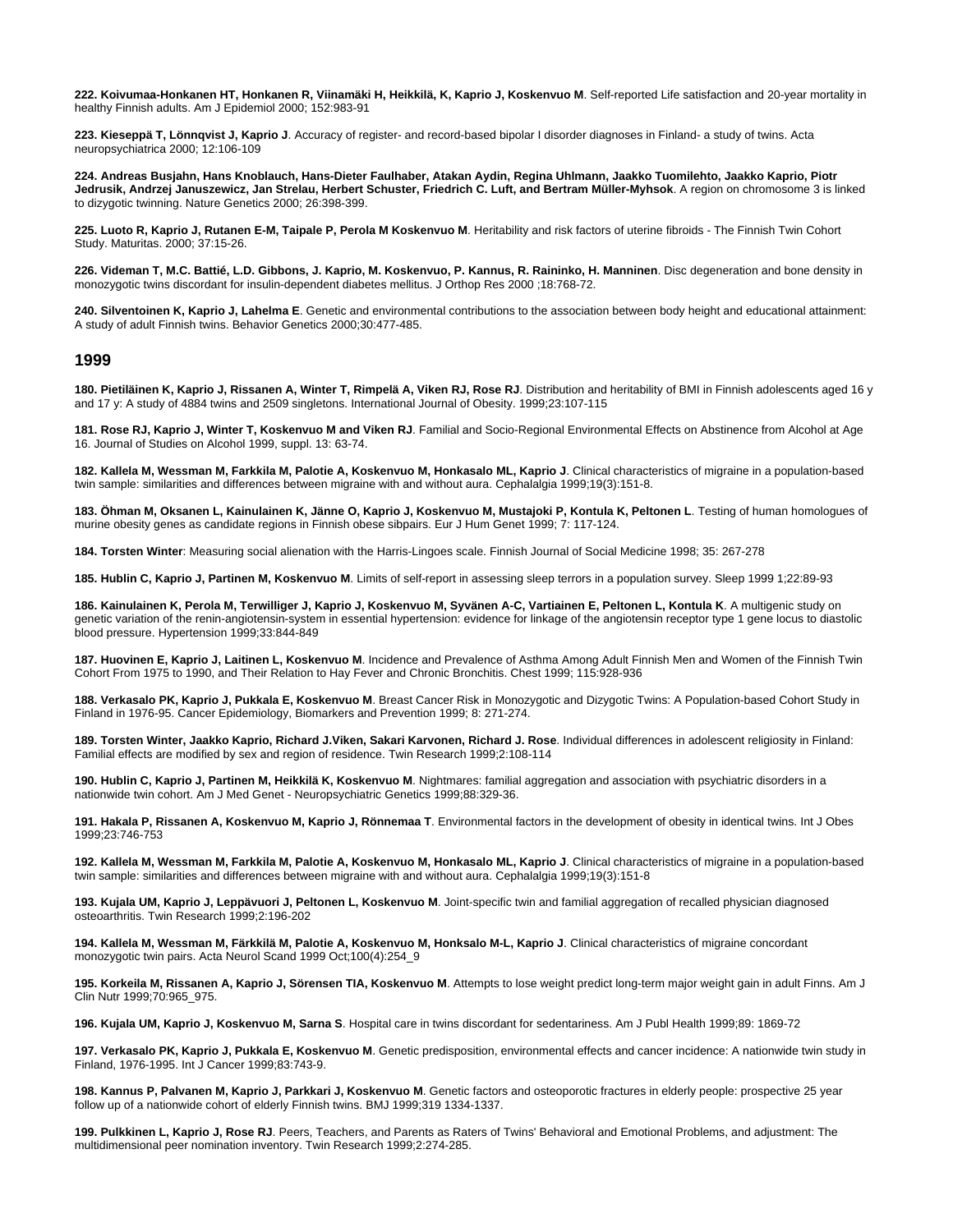**222. Koivumaa-Honkanen HT, Honkanen R, Viinamäki H, Heikkilä, K, Kaprio J, Koskenvuo M**. Self-reported Life satisfaction and 20-year mortality in healthy Finnish adults. Am J Epidemiol 2000; 152:983-91

**223. Kieseppä T, Lönnqvist J, Kaprio J**. Accuracy of register- and record-based bipolar I disorder diagnoses in Finland- a study of twins. Acta neuropsychiatrica 2000; 12:106-109

**224. Andreas Busjahn, Hans Knoblauch, Hans-Dieter Faulhaber, Atakan Aydin, Regina Uhlmann, Jaakko Tuomilehto, Jaakko Kaprio, Piotr Jedrusik, Andrzej Januszewicz, Jan Strelau, Herbert Schuster, Friedrich C. Luft, and Bertram Müller-Myhsok**. A region on chromosome 3 is linked to dizygotic twinning. Nature Genetics 2000; 26:398-399.

**225. Luoto R, Kaprio J, Rutanen E-M, Taipale P, Perola M Koskenvuo M**. Heritability and risk factors of uterine fibroids - The Finnish Twin Cohort Study. Maturitas. 2000; 37:15-26.

**226. Videman T, M.C. Battié, L.D. Gibbons, J. Kaprio, M. Koskenvuo, P. Kannus, R. Raininko, H. Manninen**. Disc degeneration and bone density in monozygotic twins discordant for insulin-dependent diabetes mellitus. J Orthop Res 2000 ;18:768-72.

**240. Silventoinen K, Kaprio J, Lahelma E**. Genetic and environmental contributions to the association between body height and educational attainment: A study of adult Finnish twins. Behavior Genetics 2000;30:477-485.

## 1999

**180. Pietiläinen K, Kaprio J, Rissanen A, Winter T, Rimpelä A, Viken RJ, Rose RJ**. Distribution and heritability of BMI in Finnish adolescents aged 16 y and 17 y: A study of 4884 twins and 2509 singletons. International Journal of Obesity. 1999;23:107-115

**181. Rose RJ, Kaprio J, Winter T, Koskenvuo M and Viken RJ**. Familial and Socio-Regional Environmental Effects on Abstinence from Alcohol at Age 16. Journal of Studies on Alcohol 1999, suppl. 13: 63-74.

**182. Kallela M, Wessman M, Farkkila M, Palotie A, Koskenvuo M, Honkasalo ML, Kaprio J**. Clinical characteristics of migraine in a population-based twin sample: similarities and differences between migraine with and without aura. Cephalalgia 1999;19(3):151-8.

**183. Öhman M, Oksanen L, Kainulainen K, Jänne O, Kaprio J, Koskenvuo M, Mustajoki P, Kontula K, Peltonen L**. Testing of human homologues of murine obesity genes as candidate regions in Finnish obese sibpairs. Eur J Hum Genet 1999; 7: 117-124.

**184. Torsten Winter**: Measuring social alienation with the Harris-Lingoes scale. Finnish Journal of Social Medicine 1998; 35: 267-278

**185. Hublin C, Kaprio J, Partinen M, Koskenvuo M**. Limits of self-report in assessing sleep terrors in a population survey. Sleep 1999 1;22:89-93

**186. Kainulainen K, Perola M, Terwilliger J, Kaprio J, Koskenvuo M, Syvänen A-C, Vartiainen E, Peltonen L, Kontula K**. A multigenic study on genetic variation of the renin-angiotensin-system in essential hypertension: evidence for linkage of the angiotensin receptor type 1 gene locus to diastolic blood pressure. Hypertension 1999;33:844-849

**187. Huovinen E, Kaprio J, Laitinen L, Koskenvuo M**. Incidence and Prevalence of Asthma Among Adult Finnish Men and Women of the Finnish Twin Cohort From 1975 to 1990, and Their Relation to Hay Fever and Chronic Bronchitis. Chest 1999; 115:928-936

**188. Verkasalo PK, Kaprio J, Pukkala E, Koskenvuo M**. Breast Cancer Risk in Monozygotic and Dizygotic Twins: A Population-based Cohort Study in Finland in 1976-95. Cancer Epidemiology, Biomarkers and Prevention 1999; 8: 271-274.

**189. Torsten Winter, Jaakko Kaprio, Richard J.Viken, Sakari Karvonen, Richard J. Rose**. Individual differences in adolescent religiosity in Finland: Familial effects are modified by sex and region of residence. Twin Research 1999;2:108-114

**190. Hublin C, Kaprio J, Partinen M, Heikkilä K, Koskenvuo M**. Nightmares: familial aggregation and association with psychiatric disorders in a nationwide twin cohort. Am J Med Genet - Neuropsychiatric Genetics 1999;88:329-36.

**191. Hakala P, Rissanen A, Koskenvuo M, Kaprio J, Rönnemaa T**. Environmental factors in the development of obesity in identical twins. Int J Obes 1999;23:746-753

**192. Kallela M, Wessman M, Farkkila M, Palotie A, Koskenvuo M, Honkasalo ML, Kaprio J**. Clinical characteristics of migraine in a population-based twin sample: similarities and differences between migraine with and without aura. Cephalalgia 1999;19(3):151-8

**193. Kujala UM, Kaprio J, Leppävuori J, Peltonen L, Koskenvuo M**. Joint-specific twin and familial aggregation of recalled physician diagnosed osteoarthritis. Twin Research 1999;2:196-202

**194. Kallela M, Wessman M, Färkkilä M, Palotie A, Koskenvuo M, Honksalo M-L, Kaprio J**. Clinical characteristics of migraine concordant monozygotic twin pairs. Acta Neurol Scand 1999 Oct;100(4):254_9

**195. Korkeila M, Rissanen A, Kaprio J, Sörensen TIA, Koskenvuo M**. Attempts to lose weight predict long-term major weight gain in adult Finns. Am J Clin Nutr 1999;70:965_975.

**196. Kujala UM, Kaprio J, Koskenvuo M, Sarna S**. Hospital care in twins discordant for sedentariness. Am J Publ Health 1999;89: 1869-72

**197. Verkasalo PK, Kaprio J, Pukkala E, Koskenvuo M**. Genetic predisposition, environmental effects and cancer incidence: A nationwide twin study in Finland, 1976-1995. Int J Cancer 1999;83:743-9.

**198. Kannus P, Palvanen M, Kaprio J, Parkkari J, Koskenvuo M**. Genetic factors and osteoporotic fractures in elderly people: prospective 25 year follow up of a nationwide cohort of elderly Finnish twins. BMJ 1999;319 1334-1337.

**199. Pulkkinen L, Kaprio J, Rose RJ**. Peers, Teachers, and Parents as Raters of Twins' Behavioral and Emotional Problems, and adjustment: The multidimensional peer nomination inventory. Twin Research 1999;2:274-285.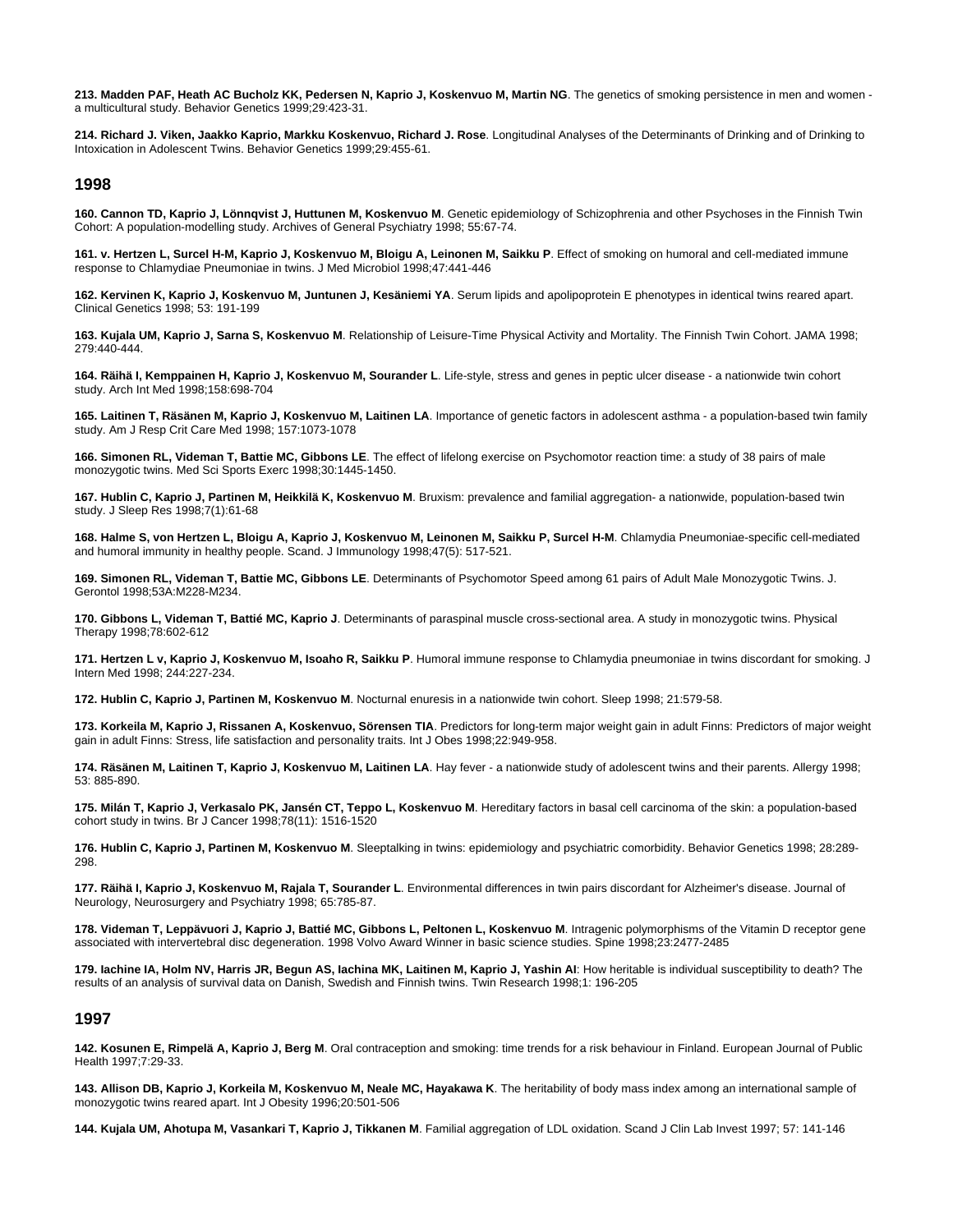**213. Madden PAF, Heath AC Bucholz KK, Pedersen N, Kaprio J, Koskenvuo M, Martin NG**. The genetics of smoking persistence in men and women - a multicultural study. Behavior Genetics 1999;29:423-31.

**214. Richard J. Viken, Jaakko Kaprio, Markku Koskenvuo, Richard J. Rose**. Longitudinal Analyses of the Determinants of Drinking and of Drinking to Intoxication in Adolescent Twins. Behavior Genetics 1999;29:455-61.

## 1998

**160. Cannon TD, Kaprio J, Lönnqvist J, Huttunen M, Koskenvuo M**. Genetic epidemiology of Schizophrenia and other Psychoses in the Finnish Twin Cohort: A population-modelling study. Archives of General Psychiatry 1998; 55:67-74.

**161. v. Hertzen L, Surcel H-M, Kaprio J, Koskenvuo M, Bloigu A, Leinonen M, Saikku P**. Effect of smoking on humoral and cell-mediated immune response to Chlamydiae Pneumoniae in twins. J Med Microbiol 1998;47:441-446

**162. Kervinen K, Kaprio J, Koskenvuo M, Juntunen J, Kesäniemi YA**. Serum lipids and apolipoprotein E phenotypes in identical twins reared apart. Clinical Genetics 1998; 53: 191-199

**163. Kujala UM, Kaprio J, Sarna S, Koskenvuo M**. Relationship of Leisure-Time Physical Activity and Mortality. The Finnish Twin Cohort. JAMA 1998; 279:440-444.

**164. Räihä I, Kemppainen H, Kaprio J, Koskenvuo M, Sourander L**. Life-style, stress and genes in peptic ulcer disease - a nationwide twin cohort study. Arch Int Med 1998;158:698-704

**165. Laitinen T, Räsänen M, Kaprio J, Koskenvuo M, Laitinen LA**. Importance of genetic factors in adolescent asthma - a population-based twin family study. Am J Resp Crit Care Med 1998; 157:1073-1078

**166. Simonen RL, Videman T, Battie MC, Gibbons LE**. The effect of lifelong exercise on Psychomotor reaction time: a study of 38 pairs of male monozygotic twins. Med Sci Sports Exerc 1998;30:1445-1450.

**167. Hublin C, Kaprio J, Partinen M, Heikkilä K, Koskenvuo M**. Bruxism: prevalence and familial aggregation- a nationwide, population-based twin study. J Sleep Res 1998;7(1):61-68

**168. Halme S, von Hertzen L, Bloigu A, Kaprio J, Koskenvuo M, Leinonen M, Saikku P, Surcel H-M**. Chlamydia Pneumoniae-specific cell-mediated and humoral immunity in healthy people. Scand. J Immunology 1998;47(5): 517-521.

**169. Simonen RL, Videman T, Battie MC, Gibbons LE**. Determinants of Psychomotor Speed among 61 pairs of Adult Male Monozygotic Twins. J. Gerontol 1998;53A:M228-M234.

**170. Gibbons L, Videman T, Battié MC, Kaprio J**. Determinants of paraspinal muscle cross-sectional area. A study in monozygotic twins. Physical Therapy 1998;78:602-612

**171. Hertzen L v, Kaprio J, Koskenvuo M, Isoaho R, Saikku P**. Humoral immune response to Chlamydia pneumoniae in twins discordant for smoking. J Intern Med 1998; 244:227-234.

**172. Hublin C, Kaprio J, Partinen M, Koskenvuo M**. Nocturnal enuresis in a nationwide twin cohort. Sleep 1998; 21:579-58.

**173. Korkeila M, Kaprio J, Rissanen A, Koskenvuo, Sörensen TIA**. Predictors for long-term major weight gain in adult Finns: Predictors of major weight gain in adult Finns: Stress, life satisfaction and personality traits. Int J Obes 1998;22:949-958.

**174. Räsänen M, Laitinen T, Kaprio J, Koskenvuo M, Laitinen LA**. Hay fever - a nationwide study of adolescent twins and their parents. Allergy 1998; 53: 885-890.

**175. Milán T, Kaprio J, Verkasalo PK, Jansén CT, Teppo L, Koskenvuo M**. Hereditary factors in basal cell carcinoma of the skin: a population-based cohort study in twins. Br J Cancer 1998;78(11): 1516-1520

**176. Hublin C, Kaprio J, Partinen M, Koskenvuo M**. Sleeptalking in twins: epidemiology and psychiatric comorbidity. Behavior Genetics 1998; 28:289-298.

**177. Räihä I, Kaprio J, Koskenvuo M, Rajala T, Sourander L**. Environmental differences in twin pairs discordant for Alzheimer's disease. Journal of Neurology, Neurosurgery and Psychiatry 1998; 65:785-87.

**178. Videman T, Leppävuori J, Kaprio J, Battié MC, Gibbons L, Peltonen L, Koskenvuo M**. Intragenic polymorphisms of the Vitamin D receptor gene associated with intervertebral disc degeneration. 1998 Volvo Award Winner in basic science studies. Spine 1998;23:2477-2485

**179. Iachine IA, Holm NV, Harris JR, Begun AS, Iachina MK, Laitinen M, Kaprio J, Yashin AI**: How heritable is individual susceptibility to death? The results of an analysis of survival data on Danish, Swedish and Finnish twins. Twin Research 1998;1: 196-205

## 1997

**142. Kosunen E, Rimpelä A, Kaprio J, Berg M**. Oral contraception and smoking: time trends for a risk behaviour in Finland. European Journal of Public Health 1997;7:29-33.

**143. Allison DB, Kaprio J, Korkeila M, Koskenvuo M, Neale MC, Hayakawa K**. The heritability of body mass index among an international sample of monozygotic twins reared apart. Int J Obesity 1996;20:501-506

**144. Kujala UM, Ahotupa M, Vasankari T, Kaprio J, Tikkanen M**. Familial aggregation of LDL oxidation. Scand J Clin Lab Invest 1997; 57: 141-146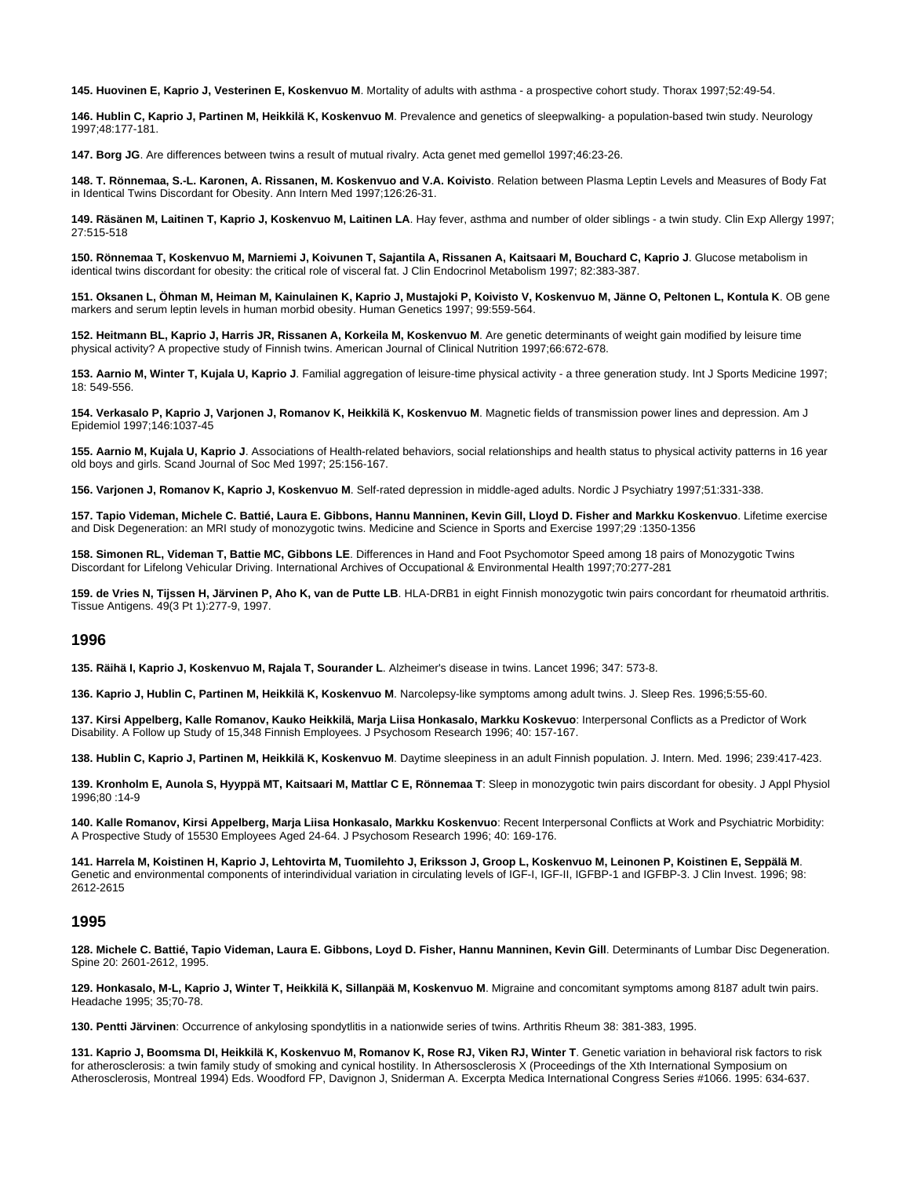**145. Huovinen E, Kaprio J, Vesterinen E, Koskenvuo M**. Mortality of adults with asthma - a prospective cohort study. Thorax 1997;52:49-54.

**146. Hublin C, Kaprio J, Partinen M, Heikkilä K, Koskenvuo M**. Prevalence and genetics of sleepwalking- a population-based twin study. Neurology 1997;48:177-181.

**147. Borg JG**. Are differences between twins a result of mutual rivalry. Acta genet med gemellol 1997;46:23-26.

**148. T. Rönnemaa, S.-L. Karonen, A. Rissanen, M. Koskenvuo and V.A. Koivisto**. Relation between Plasma Leptin Levels and Measures of Body Fat in Identical Twins Discordant for Obesity. Ann Intern Med 1997;126:26-31.

**149. Räsänen M, Laitinen T, Kaprio J, Koskenvuo M, Laitinen LA**. Hay fever, asthma and number of older siblings - a twin study. Clin Exp Allergy 1997; 27:515-518

**150. Rönnemaa T, Koskenvuo M, Marniemi J, Koivunen T, Sajantila A, Rissanen A, Kaitsaari M, Bouchard C, Kaprio J**. Glucose metabolism in identical twins discordant for obesity: the critical role of visceral fat. J Clin Endocrinol Metabolism 1997; 82:383-387.

**151. Oksanen L, Öhman M, Heiman M, Kainulainen K, Kaprio J, Mustajoki P, Koivisto V, Koskenvuo M, Jänne O, Peltonen L, Kontula K**. OB gene markers and serum leptin levels in human morbid obesity. Human Genetics 1997; 99:559-564.

**152. Heitmann BL, Kaprio J, Harris JR, Rissanen A, Korkeila M, Koskenvuo M**. Are genetic determinants of weight gain modified by leisure time physical activity? A propective study of Finnish twins. American Journal of Clinical Nutrition 1997;66:672-678.

**153. Aarnio M, Winter T, Kujala U, Kaprio J**. Familial aggregation of leisure-time physical activity - a three generation study. Int J Sports Medicine 1997; 18: 549-556.

**154. Verkasalo P, Kaprio J, Varjonen J, Romanov K, Heikkilä K, Koskenvuo M**. Magnetic fields of transmission power lines and depression. Am J Epidemiol 1997;146:1037-45

**155. Aarnio M, Kujala U, Kaprio J**. Associations of Health-related behaviors, social relationships and health status to physical activity patterns in 16 year old boys and girls. Scand Journal of Soc Med 1997; 25:156-167.

**156. Varjonen J, Romanov K, Kaprio J, Koskenvuo M**. Self-rated depression in middle-aged adults. Nordic J Psychiatry 1997;51:331-338.

**157. Tapio Videman, Michele C. Battié, Laura E. Gibbons, Hannu Manninen, Kevin Gill, Lloyd D. Fisher and Markku Koskenvuo**. Lifetime exercise and Disk Degeneration: an MRI study of monozygotic twins. Medicine and Science in Sports and Exercise 1997;29 :1350-1356

**158. Simonen RL, Videman T, Battie MC, Gibbons LE**. Differences in Hand and Foot Psychomotor Speed among 18 pairs of Monozygotic Twins Discordant for Lifelong Vehicular Driving. International Archives of Occupational & Environmental Health 1997;70:277-281

**159. de Vries N, Tijssen H, Järvinen P, Aho K, van de Putte LB**. HLA-DRB1 in eight Finnish monozygotic twin pairs concordant for rheumatoid arthritis. Tissue Antigens. 49(3 Pt 1):277-9, 1997.

## 1996

**135. Räihä I, Kaprio J, Koskenvuo M, Rajala T, Sourander L**. Alzheimer's disease in twins. Lancet 1996; 347: 573-8.

**136. Kaprio J, Hublin C, Partinen M, Heikkilä K, Koskenvuo M**. Narcolepsy-like symptoms among adult twins. J. Sleep Res. 1996;5:55-60.

**137. Kirsi Appelberg, Kalle Romanov, Kauko Heikkilä, Marja Liisa Honkasalo, Markku Koskevuo**: Interpersonal Conflicts as a Predictor of Work Disability. A Follow up Study of 15,348 Finnish Employees. J Psychosom Research 1996; 40: 157-167.

**138. Hublin C, Kaprio J, Partinen M, Heikkilä K, Koskenvuo M**. Daytime sleepiness in an adult Finnish population. J. Intern. Med. 1996; 239:417-423.

**139. Kronholm E, Aunola S, Hyyppä MT, Kaitsaari M, Mattlar C E, Rönnemaa T**: Sleep in monozygotic twin pairs discordant for obesity. J Appl Physiol 1996;80 :14-9

**140. Kalle Romanov, Kirsi Appelberg, Marja Liisa Honkasalo, Markku Koskenvuo**: Recent Interpersonal Conflicts at Work and Psychiatric Morbidity: A Prospective Study of 15530 Employees Aged 24-64. J Psychosom Research 1996; 40: 169-176.

**141. Harrela M, Koistinen H, Kaprio J, Lehtovirta M, Tuomilehto J, Eriksson J, Groop L, Koskenvuo M, Leinonen P, Koistinen E, Seppälä M**. Genetic and environmental components of interindividual variation in circulating levels of IGF-I, IGF-II, IGFBP-1 and IGFBP-3. J Clin Invest. 1996; 98: 2612-2615

## 1995

**128. Michele C. Battié, Tapio Videman, Laura E. Gibbons, Loyd D. Fisher, Hannu Manninen, Kevin Gill**. Determinants of Lumbar Disc Degeneration. Spine 20: 2601-2612, 1995.

**129. Honkasalo, M-L, Kaprio J, Winter T, Heikkilä K, Sillanpää M, Koskenvuo M**. Migraine and concomitant symptoms among 8187 adult twin pairs. Headache 1995; 35;70-78.

**130. Pentti Järvinen**: Occurrence of ankylosing spondytlitis in a nationwide series of twins. Arthritis Rheum 38: 381-383, 1995.

**131. Kaprio J, Boomsma DI, Heikkilä K, Koskenvuo M, Romanov K, Rose RJ, Viken RJ, Winter T**. Genetic variation in behavioral risk factors to risk for atherosclerosis: a twin family study of smoking and cynical hostility. In Athersosclerosis X (Proceedings of the Xth International Symposium on Atherosclerosis, Montreal 1994) Eds. Woodford FP, Davignon J, Sniderman A. Excerpta Medica International Congress Series #1066. 1995: 634-637.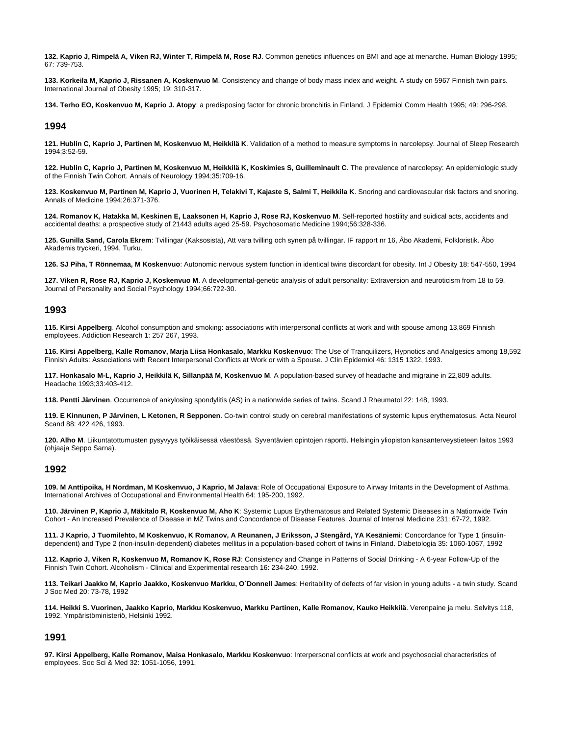**132. Kaprio J, Rimpelä A, Viken RJ, Winter T, Rimpelä M, Rose RJ**. Common genetics influences on BMI and age at menarche. Human Biology 1995; 67: 739-753.

**133. Korkeila M, Kaprio J, Rissanen A, Koskenvuo M**. Consistency and change of body mass index and weight. A study on 5967 Finnish twin pairs. International Journal of Obesity 1995; 19: 310-317.

**134. Terho EO, Koskenvuo M, Kaprio J. Atopy**: a predisposing factor for chronic bronchitis in Finland. J Epidemiol Comm Health 1995; 49: 296-298.

## 1994

**121. Hublin C, Kaprio J, Partinen M, Koskenvuo M, Heikkilä K**. Validation of a method to measure symptoms in narcolepsy. Journal of Sleep Research 1994;3:52-59.

**122. Hublin C, Kaprio J, Partinen M, Koskenvuo M, Heikkilä K, Koskimies S, Guilleminault C**. The prevalence of narcolepsy: An epidemiologic study of the Finnish Twin Cohort. Annals of Neurology 1994;35:709-16.

**123. Koskenvuo M, Partinen M, Kaprio J, Vuorinen H, Telakivi T, Kajaste S, Salmi T, Heikkila K**. Snoring and cardiovascular risk factors and snoring. Annals of Medicine 1994;26:371-376.

**124. Romanov K, Hatakka M, Keskinen E, Laaksonen H, Kaprio J, Rose RJ, Koskenvuo M**. Self-reported hostility and suidical acts, accidents and accidental deaths: a prospective study of 21443 adults aged 25-59. Psychosomatic Medicine 1994;56:328-336.

**125. Gunilla Sand, Carola Ekrem**: Tvillingar (Kaksosista), Att vara tvilling och synen på tvillingar. IF rapport nr 16, Åbo Akademi, Folkloristik. Åbo Akademis tryckeri, 1994, Turku.

**126. SJ Piha, T Rönnemaa, M Koskenvuo**: Autonomic nervous system function in identical twins discordant for obesity. Int J Obesity 18: 547-550, 1994

**127. Viken R, Rose RJ, Kaprio J, Koskenvuo M**. A developmental-genetic analysis of adult personality: Extraversion and neuroticism from 18 to 59. Journal of Personality and Social Psychology 1994;66:722-30.

## 1993

**115. Kirsi Appelberg**. Alcohol consumption and smoking: associations with interpersonal conflicts at work and with spouse among 13,869 Finnish employees. Addiction Research 1: 257 267, 1993.

**116. Kirsi Appelberg, Kalle Romanov, Marja Liisa Honkasalo, Markku Koskenvuo**: The Use of Tranquilizers, Hypnotics and Analgesics among 18,592 Finnish Adults: Associations with Recent Interpersonal Conflicts at Work or with a Spouse. J Clin Epidemiol 46: 1315 1322, 1993.

**117. Honkasalo M-L, Kaprio J, Heikkilä K, Sillanpää M, Koskenvuo M**. A population-based survey of headache and migraine in 22,809 adults. Headache 1993;33:403-412.

**118. Pentti Järvinen**. Occurrence of ankylosing spondylitis (AS) in a nationwide series of twins. Scand J Rheumatol 22: 148, 1993.

**119. E Kinnunen, P Järvinen, L Ketonen, R Sepponen**. Co-twin control study on cerebral manifestations of systemic lupus erythematosus. Acta Neurol Scand 88: 422 426, 1993.

**120. Alho M**. Liikuntatottumusten pysyvyys työikäisessä väestössä. Syventävien opintojen raportti. Helsingin yliopiston kansanterveystieteen laitos 1993 (ohjaaja Seppo Sarna).

## 1992

**109. M Anttipoika, H Nordman, M Koskenvuo, J Kaprio, M Jalava**: Role of Occupational Exposure to Airway Irritants in the Development of Asthma. International Archives of Occupational and Environmental Health 64: 195-200, 1992.

**110. Järvinen P, Kaprio J, Mäkitalo R, Koskenvuo M, Aho K**: Systemic Lupus Erythematosus and Related Systemic Diseases in a Nationwide Twin Cohort - An Increased Prevalence of Disease in MZ Twins and Concordance of Disease Features. Journal of Internal Medicine 231: 67-72, 1992.

**111. J Kaprio, J Tuomilehto, M Koskenvuo, K Romanov, A Reunanen, J Eriksson, J Stengård, YA Kesäniemi**: Concordance for Type 1 (insulin-dependent) and Type 2 (non-insulin-dependent) diabetes mellitus in a population-based cohort of twins in Finland. Diabetologia 35: 1060-1067, 1992

**112. Kaprio J, Viken R, Koskenvuo M, Romanov K, Rose RJ**: Consistency and Change in Patterns of Social Drinking - A 6-year Follow-Up of the Finnish Twin Cohort. Alcoholism - Clinical and Experimental research 16: 234-240, 1992.

**113. Teikari Jaakko M, Kaprio Jaakko, Koskenvuo Markku, O`Donnell James**: Heritability of defects of far vision in young adults - a twin study. Scand J Soc Med 20: 73-78, 1992

**114. Heikki S. Vuorinen, Jaakko Kaprio, Markku Koskenvuo, Markku Partinen, Kalle Romanov, Kauko Heikkilä**. Verenpaine ja melu. Selvitys 118, 1992. Ympäristöministeriö, Helsinki 1992.

## 1991

**97. Kirsi Appelberg, Kalle Romanov, Maisa Honkasalo, Markku Koskenvuo**: Interpersonal conflicts at work and psychosocial characteristics of employees. Soc Sci & Med 32: 1051-1056, 1991.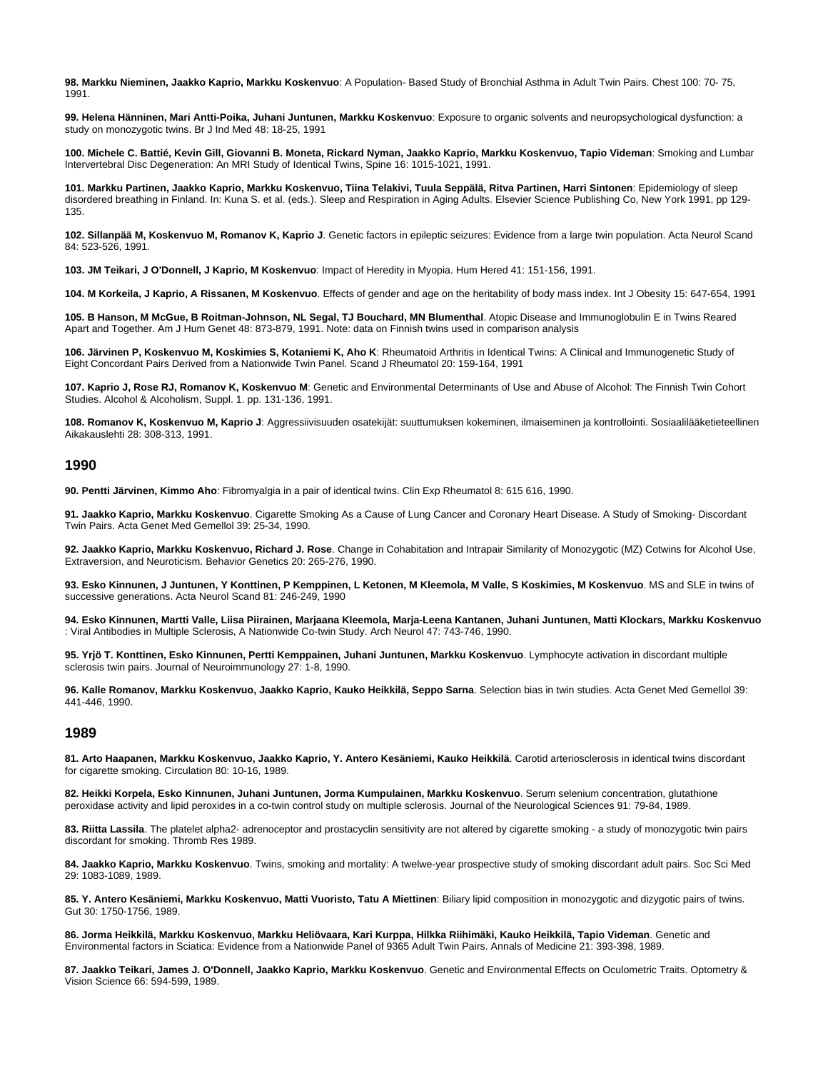**98. Markku Nieminen, Jaakko Kaprio, Markku Koskenvuo**: A Population- Based Study of Bronchial Asthma in Adult Twin Pairs. Chest 100: 70- 75, 1991.

**99. Helena Hänninen, Mari Antti-Poika, Juhani Juntunen, Markku Koskenvuo**: Exposure to organic solvents and neuropsychological dysfunction: a study on monozygotic twins. Br J Ind Med 48: 18-25, 1991

**100. Michele C. Battié, Kevin Gill, Giovanni B. Moneta, Rickard Nyman, Jaakko Kaprio, Markku Koskenvuo, Tapio Videman**: Smoking and Lumbar Intervertebral Disc Degeneration: An MRI Study of Identical Twins, Spine 16: 1015-1021, 1991.

**101. Markku Partinen, Jaakko Kaprio, Markku Koskenvuo, Tiina Telakivi, Tuula Seppälä, Ritva Partinen, Harri Sintonen**: Epidemiology of sleep disordered breathing in Finland. In: Kuna S. et al. (eds.). Sleep and Respiration in Aging Adults. Elsevier Science Publishing Co, New York 1991, pp 129-135.

**102. Sillanpää M, Koskenvuo M, Romanov K, Kaprio J**. Genetic factors in epileptic seizures: Evidence from a large twin population. Acta Neurol Scand 84: 523-526, 1991.

**103. JM Teikari, J O'Donnell, J Kaprio, M Koskenvuo**: Impact of Heredity in Myopia. Hum Hered 41: 151-156, 1991.

**104. M Korkeila, J Kaprio, A Rissanen, M Koskenvuo**. Effects of gender and age on the heritability of body mass index. Int J Obesity 15: 647-654, 1991

**105. B Hanson, M McGue, B Roitman-Johnson, NL Segal, TJ Bouchard, MN Blumenthal**. Atopic Disease and Immunoglobulin E in Twins Reared Apart and Together. Am J Hum Genet 48: 873-879, 1991. Note: data on Finnish twins used in comparison analysis

**106. Järvinen P, Koskenvuo M, Koskimies S, Kotaniemi K, Aho K**: Rheumatoid Arthritis in Identical Twins: A Clinical and Immunogenetic Study of Eight Concordant Pairs Derived from a Nationwide Twin Panel. Scand J Rheumatol 20: 159-164, 1991

**107. Kaprio J, Rose RJ, Romanov K, Koskenvuo M**: Genetic and Environmental Determinants of Use and Abuse of Alcohol: The Finnish Twin Cohort Studies. Alcohol & Alcoholism, Suppl. 1. pp. 131-136, 1991.

**108. Romanov K, Koskenvuo M, Kaprio J**: Aggressiivisuuden osatekijät: suuttumuksen kokeminen, ilmaiseminen ja kontrollointi. Sosiaalilääketieteellinen Aikakauslehti 28: 308-313, 1991.

## 1990

**90. Pentti Järvinen, Kimmo Aho**: Fibromyalgia in a pair of identical twins. Clin Exp Rheumatol 8: 615 616, 1990.

**91. Jaakko Kaprio, Markku Koskenvuo**. Cigarette Smoking As a Cause of Lung Cancer and Coronary Heart Disease. A Study of Smoking- Discordant Twin Pairs. Acta Genet Med Gemellol 39: 25-34, 1990.

**92. Jaakko Kaprio, Markku Koskenvuo, Richard J. Rose**. Change in Cohabitation and Intrapair Similarity of Monozygotic (MZ) Cotwins for Alcohol Use, Extraversion, and Neuroticism. Behavior Genetics 20: 265-276, 1990.

**93. Esko Kinnunen, J Juntunen, Y Konttinen, P Kemppinen, L Ketonen, M Kleemola, M Valle, S Koskimies, M Koskenvuo**. MS and SLE in twins of successive generations. Acta Neurol Scand 81: 246-249, 1990

**94. Esko Kinnunen, Martti Valle, Liisa Piirainen, Marjaana Kleemola, Marja-Leena Kantanen, Juhani Juntunen, Matti Klockars, Markku Koskenvuo**: Viral Antibodies in Multiple Sclerosis, A Nationwide Co-twin Study. Arch Neurol 47: 743-746, 1990.

**95. Yrjö T. Konttinen, Esko Kinnunen, Pertti Kemppainen, Juhani Juntunen, Markku Koskenvuo**. Lymphocyte activation in discordant multiple sclerosis twin pairs. Journal of Neuroimmunology 27: 1-8, 1990.

**96. Kalle Romanov, Markku Koskenvuo, Jaakko Kaprio, Kauko Heikkilä, Seppo Sarna**. Selection bias in twin studies. Acta Genet Med Gemellol 39: 441-446, 1990.

## 1989

**81. Arto Haapanen, Markku Koskenvuo, Jaakko Kaprio, Y. Antero Kesäniemi, Kauko Heikkilä**. Carotid arteriosclerosis in identical twins discordant for cigarette smoking. Circulation 80: 10-16, 1989.

**82. Heikki Korpela, Esko Kinnunen, Juhani Juntunen, Jorma Kumpulainen, Markku Koskenvuo**. Serum selenium concentration, glutathione peroxidase activity and lipid peroxides in a co-twin control study on multiple sclerosis. Journal of the Neurological Sciences 91: 79-84, 1989.

**83. Riitta Lassila**. The platelet alpha2- adrenoceptor and prostacyclin sensitivity are not altered by cigarette smoking - a study of monozygotic twin pairs discordant for smoking. Thromb Res 1989.

**84. Jaakko Kaprio, Markku Koskenvuo**. Twins, smoking and mortality: A twelwe-year prospective study of smoking discordant adult pairs. Soc Sci Med 29: 1083-1089, 1989.

**85. Y. Antero Kesäniemi, Markku Koskenvuo, Matti Vuoristo, Tatu A Miettinen**: Biliary lipid composition in monozygotic and dizygotic pairs of twins. Gut 30: 1750-1756, 1989.

**86. Jorma Heikkilä, Markku Koskenvuo, Markku Heliövaara, Kari Kurppa, Hilkka Riihimäki, Kauko Heikkilä, Tapio Videman**. Genetic and Environmental factors in Sciatica: Evidence from a Nationwide Panel of 9365 Adult Twin Pairs. Annals of Medicine 21: 393-398, 1989.

**87. Jaakko Teikari, James J. O'Donnell, Jaakko Kaprio, Markku Koskenvuo**. Genetic and Environmental Effects on Oculometric Traits. Optometry & Vision Science 66: 594-599, 1989.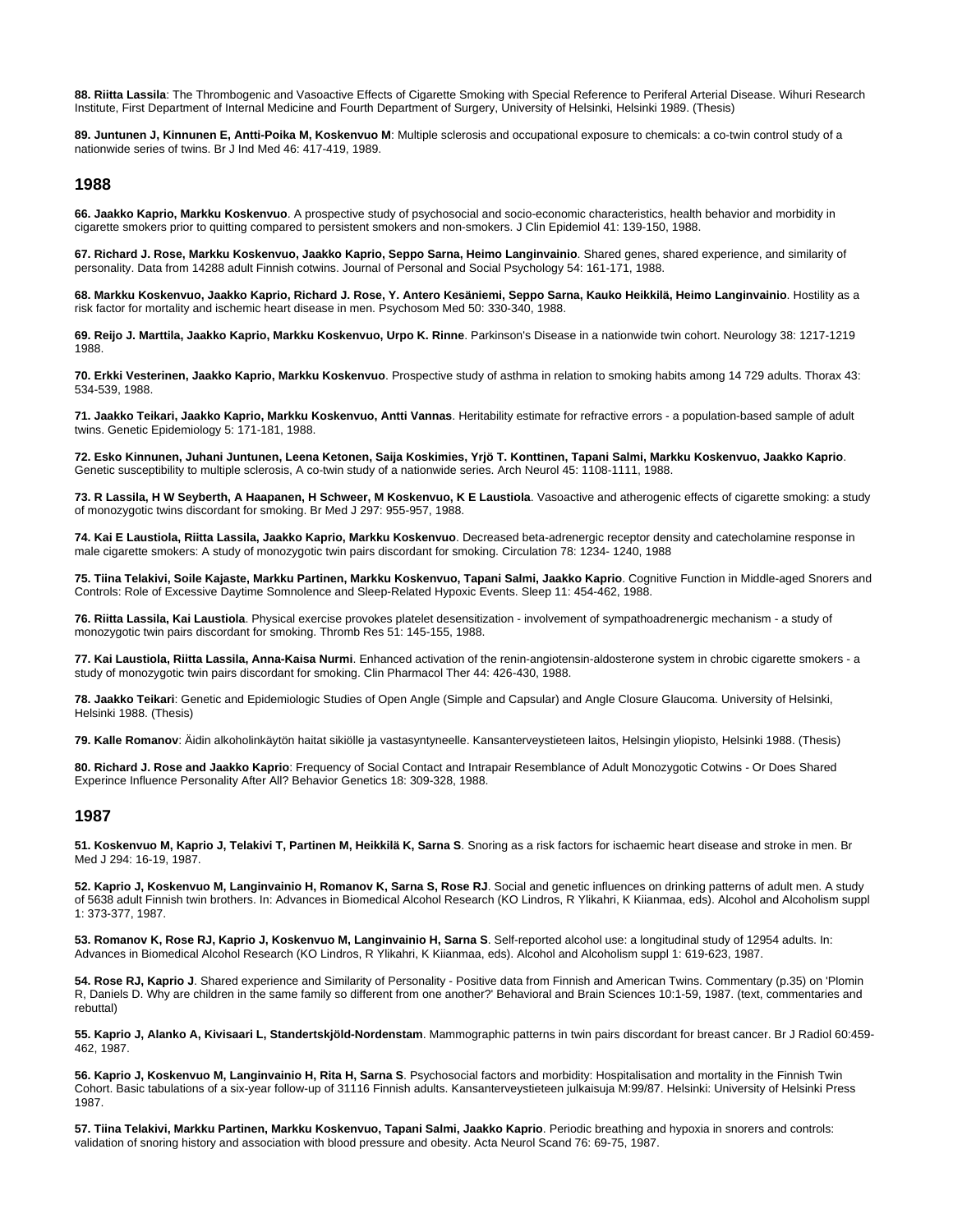**88. Riitta Lassila**: The Thrombogenic and Vasoactive Effects of Cigarette Smoking with Special Reference to Periferal Arterial Disease. Wihuri Research Institute, First Department of Internal Medicine and Fourth Department of Surgery, University of Helsinki, Helsinki 1989. (Thesis)

**89. Juntunen J, Kinnunen E, Antti-Poika M, Koskenvuo M**: Multiple sclerosis and occupational exposure to chemicals: a co-twin control study of a nationwide series of twins. Br J Ind Med 46: 417-419, 1989.

## 1988

**66. Jaakko Kaprio, Markku Koskenvuo**. A prospective study of psychosocial and socio-economic characteristics, health behavior and morbidity in cigarette smokers prior to quitting compared to persistent smokers and non-smokers. J Clin Epidemiol 41: 139-150, 1988.

**67. Richard J. Rose, Markku Koskenvuo, Jaakko Kaprio, Seppo Sarna, Heimo Langinvainio**. Shared genes, shared experience, and similarity of personality. Data from 14288 adult Finnish cotwins. Journal of Personal and Social Psychology 54: 161-171, 1988.

**68. Markku Koskenvuo, Jaakko Kaprio, Richard J. Rose, Y. Antero Kesäniemi, Seppo Sarna, Kauko Heikkilä, Heimo Langinvainio**. Hostility as a risk factor for mortality and ischemic heart disease in men. Psychosom Med 50: 330-340, 1988.

**69. Reijo J. Marttila, Jaakko Kaprio, Markku Koskenvuo, Urpo K. Rinne**. Parkinson's Disease in a nationwide twin cohort. Neurology 38: 1217-1219 1988.

**70. Erkki Vesterinen, Jaakko Kaprio, Markku Koskenvuo**. Prospective study of asthma in relation to smoking habits among 14 729 adults. Thorax 43: 534-539, 1988.

**71. Jaakko Teikari, Jaakko Kaprio, Markku Koskenvuo, Antti Vannas**. Heritability estimate for refractive errors - a population-based sample of adult twins. Genetic Epidemiology 5: 171-181, 1988.

**72. Esko Kinnunen, Juhani Juntunen, Leena Ketonen, Saija Koskimies, Yrjö T. Konttinen, Tapani Salmi, Markku Koskenvuo, Jaakko Kaprio**. Genetic susceptibility to multiple sclerosis, A co-twin study of a nationwide series. Arch Neurol 45: 1108-1111, 1988.

**73. R Lassila, H W Seyberth, A Haapanen, H Schweer, M Koskenvuo, K E Laustiola**. Vasoactive and atherogenic effects of cigarette smoking: a study of monozygotic twins discordant for smoking. Br Med J 297: 955-957, 1988.

**74. Kai E Laustiola, Riitta Lassila, Jaakko Kaprio, Markku Koskenvuo**. Decreased beta-adrenergic receptor density and catecholamine response in male cigarette smokers: A study of monozygotic twin pairs discordant for smoking. Circulation 78: 1234- 1240, 1988

**75. Tiina Telakivi, Soile Kajaste, Markku Partinen, Markku Koskenvuo, Tapani Salmi, Jaakko Kaprio**. Cognitive Function in Middle-aged Snorers and Controls: Role of Excessive Daytime Somnolence and Sleep-Related Hypoxic Events. Sleep 11: 454-462, 1988.

**76. Riitta Lassila, Kai Laustiola**. Physical exercise provokes platelet desensitization - involvement of sympathoadrenergic mechanism - a study of monozygotic twin pairs discordant for smoking. Thromb Res 51: 145-155, 1988.

**77. Kai Laustiola, Riitta Lassila, Anna-Kaisa Nurmi**. Enhanced activation of the renin-angiotensin-aldosterone system in chrobic cigarette smokers - a study of monozygotic twin pairs discordant for smoking. Clin Pharmacol Ther 44: 426-430, 1988.

**78. Jaakko Teikari**: Genetic and Epidemiologic Studies of Open Angle (Simple and Capsular) and Angle Closure Glaucoma. University of Helsinki, Helsinki 1988. (Thesis)

**79. Kalle Romanov**: Äidin alkoholinkäytön haitat sikiölle ja vastasyntyneelle. Kansanterveystieteen laitos, Helsingin yliopisto, Helsinki 1988. (Thesis)

**80. Richard J. Rose and Jaakko Kaprio**: Frequency of Social Contact and Intrapair Resemblance of Adult Monozygotic Cotwins - Or Does Shared Experince Influence Personality After All? Behavior Genetics 18: 309-328, 1988.

## 1987

**51. Koskenvuo M, Kaprio J, Telakivi T, Partinen M, Heikkilä K, Sarna S**. Snoring as a risk factors for ischaemic heart disease and stroke in men. Br Med J 294: 16-19, 1987.

**52. Kaprio J, Koskenvuo M, Langinvainio H, Romanov K, Sarna S, Rose RJ**. Social and genetic influences on drinking patterns of adult men. A study of 5638 adult Finnish twin brothers. In: Advances in Biomedical Alcohol Research (KO Lindros, R Ylikahri, K Kiianmaa, eds). Alcohol and Alcoholism suppl 1: 373-377, 1987.

**53. Romanov K, Rose RJ, Kaprio J, Koskenvuo M, Langinvainio H, Sarna S**. Self-reported alcohol use: a longitudinal study of 12954 adults. In: Advances in Biomedical Alcohol Research (KO Lindros, R Ylikahri, K Kiianmaa, eds). Alcohol and Alcoholism suppl 1: 619-623, 1987.

**54. Rose RJ, Kaprio J**. Shared experience and Similarity of Personality - Positive data from Finnish and American Twins. Commentary (p.35) on 'Plomin R, Daniels D. Why are children in the same family so different from one another?' Behavioral and Brain Sciences 10:1-59, 1987. (text, commentaries and rebuttal)

**55. Kaprio J, Alanko A, Kivisaari L, Standertskjöld-Nordenstam**. Mammographic patterns in twin pairs discordant for breast cancer. Br J Radiol 60:459-462, 1987.

**56. Kaprio J, Koskenvuo M, Langinvainio H, Rita H, Sarna S**. Psychosocial factors and morbidity: Hospitalisation and mortality in the Finnish Twin Cohort. Basic tabulations of a six-year follow-up of 31116 Finnish adults. Kansanterveystieteen julkaisuja M:99/87. Helsinki: University of Helsinki Press 1987.

**57. Tiina Telakivi, Markku Partinen, Markku Koskenvuo, Tapani Salmi, Jaakko Kaprio**. Periodic breathing and hypoxia in snorers and controls: validation of snoring history and association with blood pressure and obesity. Acta Neurol Scand 76: 69-75, 1987.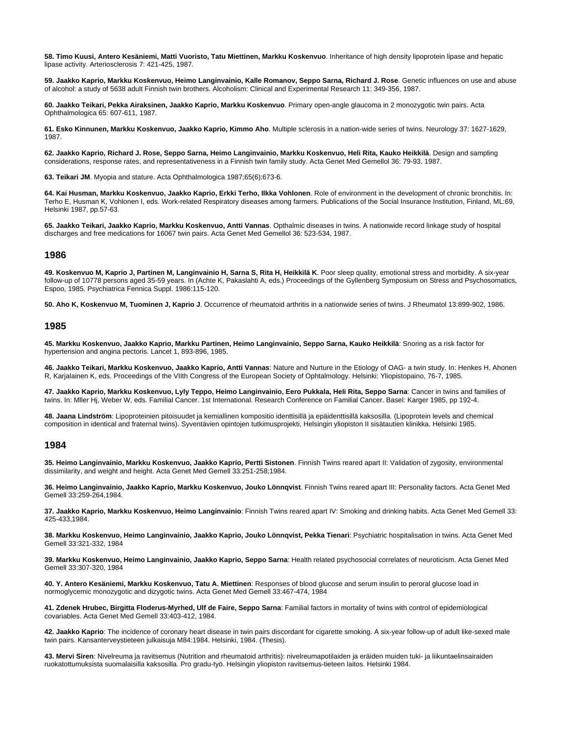**58. Timo Kuusi, Antero Kesäniemi, Matti Vuoristo, Tatu Miettinen, Markku Koskenvuo**. Inheritance of high density lipoprotein lipase and hepatic lipase activity. Arteriosclerosis 7: 421-425, 1987.

**59. Jaakko Kaprio, Markku Koskenvuo, Heimo Langinvainio, Kalle Romanov, Seppo Sarna, Richard J. Rose**. Genetic influences on use and abuse of alcohol: a study of 5638 adult Finnish twin brothers. Alcoholism: Clinical and Experimental Research 11: 349-356, 1987.

**60. Jaakko Teikari, Pekka Airaksinen, Jaakko Kaprio, Markku Koskenvuo**. Primary open-angle glaucoma in 2 monozygotic twin pairs. Acta Ophthalmologica 65: 607-611, 1987.

**61. Esko Kinnunen, Markku Koskenvuo, Jaakko Kaprio, Kimmo Aho**. Multiple sclerosis in a nation-wide series of twins. Neurology 37: 1627-1629, 1987.

**62. Jaakko Kaprio, Richard J. Rose, Seppo Sarna, Heimo Langinvainio, Markku Koskenvuo, Heli Rita, Kauko Heikkilä**. Design and sampling considerations, response rates, and representativeness in a Finnish twin family study. Acta Genet Med Gemellol 36: 79-93, 1987.

**63. Teikari JM**. Myopia and stature. Acta Ophthalmologica 1987;65(6):673-6.

**64. Kai Husman, Markku Koskenvuo, Jaakko Kaprio, Erkki Terho, Ilkka Vohlonen**. Role of environment in the development of chronic bronchitis. In: Terho E, Husman K, Vohlonen I, eds. Work-related Respiratory diseases among farmers. Publications of the Social Insurance Institution, Finland, ML:69, Helsinki 1987, pp.57-63.

**65. Jaakko Teikari, Jaakko Kaprio, Markku Koskenvuo, Antti Vannas**. Opthalmic diseases in twins. A nationwide record linkage study of hospital discharges and free medications for 16067 twin pairs. Acta Genet Med Gemellol 36: 523-534, 1987.

## 1986

**49. Koskenvuo M, Kaprio J, Partinen M, Langinvainio H, Sarna S, Rita H, Heikkilä K**. Poor sleep quality, emotional stress and morbidity. A six-year follow-up of 10778 persons aged 35-59 years. In (Achte K, Pakaslahti A, eds.) Proceedings of the Gyllenberg Symposium on Stress and Psychosomatics, Espoo, 1985. Psychiatrica Fennica Suppl. 1986:115-120.

**50. Aho K, Koskenvuo M, Tuominen J, Kaprio J**. Occurrence of rheumatoid arthritis in a nationwide series of twins. J Rheumatol 13:899-902, 1986.

## 1985

**45. Markku Koskenvuo, Jaakko Kaprio, Markku Partinen, Heimo Langinvainio, Seppo Sarna, Kauko Heikkilä**: Snoring as a risk factor for hypertension and angina pectoris. Lancet 1, 893-896, 1985.

**46. Jaakko Teikari, Markku Koskenvuo, Jaakko Kaprio, Antti Vannas**: Nature and Nurture in the Etiology of OAG- a twin study. In: Henkes H, Ahonen R, Karjalainen K, eds. Proceedings of the VIIth Congress of the European Society of Ophtalmology. Helsinki: Yliopistopaino, 76-7, 1985.

**47. Jaakko Kaprio, Markku Koskenvuo, Lyly Teppo, Heimo Langinvainio, Eero Pukkala, Heli Rita, Seppo Sarna**: Cancer in twins and families of twins. In: Mller Hj, Weber W, eds. Familial Cancer. 1st International. Research Conference on Familial Cancer. Basel: Karger 1985, pp 192-4.

**48. Jaana Lindström**: Lipoproteinien pitoisuudet ja kemiallinen kompositio identtisillä ja epäidenttisillä kaksosilla. (Lipoprotein levels and chemical composition in identical and fraternal twins). Syventävien opintojen tutkimusprojekti, Helsingin yliopiston II sisätautien klinikka. Helsinki 1985.

## 1984

**35. Heimo Langinvainio, Markku Koskenvuo, Jaakko Kaprio, Pertti Sistonen**. Finnish Twins reared apart II: Validation of zygosity, environmental dissimilarity, and weight and height. Acta Genet Med Gemell 33:251-258;1984.

**36. Heimo Langinvainio, Jaakko Kaprio, Markku Koskenvuo, Jouko Lönnqvist**. Finnish Twins reared apart III: Personality factors. Acta Genet Med Gemell 33:259-264,1984.

**37. Jaakko Kaprio, Markku Koskenvuo, Heimo Langinvainio**: Finnish Twins reared apart IV: Smoking and drinking habits. Acta Genet Med Gemell 33: 425-433,1984.

**38. Markku Koskenvuo, Heimo Langinvainio, Jaakko Kaprio, Jouko Lönnqvist, Pekka Tienari**: Psychiatric hospitalisation in twins. Acta Genet Med Gemell 33:321-332, 1984

**39. Markku Koskenvuo, Heimo Langinvainio, Jaakko Kaprio, Seppo Sarna**: Health related psychosocial correlates of neuroticism. Acta Genet Med Gemell 33:307-320, 1984

**40. Y. Antero Kesäniemi, Markku Koskenvuo, Tatu A. Miettinen**: Responses of blood glucose and serum insulin to peroral glucose load in normoglycemic monozygotic and dizygotic twins. Acta Genet Med Gemell 33:467-474, 1984

**41. Zdenek Hrubec, Birgitta Floderus-Myrhed, Ulf de Faire, Seppo Sarna**: Familial factors in mortality of twins with control of epidemiological covariables. Acta Genet Med Gemell 33:403-412, 1984.

**42. Jaakko Kaprio**: The incidence of coronary heart disease in twin pairs discordant for cigarette smoking. A six-year follow-up of adult like-sexed male twin pairs. Kansanterveystieteen julkaisuja M84:1984. Helsinki, 1984. (Thesis).

**43. Mervi Siren**: Nivelreuma ja ravitsemus (Nutrition and rheumatoid arthritis): nivelreumapotilaiden ja eräiden muiden tuki- ja liikuntaelinsairaiden ruokatottumuksista suomalaisilla kaksosilla. Pro gradu-työ. Helsingin yliopiston ravitsemus-tieteen laitos. Helsinki 1984.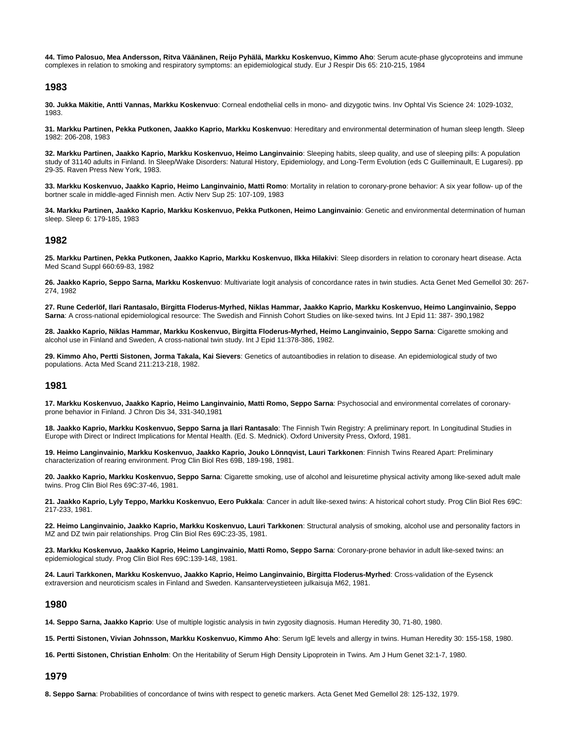**44. Timo Palosuo, Mea Andersson, Ritva Väänänen, Reijo Pyhälä, Markku Koskenvuo, Kimmo Aho**: Serum acute-phase glycoproteins and immune complexes in relation to smoking and respiratory symptoms: an epidemiological study. Eur J Respir Dis 65: 210-215, 1984

## 1983

**30. Jukka Mäkitie, Antti Vannas, Markku Koskenvuo**: Corneal endothelial cells in mono- and dizygotic twins. Inv Ophtal Vis Science 24: 1029-1032, 1983.

**31. Markku Partinen, Pekka Putkonen, Jaakko Kaprio, Markku Koskenvuo**: Hereditary and environmental determination of human sleep length. Sleep 1982: 206-208, 1983

**32. Markku Partinen, Jaakko Kaprio, Markku Koskenvuo, Heimo Langinvainio**: Sleeping habits, sleep quality, and use of sleeping pills: A population study of 31140 adults in Finland. In Sleep/Wake Disorders: Natural History, Epidemiology, and Long-Term Evolution (eds C Guilleminault, E Lugaresi). pp 29-35. Raven Press New York, 1983.

**33. Markku Koskenvuo, Jaakko Kaprio, Heimo Langinvainio, Matti Romo**: Mortality in relation to coronary-prone behavior: A six year follow- up of the bortner scale in middle-aged Finnish men. Activ Nerv Sup 25: 107-109, 1983

**34. Markku Partinen, Jaakko Kaprio, Markku Koskenvuo, Pekka Putkonen, Heimo Langinvainio**: Genetic and environmental determination of human sleep. Sleep 6: 179-185, 1983

## 1982

**25. Markku Partinen, Pekka Putkonen, Jaakko Kaprio, Markku Koskenvuo, Ilkka Hilakivi**: Sleep disorders in relation to coronary heart disease. Acta Med Scand Suppl 660:69-83, 1982

**26. Jaakko Kaprio, Seppo Sarna, Markku Koskenvuo**: Multivariate logit analysis of concordance rates in twin studies. Acta Genet Med Gemellol 30: 267-274, 1982

**27. Rune Cederlöf, Ilari Rantasalo, Birgitta Floderus-Myrhed, Niklas Hammar, Jaakko Kaprio, Markku Koskenvuo, Heimo Langinvainio, Seppo Sarna**: A cross-national epidemiological resource: The Swedish and Finnish Cohort Studies on like-sexed twins. Int J Epid 11: 387- 390,1982

**28. Jaakko Kaprio, Niklas Hammar, Markku Koskenvuo, Birgitta Floderus-Myrhed, Heimo Langinvainio, Seppo Sarna**: Cigarette smoking and alcohol use in Finland and Sweden, A cross-national twin study. Int J Epid 11:378-386, 1982.

**29. Kimmo Aho, Pertti Sistonen, Jorma Takala, Kai Sievers**: Genetics of autoantibodies in relation to disease. An epidemiological study of two populations. Acta Med Scand 211:213-218, 1982.

## 1981

**17. Markku Koskenvuo, Jaakko Kaprio, Heimo Langinvainio, Matti Romo, Seppo Sarna**: Psychosocial and environmental correlates of coronary-prone behavior in Finland. J Chron Dis 34, 331-340,1981

**18. Jaakko Kaprio, Markku Koskenvuo, Seppo Sarna ja Ilari Rantasalo**: The Finnish Twin Registry: A preliminary report. In Longitudinal Studies in Europe with Direct or Indirect Implications for Mental Health. (Ed. S. Mednick). Oxford University Press, Oxford, 1981.

**19. Heimo Langinvainio, Markku Koskenvuo, Jaakko Kaprio, Jouko Lönnqvist, Lauri Tarkkonen**: Finnish Twins Reared Apart: Preliminary characterization of rearing environment. Prog Clin Biol Res 69B, 189-198, 1981.

**20. Jaakko Kaprio, Markku Koskenvuo, Seppo Sarna**: Cigarette smoking, use of alcohol and leisuretime physical activity among like-sexed adult male twins. Prog Clin Biol Res 69C:37-46, 1981.

**21. Jaakko Kaprio, Lyly Teppo, Markku Koskenvuo, Eero Pukkala**: Cancer in adult like-sexed twins: A historical cohort study. Prog Clin Biol Res 69C: 217-233, 1981.

**22. Heimo Langinvainio, Jaakko Kaprio, Markku Koskenvuo, Lauri Tarkkonen**: Structural analysis of smoking, alcohol use and personality factors in MZ and DZ twin pair relationships. Prog Clin Biol Res 69C:23-35, 1981.

**23. Markku Koskenvuo, Jaakko Kaprio, Heimo Langinvainio, Matti Romo, Seppo Sarna**: Coronary-prone behavior in adult like-sexed twins: an epidemiological study. Prog Clin Biol Res 69C:139-148, 1981.

**24. Lauri Tarkkonen, Markku Koskenvuo, Jaakko Kaprio, Heimo Langinvainio, Birgitta Floderus-Myrhed**: Cross-validation of the Eysenck extraversion and neuroticism scales in Finland and Sweden. Kansanterveystieteen julkaisuja M62, 1981.

## 1980

**14. Seppo Sarna, Jaakko Kaprio**: Use of multiple logistic analysis in twin zygosity diagnosis. Human Heredity 30, 71-80, 1980.

**15. Pertti Sistonen, Vivian Johnsson, Markku Koskenvuo, Kimmo Aho**: Serum IgE levels and allergy in twins. Human Heredity 30: 155-158, 1980.

**16. Pertti Sistonen, Christian Enholm**: On the Heritability of Serum High Density Lipoprotein in Twins. Am J Hum Genet 32:1-7, 1980.

## 1979

**8. Seppo Sarna**: Probabilities of concordance of twins with respect to genetic markers. Acta Genet Med Gemellol 28: 125-132, 1979.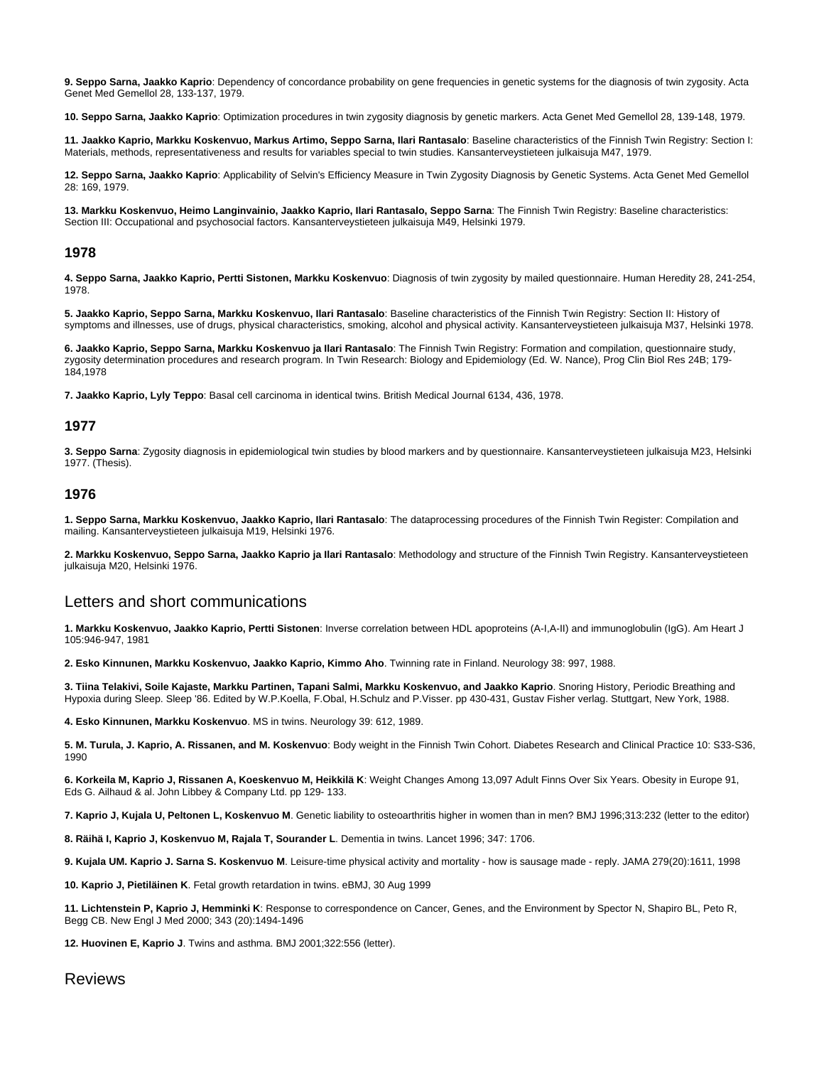**9. Seppo Sarna, Jaakko Kaprio**: Dependency of concordance probability on gene frequencies in genetic systems for the diagnosis of twin zygosity. Acta Genet Med Gemellol 28, 133-137, 1979.

**10. Seppo Sarna, Jaakko Kaprio**: Optimization procedures in twin zygosity diagnosis by genetic markers. Acta Genet Med Gemellol 28, 139-148, 1979.

**11. Jaakko Kaprio, Markku Koskenvuo, Markus Artimo, Seppo Sarna, Ilari Rantasalo**: Baseline characteristics of the Finnish Twin Registry: Section I: Materials, methods, representativeness and results for variables special to twin studies. Kansanterveystieteen julkaisuja M47, 1979.

**12. Seppo Sarna, Jaakko Kaprio**: Applicability of Selvin's Efficiency Measure in Twin Zygosity Diagnosis by Genetic Systems. Acta Genet Med Gemellol 28: 169, 1979.

**13. Markku Koskenvuo, Heimo Langinvainio, Jaakko Kaprio, Ilari Rantasalo, Seppo Sarna**: The Finnish Twin Registry: Baseline characteristics: Section III: Occupational and psychosocial factors. Kansanterveystieteen julkaisuja M49, Helsinki 1979.

### 1978

**4. Seppo Sarna, Jaakko Kaprio, Pertti Sistonen, Markku Koskenvuo**: Diagnosis of twin zygosity by mailed questionnaire. Human Heredity 28, 241-254, 1978.

**5. Jaakko Kaprio, Seppo Sarna, Markku Koskenvuo, Ilari Rantasalo**: Baseline characteristics of the Finnish Twin Registry: Section II: History of symptoms and illnesses, use of drugs, physical characteristics, smoking, alcohol and physical activity. Kansanterveystieteen julkaisuja M37, Helsinki 1978.

**6. Jaakko Kaprio, Seppo Sarna, Markku Koskenvuo ja Ilari Rantasalo**: The Finnish Twin Registry: Formation and compilation, questionnaire study, zygosity determination procedures and research program. In Twin Research: Biology and Epidemiology (Ed. W. Nance), Prog Clin Biol Res 24B; 179-184,1978

**7. Jaakko Kaprio, Lyly Teppo**: Basal cell carcinoma in identical twins. British Medical Journal 6134, 436, 1978.

### 1977

**3. Seppo Sarna**: Zygosity diagnosis in epidemiological twin studies by blood markers and by questionnaire. Kansanterveystieteen julkaisuja M23, Helsinki 1977. (Thesis).

### 1976

**1. Seppo Sarna, Markku Koskenvuo, Jaakko Kaprio, Ilari Rantasalo**: The dataprocessing procedures of the Finnish Twin Register: Compilation and mailing. Kansanterveystieteen julkaisuja M19, Helsinki 1976.

**2. Markku Koskenvuo, Seppo Sarna, Jaakko Kaprio ja Ilari Rantasalo**: Methodology and structure of the Finnish Twin Registry. Kansanterveystieteen julkaisuja M20, Helsinki 1976.

## Letters and short communications

**1. Markku Koskenvuo, Jaakko Kaprio, Pertti Sistonen**: Inverse correlation between HDL apoproteins (A-I,A-II) and immunoglobulin (IgG). Am Heart J 105:946-947, 1981

**2. Esko Kinnunen, Markku Koskenvuo, Jaakko Kaprio, Kimmo Aho**. Twinning rate in Finland. Neurology 38: 997, 1988.

**3. Tiina Telakivi, Soile Kajaste, Markku Partinen, Tapani Salmi, Markku Koskenvuo, and Jaakko Kaprio**. Snoring History, Periodic Breathing and Hypoxia during Sleep. Sleep '86. Edited by W.P.Koella, F.Obal, H.Schulz and P.Visser. pp 430-431, Gustav Fisher verlag. Stuttgart, New York, 1988.

**4. Esko Kinnunen, Markku Koskenvuo**. MS in twins. Neurology 39: 612, 1989.

**5. M. Turula, J. Kaprio, A. Rissanen, and M. Koskenvuo**: Body weight in the Finnish Twin Cohort. Diabetes Research and Clinical Practice 10: S33-S36, 1990

**6. Korkeila M, Kaprio J, Rissanen A, Koeskenvuo M, Heikkilä K**: Weight Changes Among 13,097 Adult Finns Over Six Years. Obesity in Europe 91, Eds G. Ailhaud & al. John Libbey & Company Ltd. pp 129- 133.

**7. Kaprio J, Kujala U, Peltonen L, Koskenvuo M**. Genetic liability to osteoarthritis higher in women than in men? BMJ 1996;313:232 (letter to the editor)

**8. Räihä I, Kaprio J, Koskenvuo M, Rajala T, Sourander L**. Dementia in twins. Lancet 1996; 347: 1706.

**9. Kujala UM. Kaprio J. Sarna S. Koskenvuo M**. Leisure-time physical activity and mortality - how is sausage made - reply. JAMA 279(20):1611, 1998

**10. Kaprio J, Pietiläinen K**. Fetal growth retardation in twins. eBMJ, 30 Aug 1999

**11. Lichtenstein P, Kaprio J, Hemminki K**: Response to correspondence on Cancer, Genes, and the Environment by Spector N, Shapiro BL, Peto R, Begg CB. New Engl J Med 2000; 343 (20):1494-1496

**12. Huovinen E, Kaprio J**. Twins and asthma. BMJ 2001;322:556 (letter).

## Reviews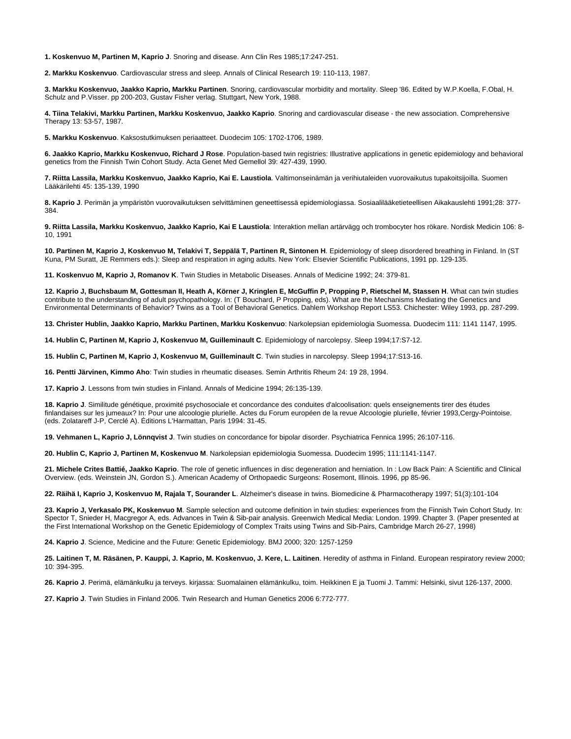**1. Koskenvuo M, Partinen M, Kaprio J**. Snoring and disease. Ann Clin Res 1985;17:247-251.

**2. Markku Koskenvuo**. Cardiovascular stress and sleep. Annals of Clinical Research 19: 110-113, 1987.

**3. Markku Koskenvuo, Jaakko Kaprio, Markku Partinen**. Snoring, cardiovascular morbidity and mortality. Sleep '86. Edited by W.P.Koella, F.Obal, H. Schulz and P.Visser. pp 200-203, Gustav Fisher verlag. Stuttgart, New York, 1988.

**4. Tiina Telakivi, Markku Partinen, Markku Koskenvuo, Jaakko Kaprio**. Snoring and cardiovascular disease - the new association. Comprehensive Therapy 13: 53-57, 1987.

**5. Markku Koskenvuo**. Kaksostutkimuksen periaatteet. Duodecim 105: 1702-1706, 1989.

**6. Jaakko Kaprio, Markku Koskenvuo, Richard J Rose**. Population-based twin registries: Illustrative applications in genetic epidemiology and behavioral genetics from the Finnish Twin Cohort Study. Acta Genet Med Gemellol 39: 427-439, 1990.

**7. Riitta Lassila, Markku Koskenvuo, Jaakko Kaprio, Kai E. Laustiola**. Valtimonseinämän ja verihiutaleiden vuorovaikutus tupakoitsijoilla. Suomen Lääkärilehti 45: 135-139, 1990

**8. Kaprio J**. Perimän ja ympäristön vuorovaikutuksen selvittäminen geneettisessä epidemiologiassa. Sosiaalilääketieteellisen Aikakauslehti 1991;28: 377-384.

**9. Riitta Lassila, Markku Koskenvuo, Jaakko Kaprio, Kai E Laustiola**: Interaktion mellan artärvägg och trombocyter hos rökare. Nordisk Medicin 106: 8-10, 1991

**10. Partinen M, Kaprio J, Koskenvuo M, Telakivi T, Seppälä T, Partinen R, Sintonen H**. Epidemiology of sleep disordered breathing in Finland. In (ST Kuna, PM Suratt, JE Remmers eds.): Sleep and respiration in aging adults. New York: Elsevier Scientific Publications, 1991 pp. 129-135.

**11. Koskenvuo M, Kaprio J, Romanov K**. Twin Studies in Metabolic Diseases. Annals of Medicine 1992; 24: 379-81.

**12. Kaprio J, Buchsbaum M, Gottesman II, Heath A, Körner J, Kringlen E, McGuffin P, Propping P, Rietschel M, Stassen H**. What can twin studies contribute to the understanding of adult psychopathology. In: (T Bouchard, P Propping, eds). What are the Mechanisms Mediating the Genetics and Environmental Determinants of Behavior? Twins as a Tool of Behavioral Genetics. Dahlem Workshop Report LS53. Chichester: Wiley 1993, pp. 287-299.

**13. Christer Hublin, Jaakko Kaprio, Markku Partinen, Markku Koskenvuo**: Narkolepsian epidemiologia Suomessa. Duodecim 111: 1141 1147, 1995.

**14. Hublin C, Partinen M, Kaprio J, Koskenvuo M, Guilleminault C**. Epidemiology of narcolepsy. Sleep 1994;17:S7-12.

**15. Hublin C, Partinen M, Kaprio J, Koskenvuo M, Guilleminault C**. Twin studies in narcolepsy. Sleep 1994;17:S13-16.

**16. Pentti Järvinen, Kimmo Aho**: Twin studies in rheumatic diseases. Semin Arthritis Rheum 24: 19 28, 1994.

**17. Kaprio J**. Lessons from twin studies in Finland. Annals of Medicine 1994; 26:135-139.

**18. Kaprio J**. Similitude génétique, proximité psychosociale et concordance des conduites d'alcoolisation: quels enseignements tirer des études finlandaises sur les jumeaux? In: Pour une alcoologie plurielle. Actes du Forum européen de la revue Alcoologie plurielle, février 1993,Cergy-Pointoise. (eds. Zolatareff J-P, Cerclé A). Éditions L'Harmattan, Paris 1994: 31-45.

**19. Vehmanen L, Kaprio J, Lönnqvist J**. Twin studies on concordance for bipolar disorder. Psychiatrica Fennica 1995; 26:107-116.

**20. Hublin C, Kaprio J, Partinen M, Koskenvuo M**. Narkolepsian epidemiologia Suomessa. Duodecim 1995; 111:1141-1147.

**21. Michele Crites Battié, Jaakko Kaprio**. The role of genetic influences in disc degeneration and herniation. In : Low Back Pain: A Scientific and Clinical Overview. (eds. Weinstein JN, Gordon S.). American Academy of Orthopaedic Surgeons: Rosemont, Illinois. 1996, pp 85-96.

**22. Räihä I, Kaprio J, Koskenvuo M, Rajala T, Sourander L**. Alzheimer's disease in twins. Biomedicine & Pharmacotherapy 1997; 51(3):101-104

**23. Kaprio J, Verkasalo PK, Koskenvuo M**. Sample selection and outcome definition in twin studies: experiences from the Finnish Twin Cohort Study. In: Spector T, Snieder H, Macgregor A, eds. Advances in Twin & Sib-pair analysis. Greenwich Medical Media: London. 1999. Chapter 3. (Paper presented at the First International Workshop on the Genetic Epidemiology of Complex Traits using Twins and Sib-Pairs, Cambridge March 26-27, 1998)

**24. Kaprio J**. Science, Medicine and the Future: Genetic Epidemiology. BMJ 2000; 320: 1257-1259

**25. Laitinen T, M. Räsänen, P. Kauppi, J. Kaprio, M. Koskenvuo, J. Kere, L. Laitinen**. Heredity of asthma in Finland. European respiratory review 2000; 10: 394-395.

**26. Kaprio J**. Perimä, elämänkulku ja terveys. kirjassa: Suomalainen elämänkulku, toim. Heikkinen E ja Tuomi J. Tammi: Helsinki, sivut 126-137, 2000.

**27. Kaprio J**. Twin Studies in Finland 2006. Twin Research and Human Genetics 2006 6:772-777.